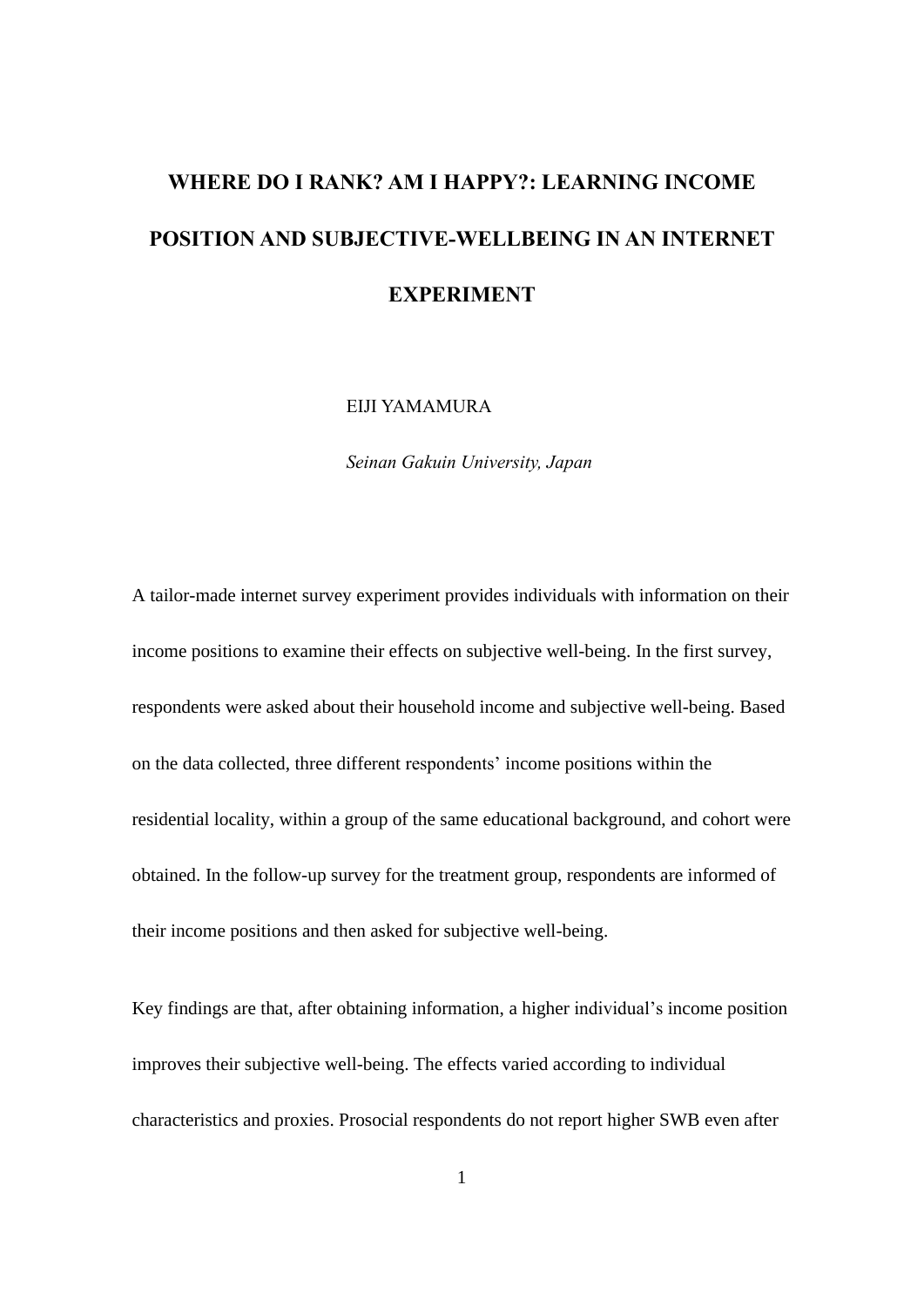# WHERE DO I RANK? AM I HAPPY?: LEARNING INCOME POSITION AND SUBJECTIVE-WELLBEING IN AN INTERNET EXPERIMENT

EIJI YAMAMURA

*Seinan Gakuin University, Japan*

A tailor-made internet survey experiment provides individuals with information on their income positions to examine their effects on subjective well-being. In the first survey, respondents were asked about their household income and subjective well-being. Based on the data collected, three different respondents' income positions within the residential locality, within a group of the same educational background, and cohort were obtained. In the follow-up survey for the treatment group, respondents are informed of their income positions and then asked for subjective well-being.

Key findings are that, after obtaining information, a higher individual's income position improves their subjective well-being. The effects varied according to individual characteristics and proxies. Prosocial respondents do not report higher SWB even after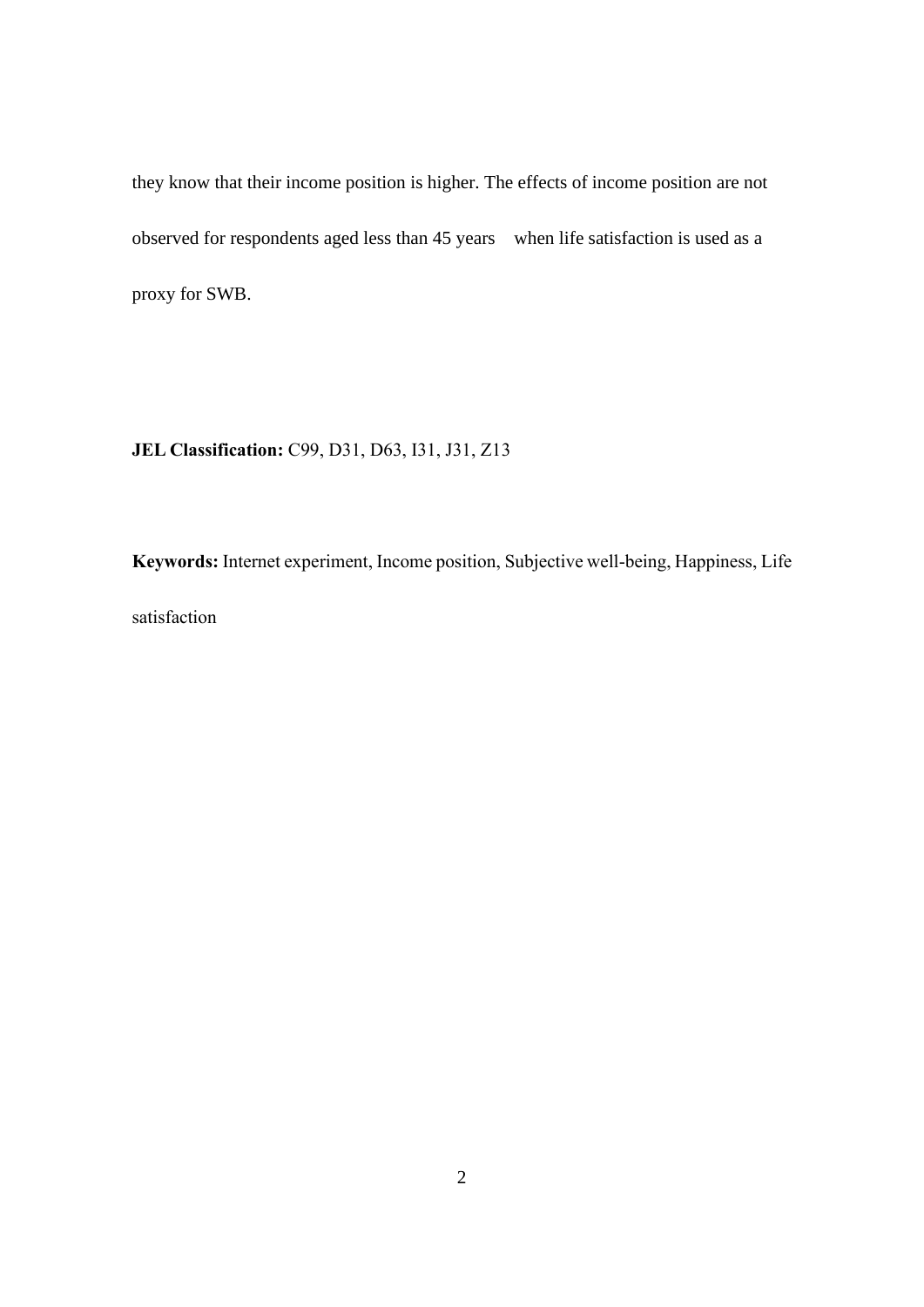they know that their income position is higher. The effects of income position are not observed for respondents aged less than 45 years when life satisfaction is used as a proxy for SWB.

**JEL Classification:** C99, D31, D63, I31, J31, Z13

**Keywords:** Internet experiment, Income position, Subjective well-being, Happiness, Life satisfaction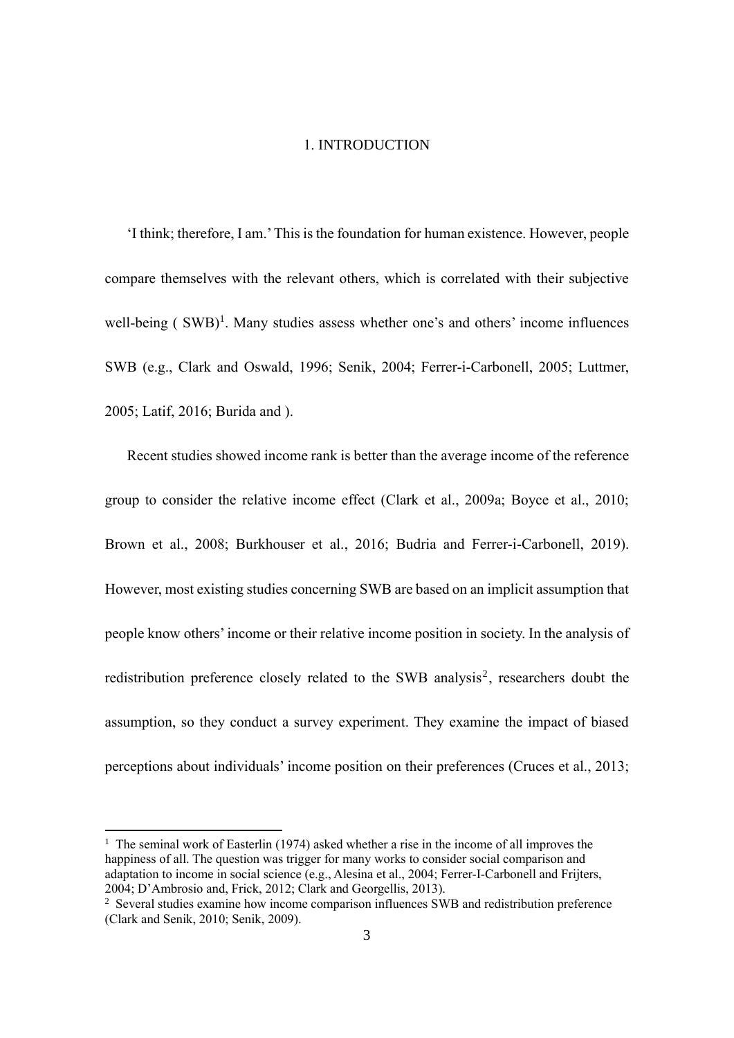# 1. INTRODUCTION

'I think; therefore, I am.' This is the foundation for human existence. However, people compare themselves with the relevant others, which is correlated with their subjective well-being ( SWB)[1]. Many studies assess whether one's and others' income influences SWB (e.g., Clark and Oswald, 1996; Senik, 2004; Ferrer-i-Carbonell, 2005; Luttmer, 2005; Latif, 2016; Burida and ).

Recent studies showed income rank is better than the average income of the reference group to consider the relative income effect (Clark et al., 2009a; Boyce et al., 2010; Brown et al., 2008; Burkhouser et al., 2016; Budria and Ferrer-i-Carbonell, 2019). However, most existing studies concerning SWB are based on an implicit assumption that people know others' income or their relative income position in society. In the analysis of redistribution preference closely related to the SWB analysis[2], researchers doubt the assumption, so they conduct a survey experiment. They examine the impact of biased perceptions about individuals' income position on their preferences (Cruces et al., 2013;

---

[1] The seminal work of Easterlin (1974) asked whether a rise in the income of all improves the happiness of all. The question was trigger for many works to consider social comparison and adaptation to income in social science (e.g., Alesina et al., 2004; Ferrer-I-Carbonell and Frijters, 2004; D'Ambrosio and, Frick, 2012; Clark and Georgellis, 2013).

[2] Several studies examine how income comparison influences SWB and redistribution preference (Clark and Senik, 2010; Senik, 2009).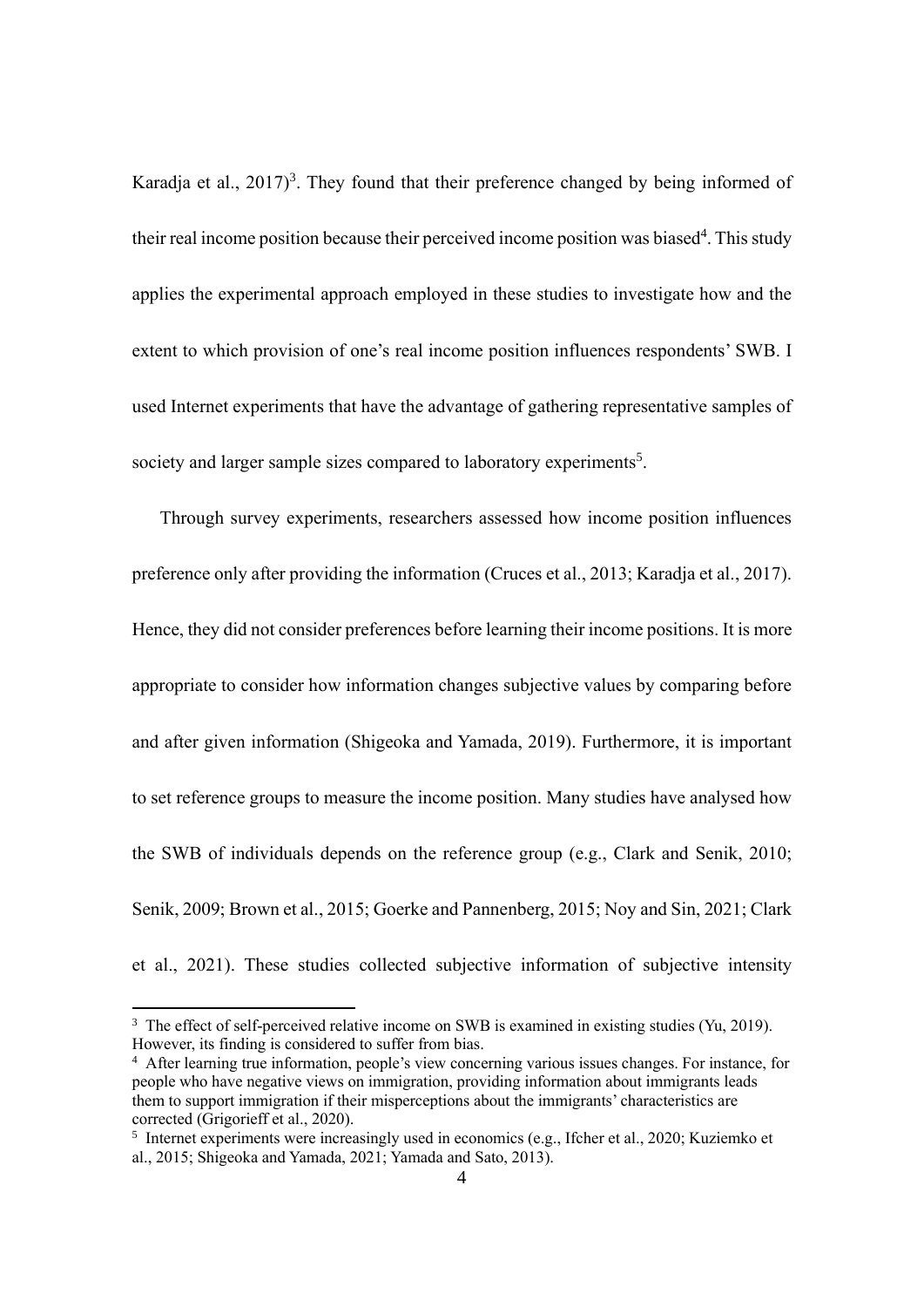Karadja et al., 2017)[3]. They found that their preference changed by being informed of their real income position because their perceived income position was biased[4]. This study applies the experimental approach employed in these studies to investigate how and the extent to which provision of one's real income position influences respondents' SWB. I used Internet experiments that have the advantage of gathering representative samples of society and larger sample sizes compared to laboratory experiments[5].

Through survey experiments, researchers assessed how income position influences preference only after providing the information (Cruces et al., 2013; Karadja et al., 2017). Hence, they did not consider preferences before learning their income positions. It is more appropriate to consider how information changes subjective values by comparing before and after given information (Shigeoka and Yamada, 2019). Furthermore, it is important to set reference groups to measure the income position. Many studies have analysed how the SWB of individuals depends on the reference group (e.g., Clark and Senik, 2010; Senik, 2009; Brown et al., 2015; Goerke and Pannenberg, 2015; Noy and Sin, 2021; Clark et al., 2021). These studies collected subjective information of subjective intensity

---

[3] The effect of self-perceived relative income on SWB is examined in existing studies (Yu, 2019). However, its finding is considered to suffer from bias.

[4] After learning true information, people's view concerning various issues changes. For instance, for people who have negative views on immigration, providing information about immigrants leads them to support immigration if their misperceptions about the immigrants' characteristics are corrected (Grigorieff et al., 2020).

[5] Internet experiments were increasingly used in economics (e.g., Ifcher et al., 2020; Kuziemko et al., 2015; Shigeoka and Yamada, 2021; Yamada and Sato, 2013).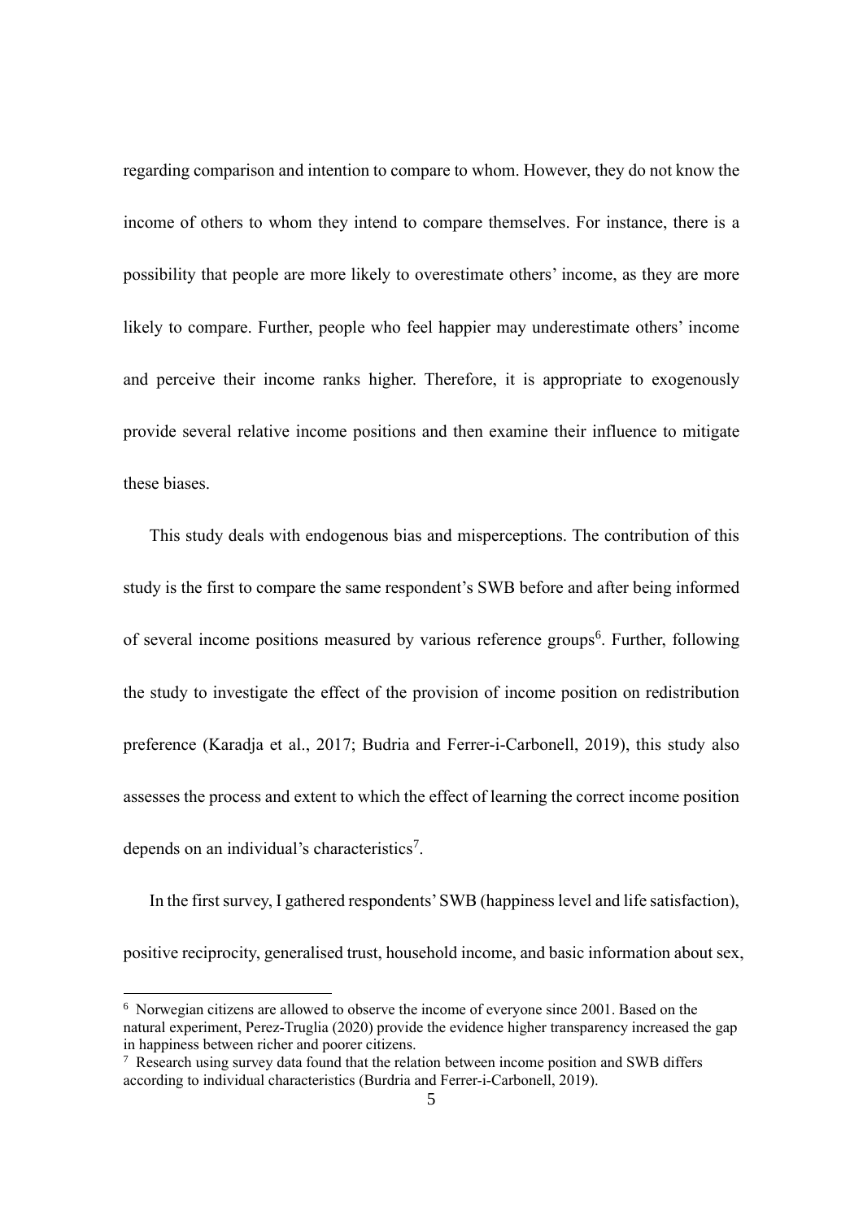regarding comparison and intention to compare to whom. However, they do not know the income of others to whom they intend to compare themselves. For instance, there is a possibility that people are more likely to overestimate others' income, as they are more likely to compare. Further, people who feel happier may underestimate others' income and perceive their income ranks higher. Therefore, it is appropriate to exogenously provide several relative income positions and then examine their influence to mitigate these biases.

This study deals with endogenous bias and misperceptions. The contribution of this study is the first to compare the same respondent's SWB before and after being informed of several income positions measured by various reference groups[6]. Further, following the study to investigate the effect of the provision of income position on redistribution preference (Karadja et al., 2017; Budria and Ferrer-i-Carbonell, 2019), this study also assesses the process and extent to which the effect of learning the correct income position depends on an individual's characteristics[7].

In the first survey, I gathered respondents' SWB (happiness level and life satisfaction), positive reciprocity, generalised trust, household income, and basic information about sex,

[6] Norwegian citizens are allowed to observe the income of everyone since 2001. Based on the natural experiment, Perez-Truglia (2020) provide the evidence higher transparency increased the gap in happiness between richer and poorer citizens.

[7] Research using survey data found that the relation between income position and SWB differs according to individual characteristics (Burdria and Ferrer-i-Carbonell, 2019).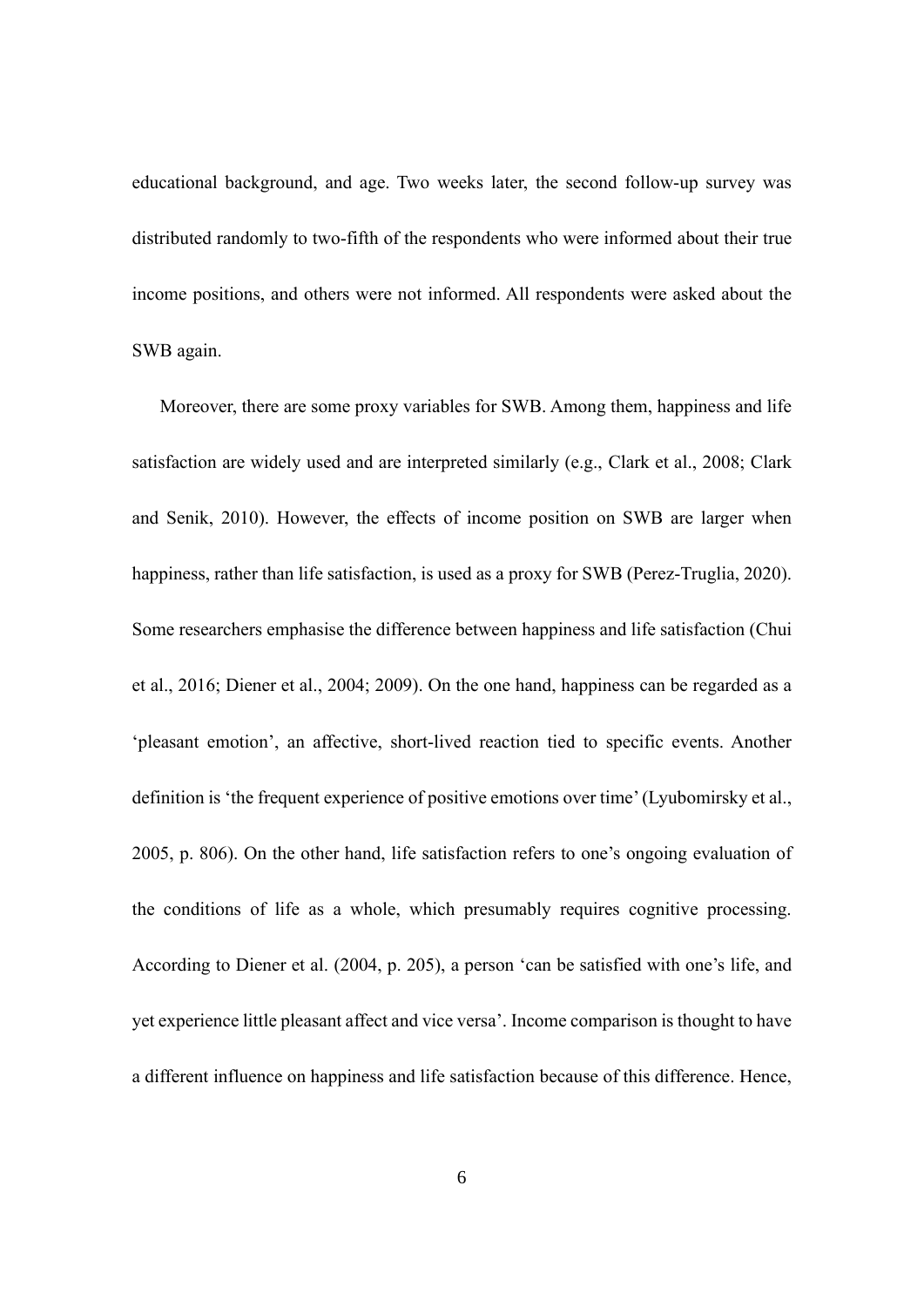educational background, and age. Two weeks later, the second follow-up survey was distributed randomly to two-fifth of the respondents who were informed about their true income positions, and others were not informed. All respondents were asked about the SWB again.

Moreover, there are some proxy variables for SWB. Among them, happiness and life satisfaction are widely used and are interpreted similarly (e.g., Clark et al., 2008; Clark and Senik, 2010). However, the effects of income position on SWB are larger when happiness, rather than life satisfaction, is used as a proxy for SWB (Perez-Truglia, 2020). Some researchers emphasise the difference between happiness and life satisfaction (Chui et al., 2016; Diener et al., 2004; 2009). On the one hand, happiness can be regarded as a 'pleasant emotion', an affective, short-lived reaction tied to specific events. Another definition is 'the frequent experience of positive emotions over time' (Lyubomirsky et al., 2005, p. 806). On the other hand, life satisfaction refers to one's ongoing evaluation of the conditions of life as a whole, which presumably requires cognitive processing. According to Diener et al. (2004, p. 205), a person 'can be satisfied with one's life, and yet experience little pleasant affect and vice versa'. Income comparison is thought to have a different influence on happiness and life satisfaction because of this difference. Hence,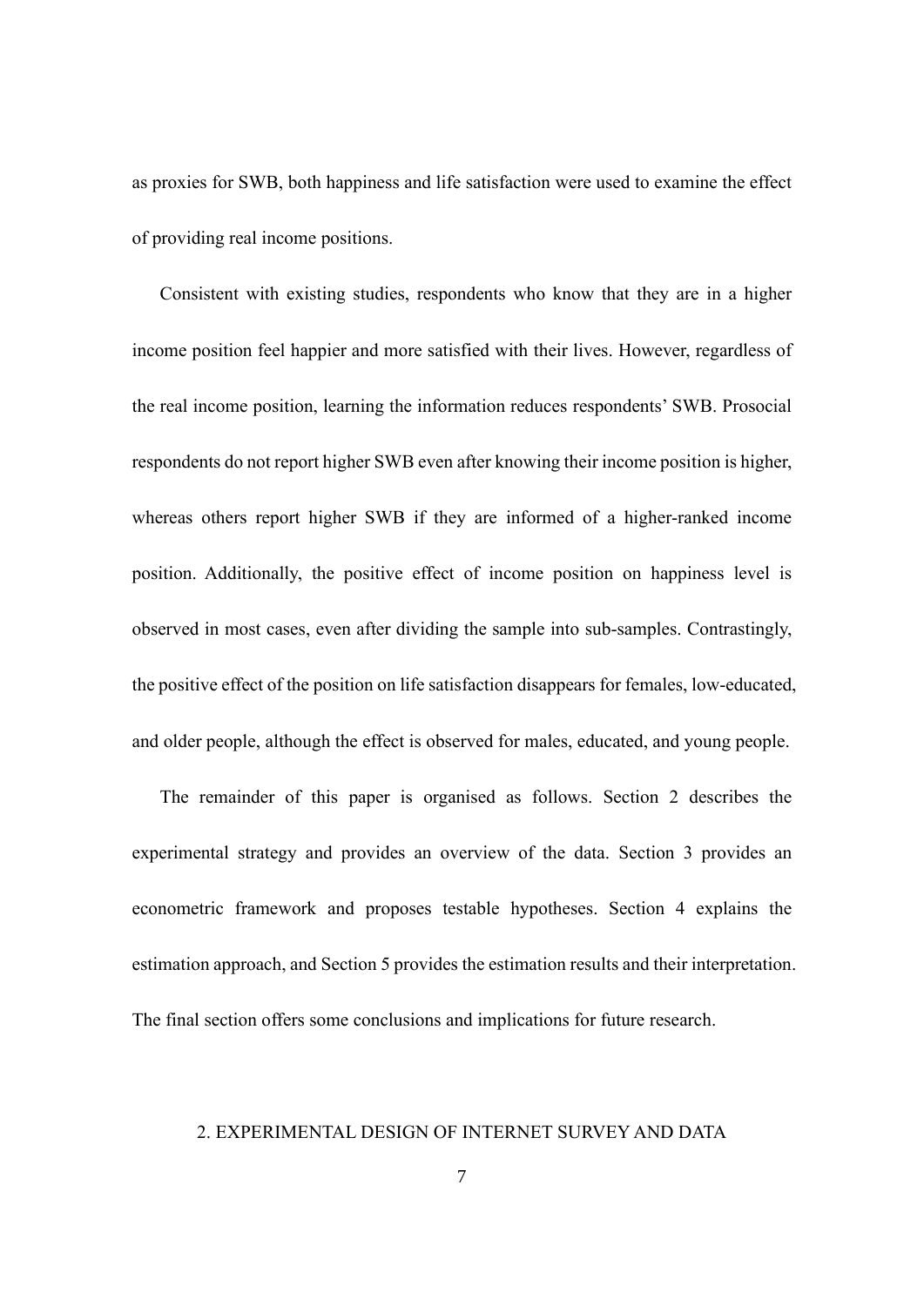as proxies for SWB, both happiness and life satisfaction were used to examine the effect of providing real income positions.

Consistent with existing studies, respondents who know that they are in a higher income position feel happier and more satisfied with their lives. However, regardless of the real income position, learning the information reduces respondents' SWB. Prosocial respondents do not report higher SWB even after knowing their income position is higher, whereas others report higher SWB if they are informed of a higher-ranked income position. Additionally, the positive effect of income position on happiness level is observed in most cases, even after dividing the sample into sub-samples. Contrastingly, the positive effect of the position on life satisfaction disappears for females, low-educated, and older people, although the effect is observed for males, educated, and young people.

The remainder of this paper is organised as follows. Section 2 describes the experimental strategy and provides an overview of the data. Section 3 provides an econometric framework and proposes testable hypotheses. Section 4 explains the estimation approach, and Section 5 provides the estimation results and their interpretation. The final section offers some conclusions and implications for future research.

## 2. EXPERIMENTAL DESIGN OF INTERNET SURVEY AND DATA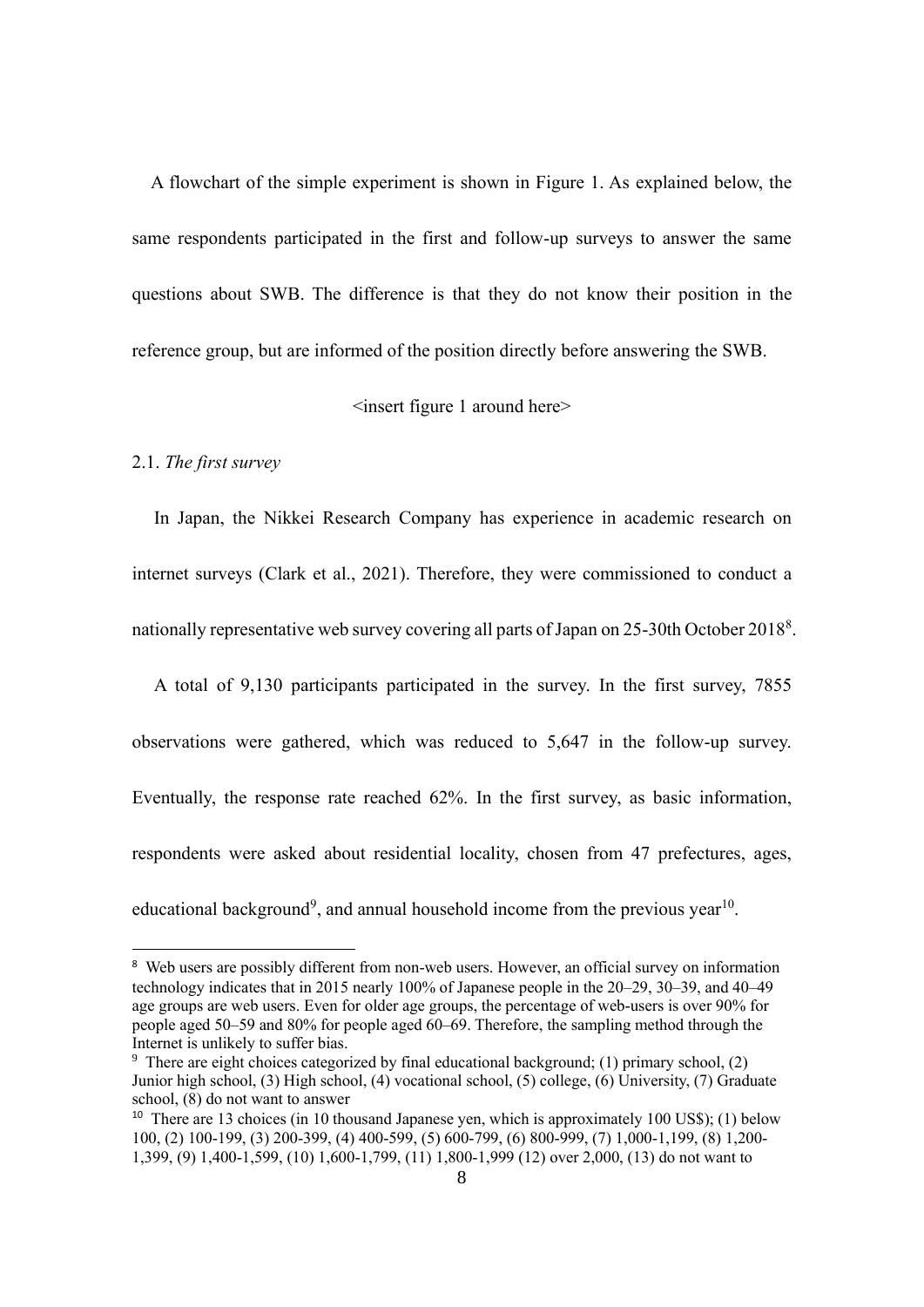A flowchart of the simple experiment is shown in Figure 1. As explained below, the same respondents participated in the first and follow-up surveys to answer the same questions about SWB. The difference is that they do not know their position in the reference group, but are informed of the position directly before answering the SWB.

<insert figure 1 around here>

2.1. *The first survey*

In Japan, the Nikkei Research Company has experience in academic research on internet surveys (Clark et al., 2021). Therefore, they were commissioned to conduct a nationally representative web survey covering all parts of Japan on 25-30th October 2018[8].

A total of 9,130 participants participated in the survey. In the first survey, 7855 observations were gathered, which was reduced to 5,647 in the follow-up survey. Eventually, the response rate reached 62%. In the first survey, as basic information, respondents were asked about residential locality, chosen from 47 prefectures, ages, educational background[9], and annual household income from the previous year[10].

---

[8] Web users are possibly different from non-web users. However, an official survey on information technology indicates that in 2015 nearly 100% of Japanese people in the 20–29, 30–39, and 40–49 age groups are web users. Even for older age groups, the percentage of web-users is over 90% for people aged 50–59 and 80% for people aged 60–69. Therefore, the sampling method through the Internet is unlikely to suffer bias.

[9] There are eight choices categorized by final educational background; (1) primary school, (2) Junior high school, (3) High school, (4) vocational school, (5) college, (6) University, (7) Graduate school, (8) do not want to answer

[10] There are 13 choices (in 10 thousand Japanese yen, which is approximately 100 US$); (1) below 100, (2) 100-199, (3) 200-399, (4) 400-599, (5) 600-799, (6) 800-999, (7) 1,000-1,199, (8) 1,200-1,399, (9) 1,400-1,599, (10) 1,600-1,799, (11) 1,800-1,999 (12) over 2,000, (13) do not want to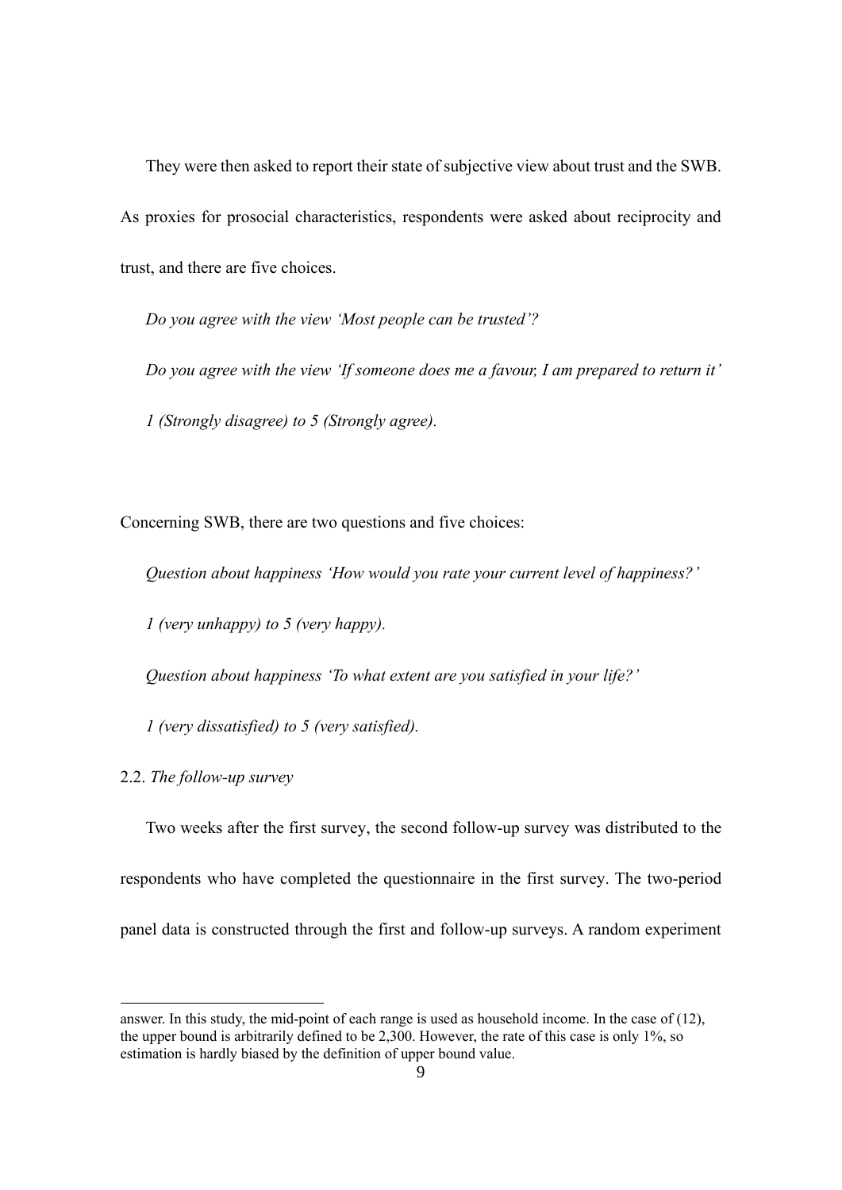They were then asked to report their state of subjective view about trust and the SWB. As proxies for prosocial characteristics, respondents were asked about reciprocity and trust, and there are five choices.

*Do you agree with the view 'Most people can be trusted'?*

*Do you agree with the view 'If someone does me a favour, I am prepared to return it'*

*1 (Strongly disagree) to 5 (Strongly agree).*

Concerning SWB, there are two questions and five choices:

*Question about happiness 'How would you rate your current level of happiness?'*

*1 (very unhappy) to 5 (very happy).*

*Question about happiness 'To what extent are you satisfied in your life?'*

*1 (very dissatisfied) to 5 (very satisfied).*

2.2. *The follow-up survey*

Two weeks after the first survey, the second follow-up survey was distributed to the respondents who have completed the questionnaire in the first survey. The two-period panel data is constructed through the first and follow-up surveys. A random experiment

---

answer. In this study, the mid-point of each range is used as household income. In the case of (12), the upper bound is arbitrarily defined to be 2,300. However, the rate of this case is only 1%, so estimation is hardly biased by the definition of upper bound value.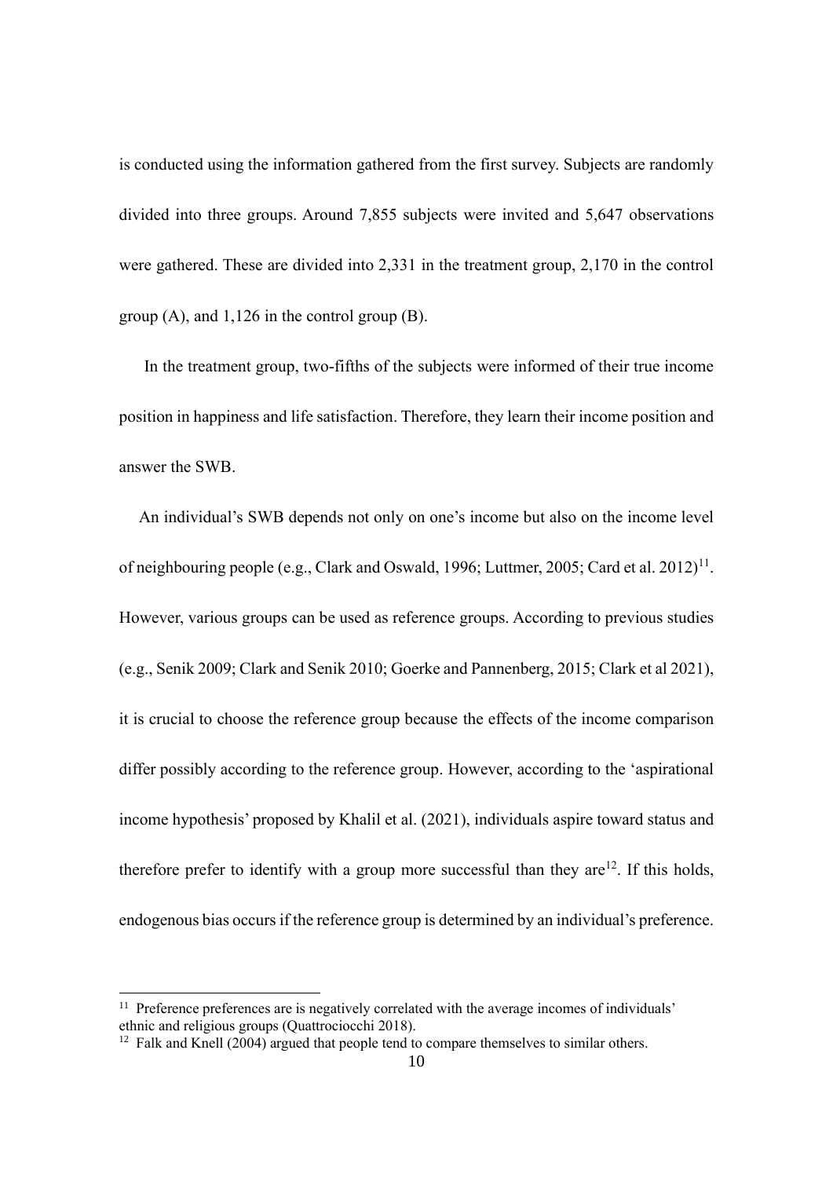is conducted using the information gathered from the first survey. Subjects are randomly divided into three groups. Around 7,855 subjects were invited and 5,647 observations were gathered. These are divided into 2,331 in the treatment group, 2,170 in the control group (A), and 1,126 in the control group (B).

In the treatment group, two-fifths of the subjects were informed of their true income position in happiness and life satisfaction. Therefore, they learn their income position and answer the SWB.

An individual's SWB depends not only on one's income but also on the income level of neighbouring people (e.g., Clark and Oswald, 1996; Luttmer, 2005; Card et al. 2012)[11]. However, various groups can be used as reference groups. According to previous studies (e.g., Senik 2009; Clark and Senik 2010; Goerke and Pannenberg, 2015; Clark et al 2021), it is crucial to choose the reference group because the effects of the income comparison differ possibly according to the reference group. However, according to the 'aspirational income hypothesis' proposed by Khalil et al. (2021), individuals aspire toward status and therefore prefer to identify with a group more successful than they are[12]. If this holds, endogenous bias occurs if the reference group is determined by an individual's preference.

---

[11] Preference preferences are is negatively correlated with the average incomes of individuals' ethnic and religious groups (Quattrociocchi 2018).

[12] Falk and Knell (2004) argued that people tend to compare themselves to similar others.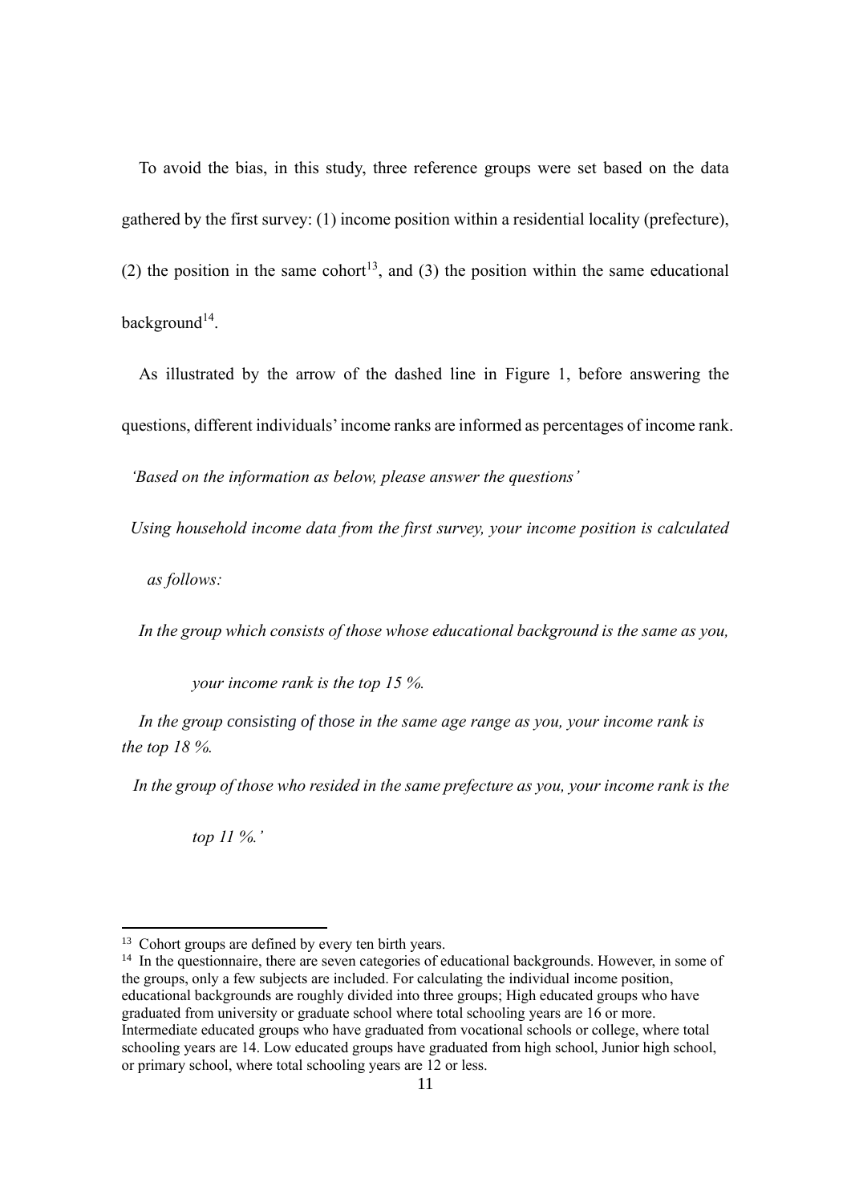To avoid the bias, in this study, three reference groups were set based on the data gathered by the first survey: (1) income position within a residential locality (prefecture), (2) the position in the same cohort[13], and (3) the position within the same educational background[14].

As illustrated by the arrow of the dashed line in Figure 1, before answering the questions, different individuals' income ranks are informed as percentages of income rank.

*'Based on the information as below, please answer the questions'*

*Using household income data from the first survey, your income position is calculated as follows:*

*In the group which consists of those whose educational background is the same as you, your income rank is the top 15 %.*

*In the group consisting of those in the same age range as you, your income rank is the top 18 %.*

*In the group of those who resided in the same prefecture as you, your income rank is the top 11 %.'*

---

[13] Cohort groups are defined by every ten birth years.

[14] In the questionnaire, there are seven categories of educational backgrounds. However, in some of the groups, only a few subjects are included. For calculating the individual income position, educational backgrounds are roughly divided into three groups; High educated groups who have graduated from university or graduate school where total schooling years are 16 or more. Intermediate educated groups who have graduated from vocational schools or college, where total schooling years are 14. Low educated groups have graduated from high school, Junior high school, or primary school, where total schooling years are 12 or less.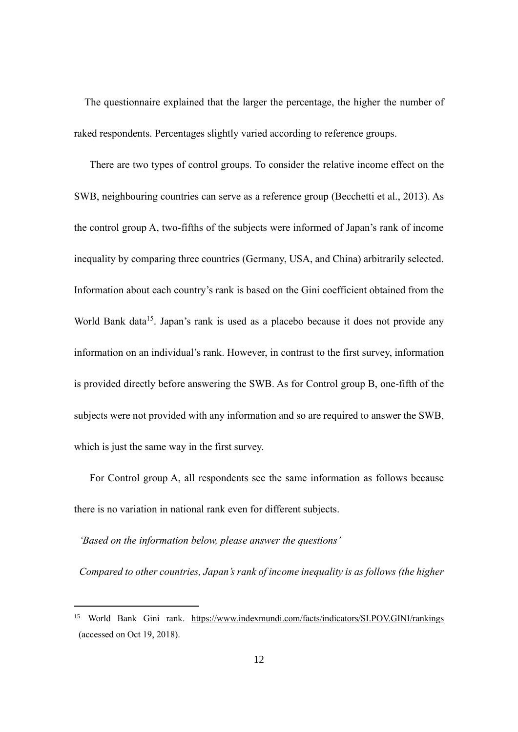The questionnaire explained that the larger the percentage, the higher the number of raked respondents. Percentages slightly varied according to reference groups.

There are two types of control groups. To consider the relative income effect on the SWB, neighbouring countries can serve as a reference group (Becchetti et al., 2013). As the control group A, two-fifths of the subjects were informed of Japan's rank of income inequality by comparing three countries (Germany, USA, and China) arbitrarily selected. Information about each country's rank is based on the Gini coefficient obtained from the World Bank data[15]. Japan's rank is used as a placebo because it does not provide any information on an individual's rank. However, in contrast to the first survey, information is provided directly before answering the SWB. As for Control group B, one-fifth of the subjects were not provided with any information and so are required to answer the SWB, which is just the same way in the first survey.

For Control group A, all respondents see the same information as follows because there is no variation in national rank even for different subjects.

*'Based on the information below, please answer the questions'*

*Compared to other countries, Japan's rank of income inequality is as follows (the higher*

[15] World Bank Gini rank. https://www.indexmundi.com/facts/indicators/SI.POV.GINI/rankings (accessed on Oct 19, 2018).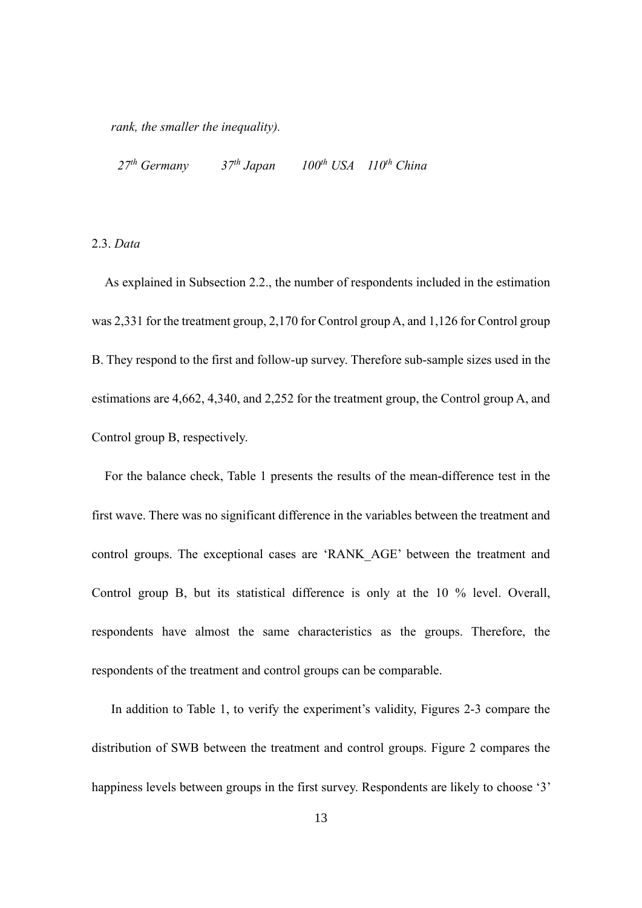*rank, the smaller the inequality).*

*27th Germany 37th Japan 100th USA 110th China*

2.3. *Data*

As explained in Subsection 2.2., the number of respondents included in the estimation was 2,331 for the treatment group, 2,170 for Control group A, and 1,126 for Control group B. They respond to the first and follow-up survey. Therefore sub-sample sizes used in the estimations are 4,662, 4,340, and 2,252 for the treatment group, the Control group A, and Control group B, respectively.

For the balance check, Table 1 presents the results of the mean-difference test in the first wave. There was no significant difference in the variables between the treatment and control groups. The exceptional cases are 'RANK_AGE' between the treatment and Control group B, but its statistical difference is only at the 10 % level. Overall, respondents have almost the same characteristics as the groups. Therefore, the respondents of the treatment and control groups can be comparable.

In addition to Table 1, to verify the experiment's validity, Figures 2-3 compare the distribution of SWB between the treatment and control groups. Figure 2 compares the happiness levels between groups in the first survey. Respondents are likely to choose '3'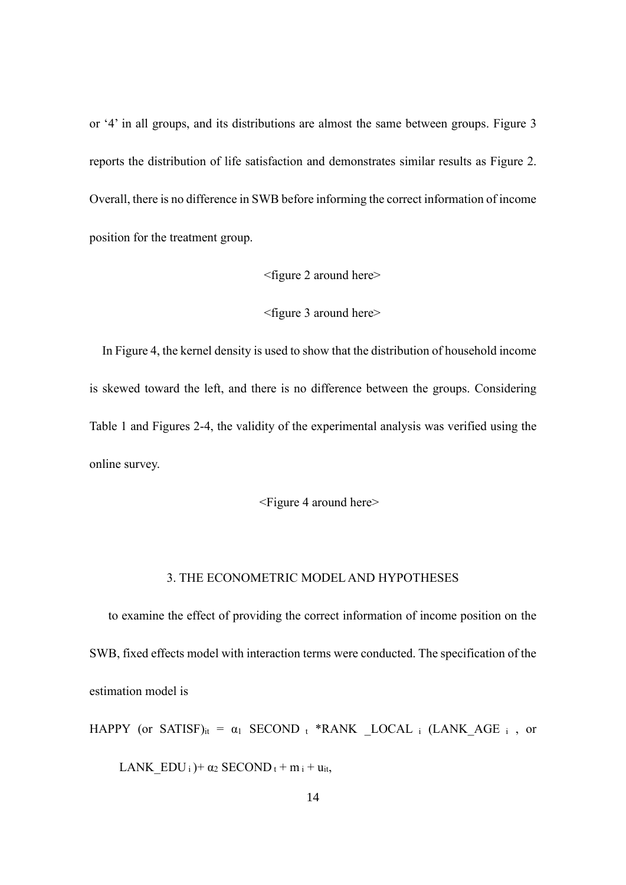or '4' in all groups, and its distributions are almost the same between groups. Figure 3 reports the distribution of life satisfaction and demonstrates similar results as Figure 2. Overall, there is no difference in SWB before informing the correct information of income position for the treatment group.

<figure 2 around here>

<figure 3 around here>

In Figure 4, the kernel density is used to show that the distribution of household income is skewed toward the left, and there is no difference between the groups. Considering Table 1 and Figures 2-4, the validity of the experimental analysis was verified using the online survey.

<Figure 4 around here>

## 3. THE ECONOMETRIC MODEL AND HYPOTHESES

to examine the effect of providing the correct information of income position on the SWB, fixed effects model with interaction terms were conducted. The specification of the estimation model is

$$\text{HAPPY (or SATISF)}_{it} = \alpha_1 \text{ SECOND}_t * \text{RANK\_LOCAL}_i \text{ (LANK\_AGE}_i\text{, or LANK\_EDU}_i\text{)} + \alpha_2 \text{ SECOND}_t + m_i + u_{it},$$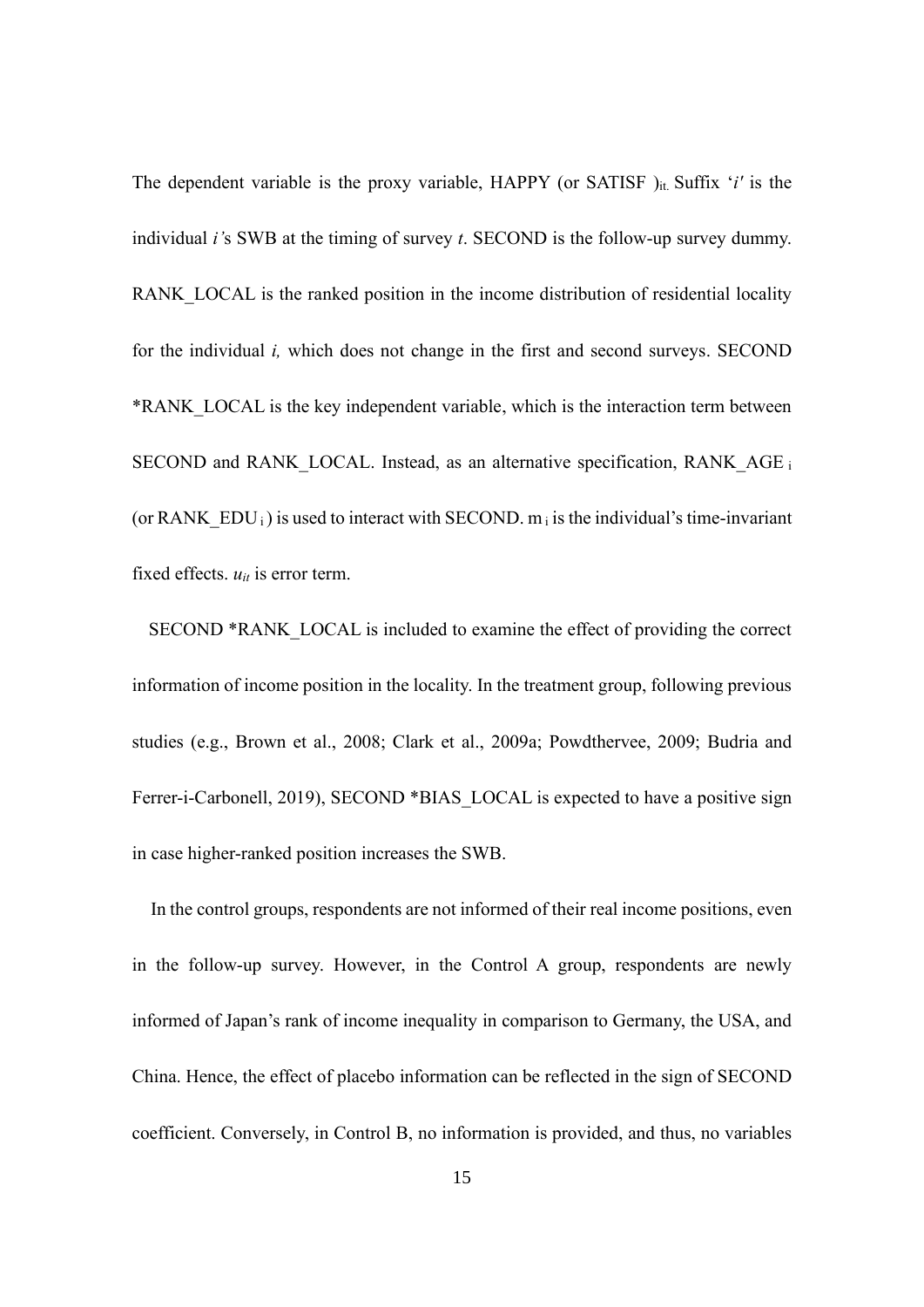The dependent variable is the proxy variable, HAPPY (or SATISF $)_{it.}$ Suffix '*i'* is the individual *i'*s SWB at the timing of survey *t*. SECOND is the follow-up survey dummy. RANK_LOCAL is the ranked position in the income distribution of residential locality for the individual *i,* which does not change in the first and second surveys. SECOND *RANK_LOCAL is the key independent variable, which is the interaction term between SECOND and RANK_LOCAL. Instead, as an alternative specification, RANK_AGE $_i$ (or RANK_EDU $_i$) is used to interact with SECOND. $m_i$ is the individual's time-invariant fixed effects. $u_{it}$ is error term.

SECOND *RANK_LOCAL is included to examine the effect of providing the correct information of income position in the locality. In the treatment group, following previous studies (e.g., Brown et al., 2008; Clark et al., 2009a; Powdthervee, 2009; Budria and Ferrer-i-Carbonell, 2019), SECOND *BIAS_LOCAL is expected to have a positive sign in case higher-ranked position increases the SWB.

In the control groups, respondents are not informed of their real income positions, even in the follow-up survey. However, in the Control A group, respondents are newly informed of Japan's rank of income inequality in comparison to Germany, the USA, and China. Hence, the effect of placebo information can be reflected in the sign of SECOND coefficient. Conversely, in Control B, no information is provided, and thus, no variables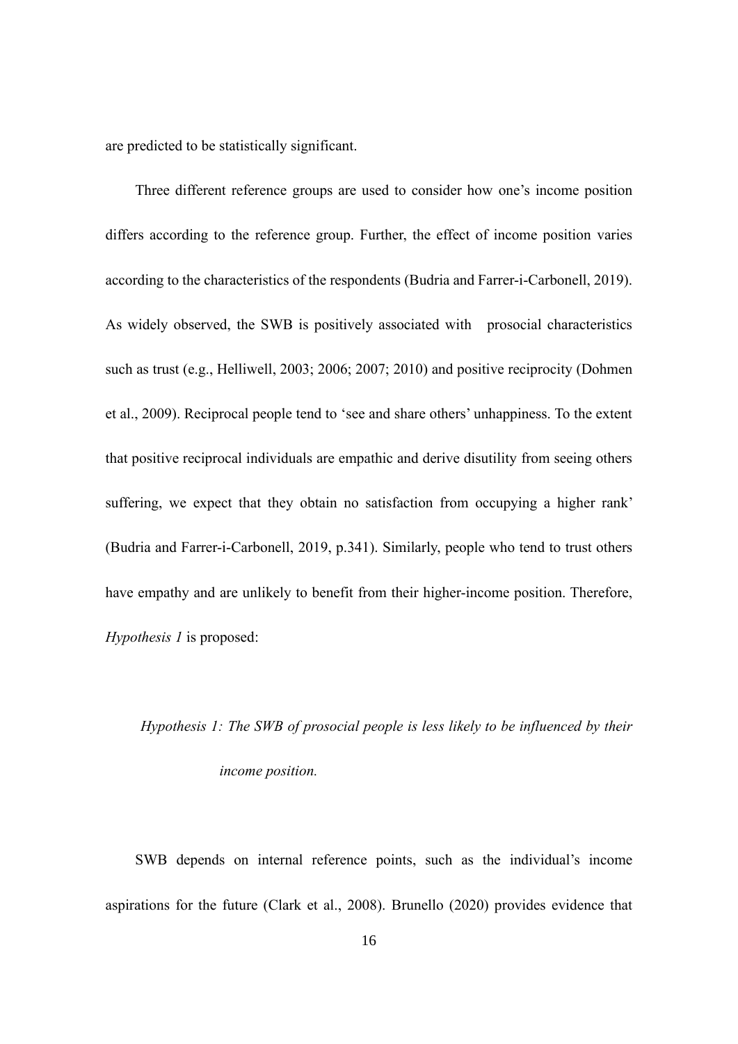are predicted to be statistically significant.

Three different reference groups are used to consider how one's income position differs according to the reference group. Further, the effect of income position varies according to the characteristics of the respondents (Budria and Farrer-i-Carbonell, 2019). As widely observed, the SWB is positively associated with prosocial characteristics such as trust (e.g., Helliwell, 2003; 2006; 2007; 2010) and positive reciprocity (Dohmen et al., 2009). Reciprocal people tend to 'see and share others' unhappiness. To the extent that positive reciprocal individuals are empathic and derive disutility from seeing others suffering, we expect that they obtain no satisfaction from occupying a higher rank' (Budria and Farrer-i-Carbonell, 2019, p.341). Similarly, people who tend to trust others have empathy and are unlikely to benefit from their higher-income position. Therefore, *Hypothesis 1* is proposed:

> *Hypothesis 1: The SWB of prosocial people is less likely to be influenced by their income position.*

SWB depends on internal reference points, such as the individual's income aspirations for the future (Clark et al., 2008). Brunello (2020) provides evidence that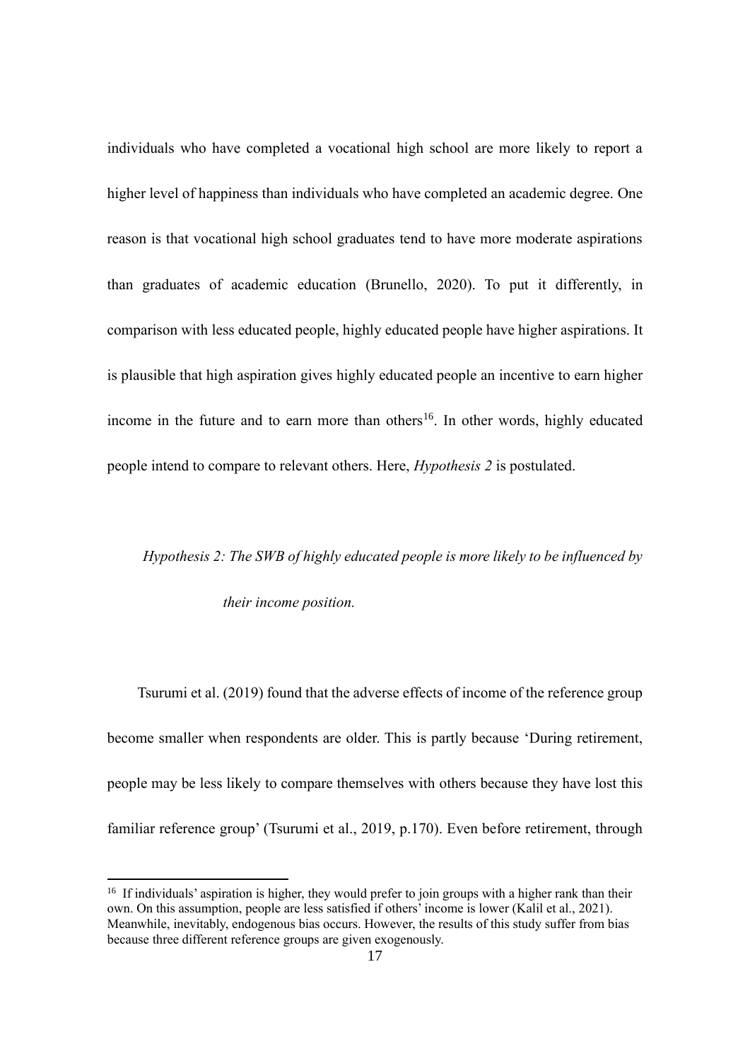individuals who have completed a vocational high school are more likely to report a higher level of happiness than individuals who have completed an academic degree. One reason is that vocational high school graduates tend to have more moderate aspirations than graduates of academic education (Brunello, 2020). To put it differently, in comparison with less educated people, highly educated people have higher aspirations. It is plausible that high aspiration gives highly educated people an incentive to earn higher income in the future and to earn more than others[16]. In other words, highly educated people intend to compare to relevant others. Here, *Hypothesis 2* is postulated.

> *Hypothesis 2: The SWB of highly educated people is more likely to be influenced by their income position.*

Tsurumi et al. (2019) found that the adverse effects of income of the reference group become smaller when respondents are older. This is partly because 'During retirement, people may be less likely to compare themselves with others because they have lost this familiar reference group' (Tsurumi et al., 2019, p.170). Even before retirement, through

---

[16] If individuals' aspiration is higher, they would prefer to join groups with a higher rank than their own. On this assumption, people are less satisfied if others' income is lower (Kalil et al., 2021). Meanwhile, inevitably, endogenous bias occurs. However, the results of this study suffer from bias because three different reference groups are given exogenously.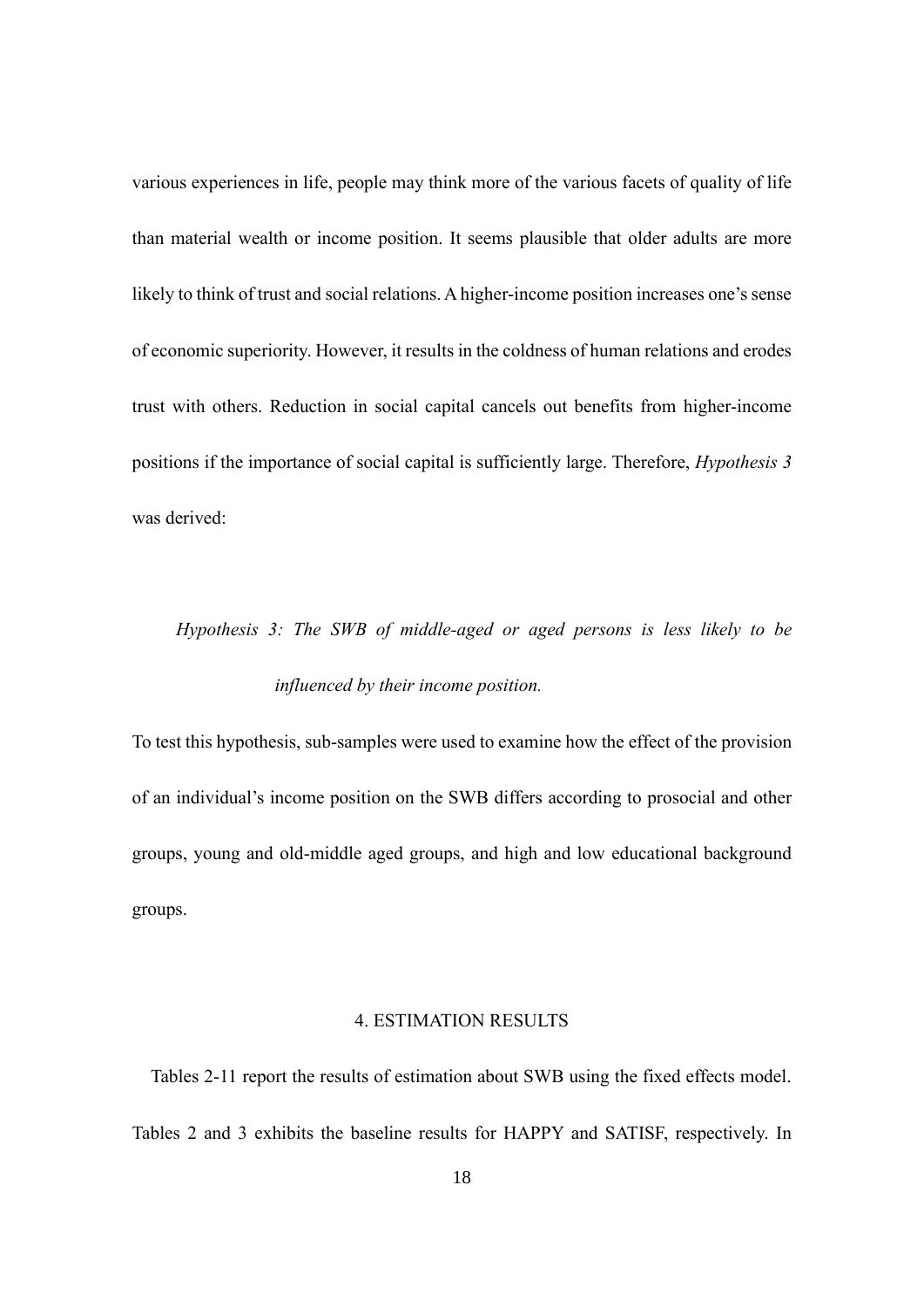various experiences in life, people may think more of the various facets of quality of life than material wealth or income position. It seems plausible that older adults are more likely to think of trust and social relations. A higher-income position increases one's sense of economic superiority. However, it results in the coldness of human relations and erodes trust with others. Reduction in social capital cancels out benefits from higher-income positions if the importance of social capital is sufficiently large. Therefore, *Hypothesis 3* was derived:

> *Hypothesis 3: The SWB of middle-aged or aged persons is less likely to be influenced by their income position.*

To test this hypothesis, sub-samples were used to examine how the effect of the provision of an individual's income position on the SWB differs according to prosocial and other groups, young and old-middle aged groups, and high and low educational background groups.

## 4. ESTIMATION RESULTS

Tables 2-11 report the results of estimation about SWB using the fixed effects model. Tables 2 and 3 exhibits the baseline results for HAPPY and SATISF, respectively. In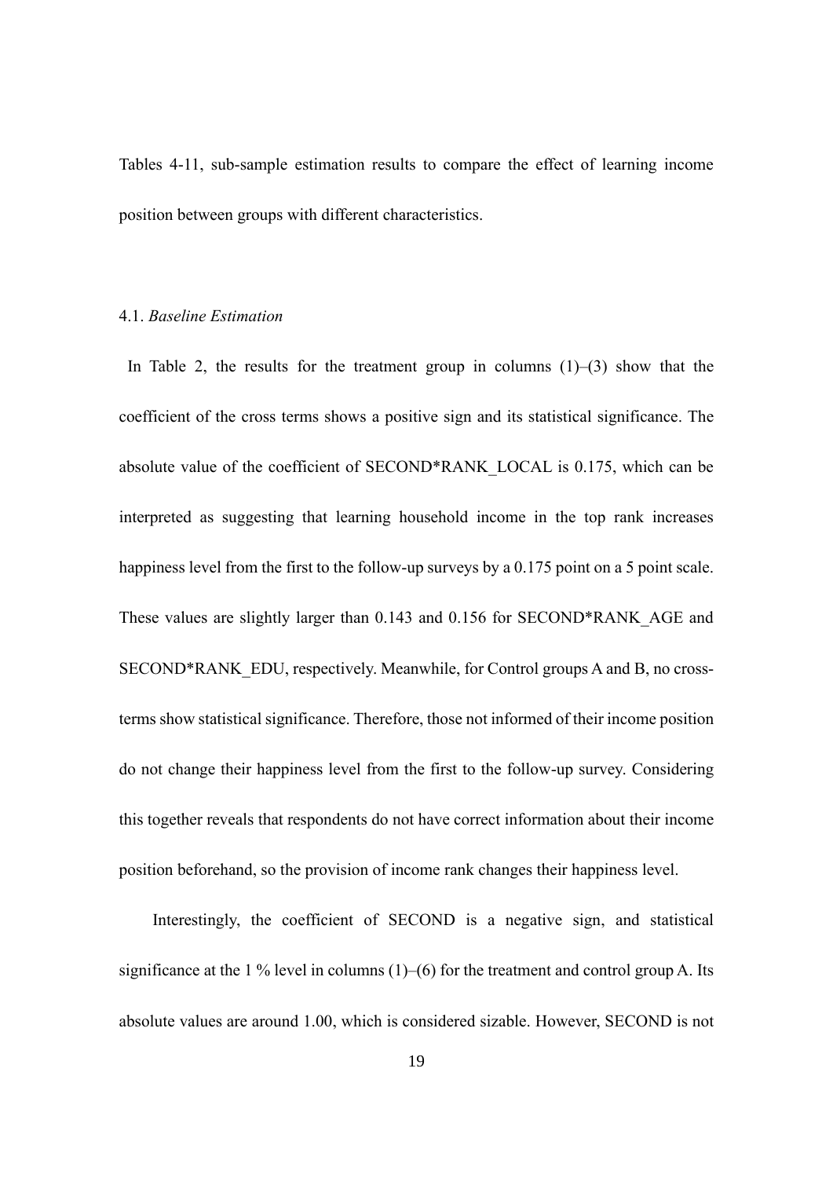Tables 4-11, sub-sample estimation results to compare the effect of learning income position between groups with different characteristics.

4.1. *Baseline Estimation*

In Table 2, the results for the treatment group in columns (1)–(3) show that the coefficient of the cross terms shows a positive sign and its statistical significance. The absolute value of the coefficient of SECOND*RANK_LOCAL is 0.175, which can be interpreted as suggesting that learning household income in the top rank increases happiness level from the first to the follow-up surveys by a 0.175 point on a 5 point scale. These values are slightly larger than 0.143 and 0.156 for SECOND*RANK_AGE and SECOND*RANK_EDU, respectively. Meanwhile, for Control groups A and B, no cross-terms show statistical significance. Therefore, those not informed of their income position do not change their happiness level from the first to the follow-up survey. Considering this together reveals that respondents do not have correct information about their income position beforehand, so the provision of income rank changes their happiness level.

Interestingly, the coefficient of SECOND is a negative sign, and statistical significance at the 1 % level in columns (1)–(6) for the treatment and control group A. Its absolute values are around 1.00, which is considered sizable. However, SECOND is not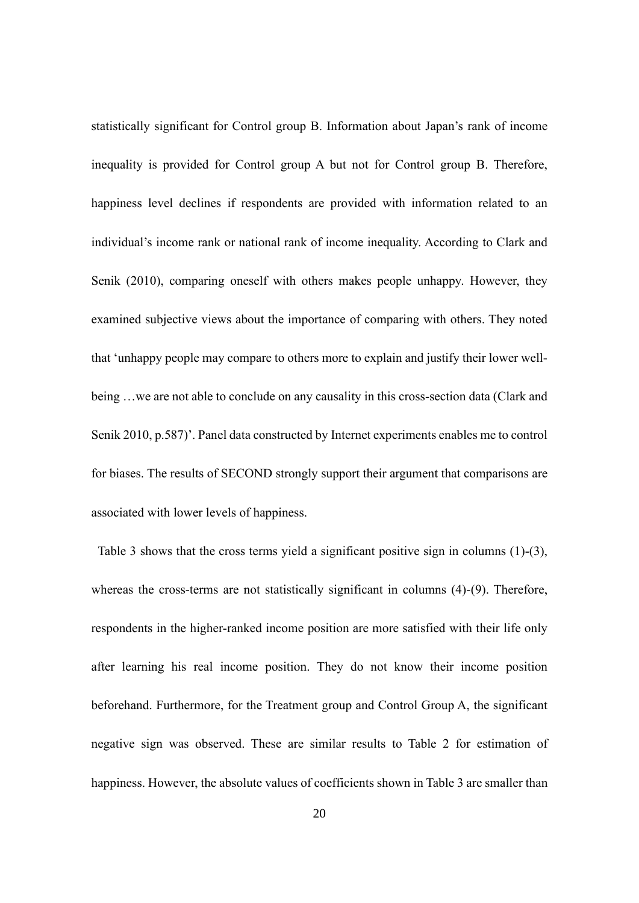statistically significant for Control group B. Information about Japan's rank of income inequality is provided for Control group A but not for Control group B. Therefore, happiness level declines if respondents are provided with information related to an individual's income rank or national rank of income inequality. According to Clark and Senik (2010), comparing oneself with others makes people unhappy. However, they examined subjective views about the importance of comparing with others. They noted that 'unhappy people may compare to others more to explain and justify their lower well-being …we are not able to conclude on any causality in this cross-section data (Clark and Senik 2010, p.587)'. Panel data constructed by Internet experiments enables me to control for biases. The results of SECOND strongly support their argument that comparisons are associated with lower levels of happiness.

Table 3 shows that the cross terms yield a significant positive sign in columns (1)-(3), whereas the cross-terms are not statistically significant in columns (4)-(9). Therefore, respondents in the higher-ranked income position are more satisfied with their life only after learning his real income position. They do not know their income position beforehand. Furthermore, for the Treatment group and Control Group A, the significant negative sign was observed. These are similar results to Table 2 for estimation of happiness. However, the absolute values of coefficients shown in Table 3 are smaller than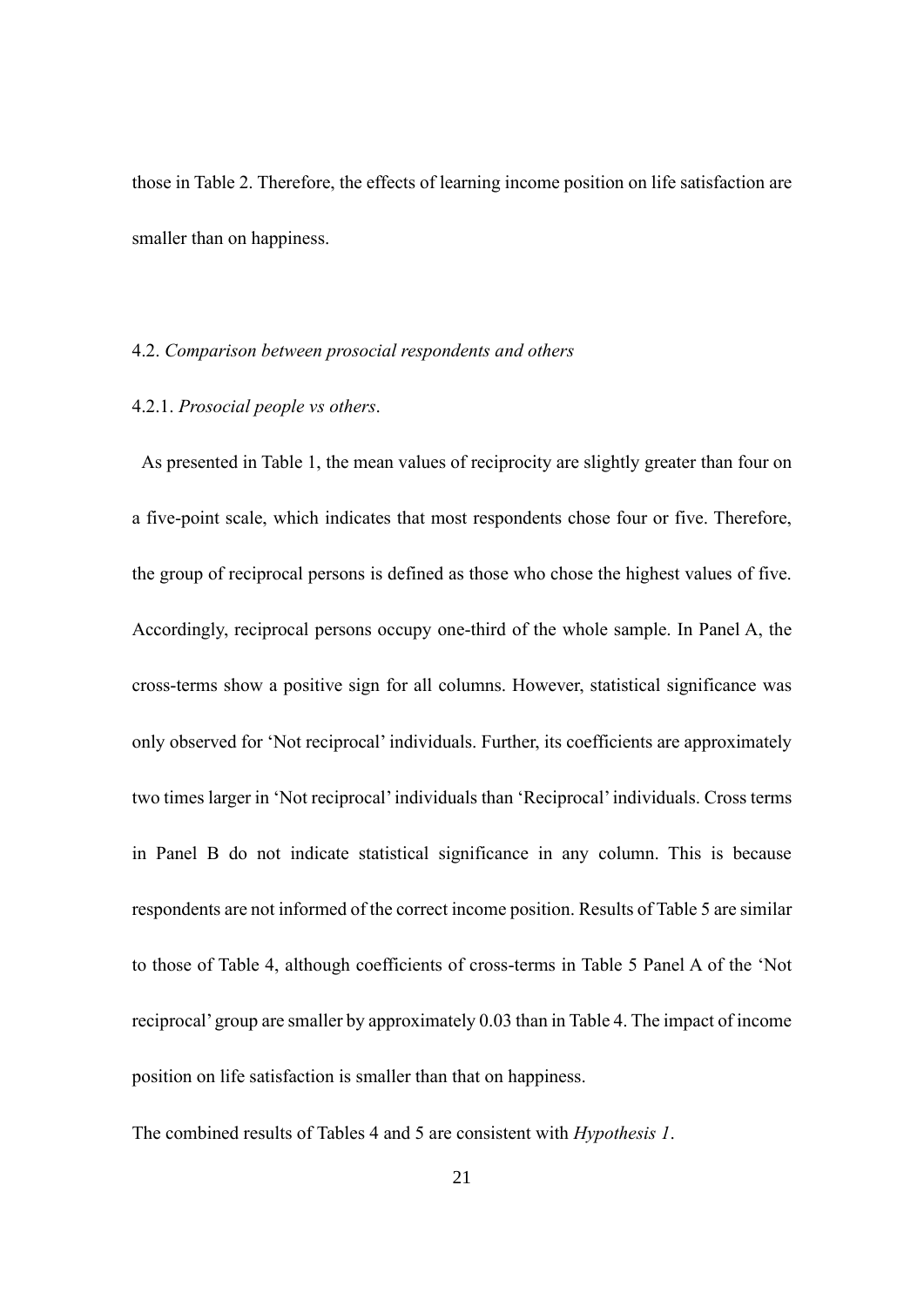those in Table 2. Therefore, the effects of learning income position on life satisfaction are smaller than on happiness.

### 4.2. *Comparison between prosocial respondents and others*

#### 4.2.1. *Prosocial people vs others*.

As presented in Table 1, the mean values of reciprocity are slightly greater than four on a five-point scale, which indicates that most respondents chose four or five. Therefore, the group of reciprocal persons is defined as those who chose the highest values of five. Accordingly, reciprocal persons occupy one-third of the whole sample. In Panel A, the cross-terms show a positive sign for all columns. However, statistical significance was only observed for 'Not reciprocal' individuals. Further, its coefficients are approximately two times larger in 'Not reciprocal' individuals than 'Reciprocal' individuals. Cross terms in Panel B do not indicate statistical significance in any column. This is because respondents are not informed of the correct income position. Results of Table 5 are similar to those of Table 4, although coefficients of cross-terms in Table 5 Panel A of the 'Not reciprocal' group are smaller by approximately 0.03 than in Table 4. The impact of income position on life satisfaction is smaller than that on happiness.

The combined results of Tables 4 and 5 are consistent with *Hypothesis 1*.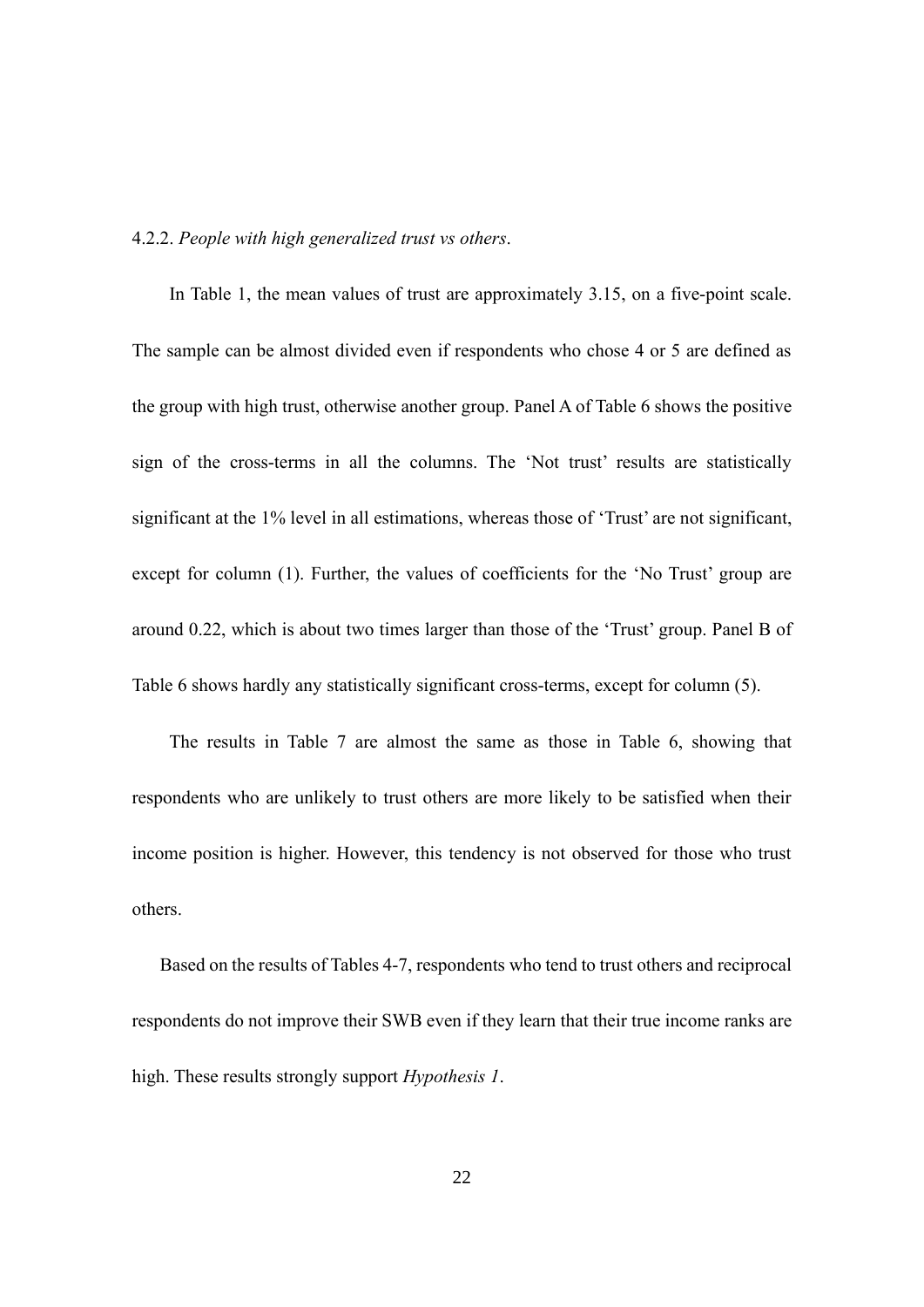4.2.2. *People with high generalized trust vs others*.

In Table 1, the mean values of trust are approximately 3.15, on a five-point scale. The sample can be almost divided even if respondents who chose 4 or 5 are defined as the group with high trust, otherwise another group. Panel A of Table 6 shows the positive sign of the cross-terms in all the columns. The 'Not trust' results are statistically significant at the 1% level in all estimations, whereas those of 'Trust' are not significant, except for column (1). Further, the values of coefficients for the 'No Trust' group are around 0.22, which is about two times larger than those of the 'Trust' group. Panel B of Table 6 shows hardly any statistically significant cross-terms, except for column (5).

The results in Table 7 are almost the same as those in Table 6, showing that respondents who are unlikely to trust others are more likely to be satisfied when their income position is higher. However, this tendency is not observed for those who trust others.

Based on the results of Tables 4-7, respondents who tend to trust others and reciprocal respondents do not improve their SWB even if they learn that their true income ranks are high. These results strongly support *Hypothesis 1*.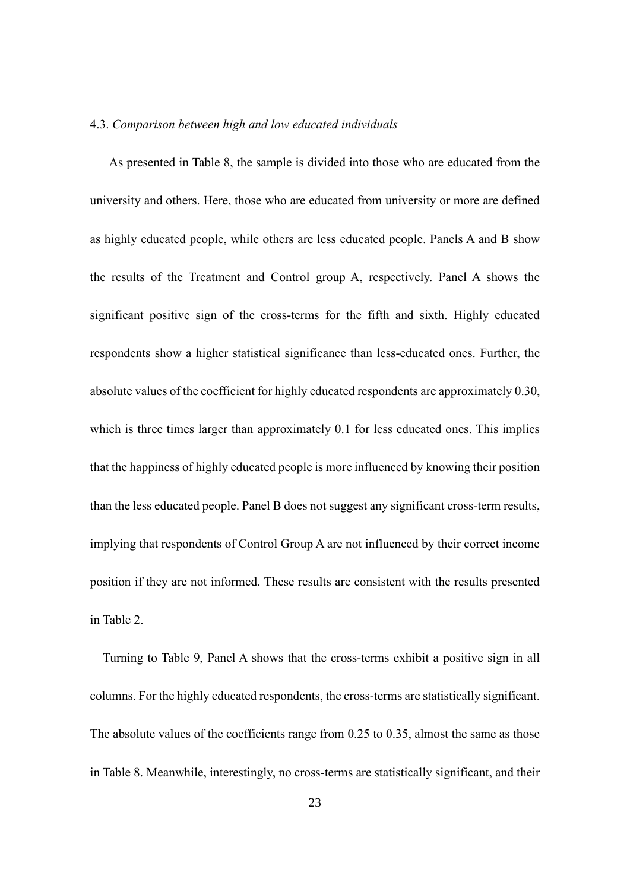4.3. *Comparison between high and low educated individuals*

As presented in Table 8, the sample is divided into those who are educated from the university and others. Here, those who are educated from university or more are defined as highly educated people, while others are less educated people. Panels A and B show the results of the Treatment and Control group A, respectively. Panel A shows the significant positive sign of the cross-terms for the fifth and sixth. Highly educated respondents show a higher statistical significance than less-educated ones. Further, the absolute values of the coefficient for highly educated respondents are approximately 0.30, which is three times larger than approximately 0.1 for less educated ones. This implies that the happiness of highly educated people is more influenced by knowing their position than the less educated people. Panel B does not suggest any significant cross-term results, implying that respondents of Control Group A are not influenced by their correct income position if they are not informed. These results are consistent with the results presented in Table 2.

Turning to Table 9, Panel A shows that the cross-terms exhibit a positive sign in all columns. For the highly educated respondents, the cross-terms are statistically significant. The absolute values of the coefficients range from 0.25 to 0.35, almost the same as those in Table 8. Meanwhile, interestingly, no cross-terms are statistically significant, and their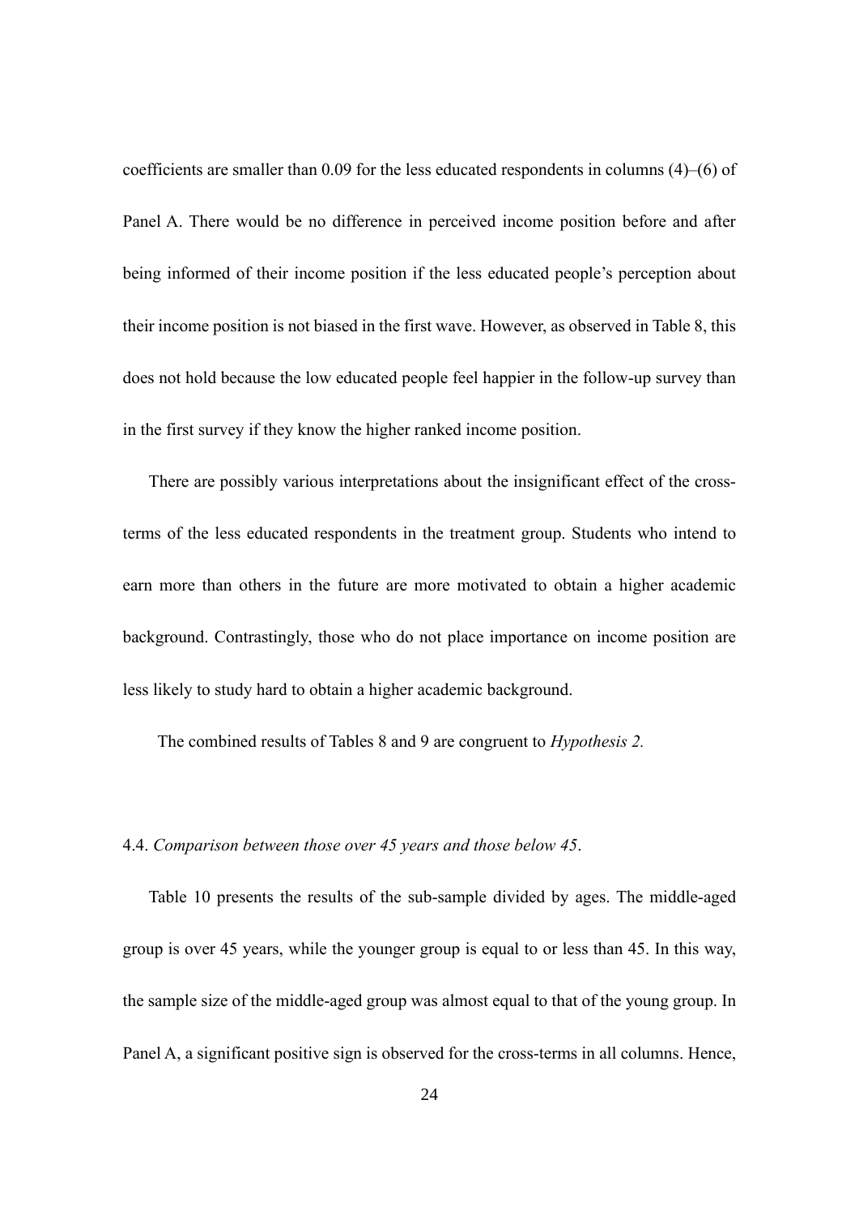coefficients are smaller than 0.09 for the less educated respondents in columns (4)–(6) of Panel A. There would be no difference in perceived income position before and after being informed of their income position if the less educated people's perception about their income position is not biased in the first wave. However, as observed in Table 8, this does not hold because the low educated people feel happier in the follow-up survey than in the first survey if they know the higher ranked income position.

There are possibly various interpretations about the insignificant effect of the cross-terms of the less educated respondents in the treatment group. Students who intend to earn more than others in the future are more motivated to obtain a higher academic background. Contrastingly, those who do not place importance on income position are less likely to study hard to obtain a higher academic background.

The combined results of Tables 8 and 9 are congruent to *Hypothesis 2.*

4.4. *Comparison between those over 45 years and those below 45*.

Table 10 presents the results of the sub-sample divided by ages. The middle-aged group is over 45 years, while the younger group is equal to or less than 45. In this way, the sample size of the middle-aged group was almost equal to that of the young group. In Panel A, a significant positive sign is observed for the cross-terms in all columns. Hence,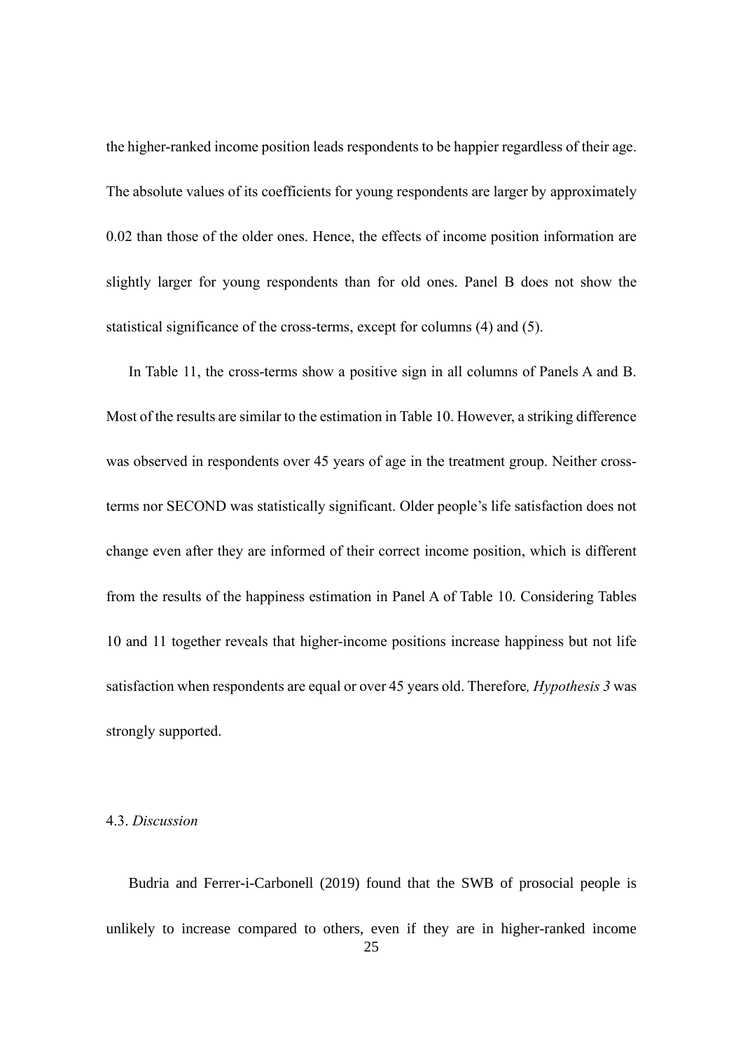the higher-ranked income position leads respondents to be happier regardless of their age. The absolute values of its coefficients for young respondents are larger by approximately 0.02 than those of the older ones. Hence, the effects of income position information are slightly larger for young respondents than for old ones. Panel B does not show the statistical significance of the cross-terms, except for columns (4) and (5).

In Table 11, the cross-terms show a positive sign in all columns of Panels A and B. Most of the results are similar to the estimation in Table 10. However, a striking difference was observed in respondents over 45 years of age in the treatment group. Neither cross-terms nor SECOND was statistically significant. Older people's life satisfaction does not change even after they are informed of their correct income position, which is different from the results of the happiness estimation in Panel A of Table 10. Considering Tables 10 and 11 together reveals that higher-income positions increase happiness but not life satisfaction when respondents are equal or over 45 years old. Therefore, *Hypothesis 3* was strongly supported.

### 4.3. *Discussion*

Budria and Ferrer-i-Carbonell (2019) found that the SWB of prosocial people is unlikely to increase compared to others, even if they are in higher-ranked income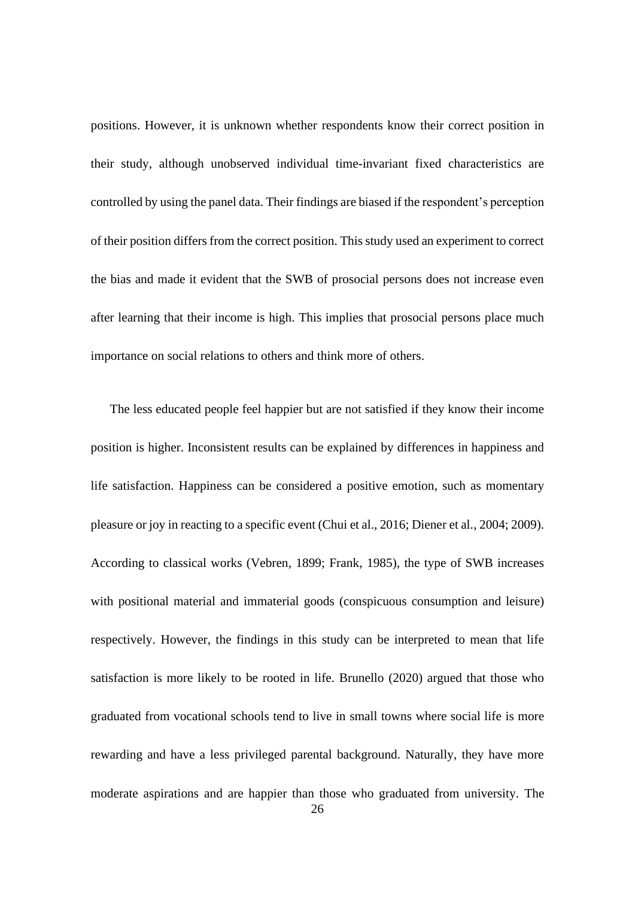positions. However, it is unknown whether respondents know their correct position in their study, although unobserved individual time-invariant fixed characteristics are controlled by using the panel data. Their findings are biased if the respondent's perception of their position differs from the correct position. This study used an experiment to correct the bias and made it evident that the SWB of prosocial persons does not increase even after learning that their income is high. This implies that prosocial persons place much importance on social relations to others and think more of others.

The less educated people feel happier but are not satisfied if they know their income position is higher. Inconsistent results can be explained by differences in happiness and life satisfaction. Happiness can be considered a positive emotion, such as momentary pleasure or joy in reacting to a specific event (Chui et al., 2016; Diener et al., 2004; 2009). According to classical works (Vebren, 1899; Frank, 1985), the type of SWB increases with positional material and immaterial goods (conspicuous consumption and leisure) respectively. However, the findings in this study can be interpreted to mean that life satisfaction is more likely to be rooted in life. Brunello (2020) argued that those who graduated from vocational schools tend to live in small towns where social life is more rewarding and have a less privileged parental background. Naturally, they have more moderate aspirations and are happier than those who graduated from university. The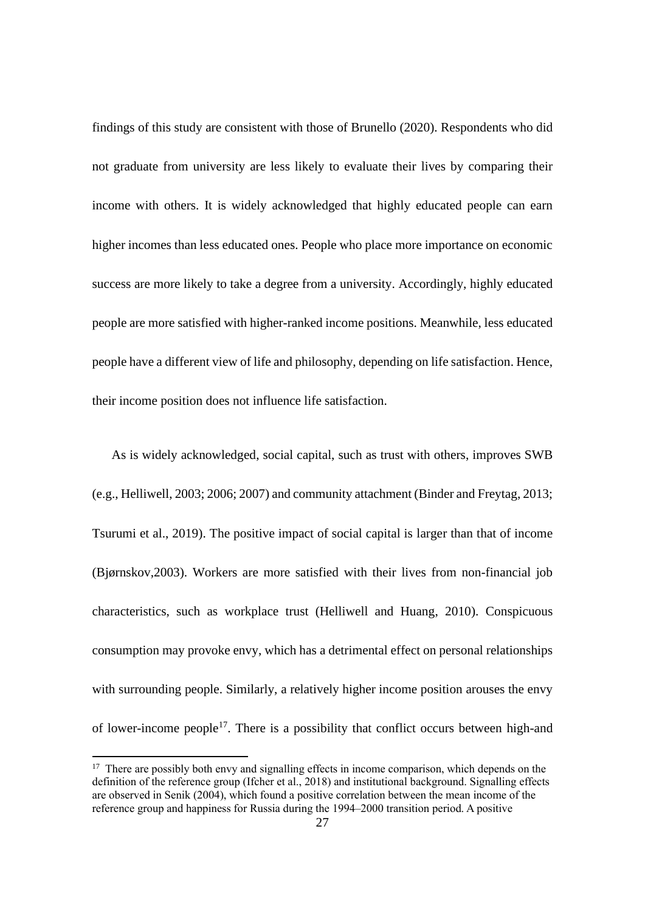findings of this study are consistent with those of Brunello (2020). Respondents who did not graduate from university are less likely to evaluate their lives by comparing their income with others. It is widely acknowledged that highly educated people can earn higher incomes than less educated ones. People who place more importance on economic success are more likely to take a degree from a university. Accordingly, highly educated people are more satisfied with higher-ranked income positions. Meanwhile, less educated people have a different view of life and philosophy, depending on life satisfaction. Hence, their income position does not influence life satisfaction.

As is widely acknowledged, social capital, such as trust with others, improves SWB (e.g., Helliwell, 2003; 2006; 2007) and community attachment (Binder and Freytag, 2013; Tsurumi et al., 2019). The positive impact of social capital is larger than that of income (Bjørnskov,2003). Workers are more satisfied with their lives from non-financial job characteristics, such as workplace trust (Helliwell and Huang, 2010). Conspicuous consumption may provoke envy, which has a detrimental effect on personal relationships with surrounding people. Similarly, a relatively higher income position arouses the envy of lower-income people[17]. There is a possibility that conflict occurs between high-and

[17] There are possibly both envy and signalling effects in income comparison, which depends on the definition of the reference group (Ifcher et al., 2018) and institutional background. Signalling effects are observed in Senik (2004), which found a positive correlation between the mean income of the reference group and happiness for Russia during the 1994–2000 transition period. A positive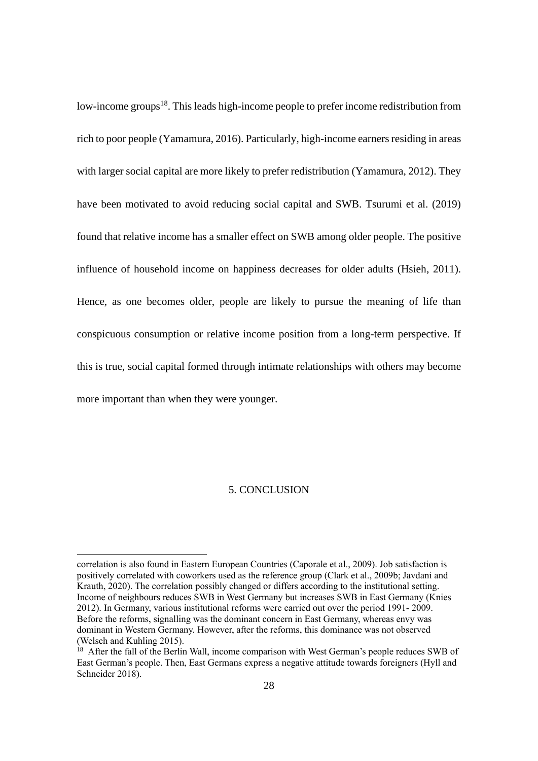low-income groups[18]. This leads high-income people to prefer income redistribution from rich to poor people (Yamamura, 2016). Particularly, high-income earners residing in areas with larger social capital are more likely to prefer redistribution (Yamamura, 2012). They have been motivated to avoid reducing social capital and SWB. Tsurumi et al. (2019) found that relative income has a smaller effect on SWB among older people. The positive influence of household income on happiness decreases for older adults (Hsieh, 2011). Hence, as one becomes older, people are likely to pursue the meaning of life than conspicuous consumption or relative income position from a long-term perspective. If this is true, social capital formed through intimate relationships with others may become more important than when they were younger.

## 5. CONCLUSION

---

correlation is also found in Eastern European Countries (Caporale et al., 2009). Job satisfaction is positively correlated with coworkers used as the reference group (Clark et al., 2009b; Javdani and Krauth, 2020). The correlation possibly changed or differs according to the institutional setting. Income of neighbours reduces SWB in West Germany but increases SWB in East Germany (Knies 2012). In Germany, various institutional reforms were carried out over the period 1991- 2009. Before the reforms, signalling was the dominant concern in East Germany, whereas envy was dominant in Western Germany. However, after the reforms, this dominance was not observed (Welsch and Kuhling 2015).

[18] After the fall of the Berlin Wall, income comparison with West German's people reduces SWB of East German's people. Then, East Germans express a negative attitude towards foreigners (Hyll and Schneider 2018).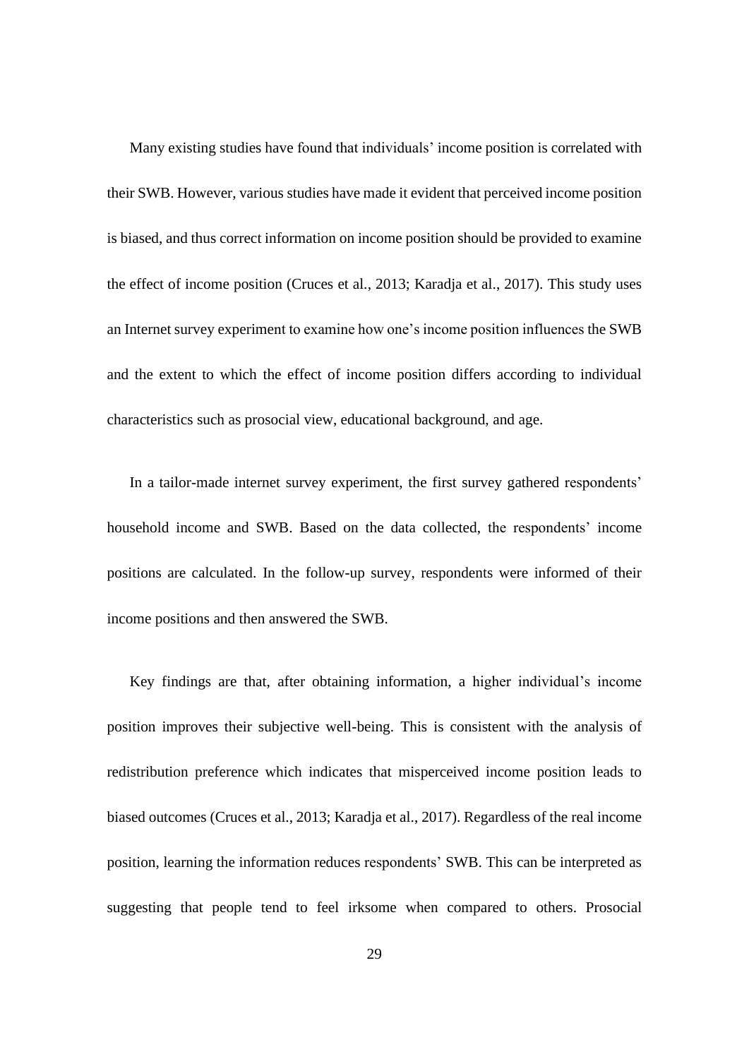Many existing studies have found that individuals' income position is correlated with their SWB. However, various studies have made it evident that perceived income position is biased, and thus correct information on income position should be provided to examine the effect of income position (Cruces et al., 2013; Karadja et al., 2017). This study uses an Internet survey experiment to examine how one's income position influences the SWB and the extent to which the effect of income position differs according to individual characteristics such as prosocial view, educational background, and age.

In a tailor-made internet survey experiment, the first survey gathered respondents' household income and SWB. Based on the data collected, the respondents' income positions are calculated. In the follow-up survey, respondents were informed of their income positions and then answered the SWB.

Key findings are that, after obtaining information, a higher individual's income position improves their subjective well-being. This is consistent with the analysis of redistribution preference which indicates that misperceived income position leads to biased outcomes (Cruces et al., 2013; Karadja et al., 2017). Regardless of the real income position, learning the information reduces respondents' SWB. This can be interpreted as suggesting that people tend to feel irksome when compared to others. Prosocial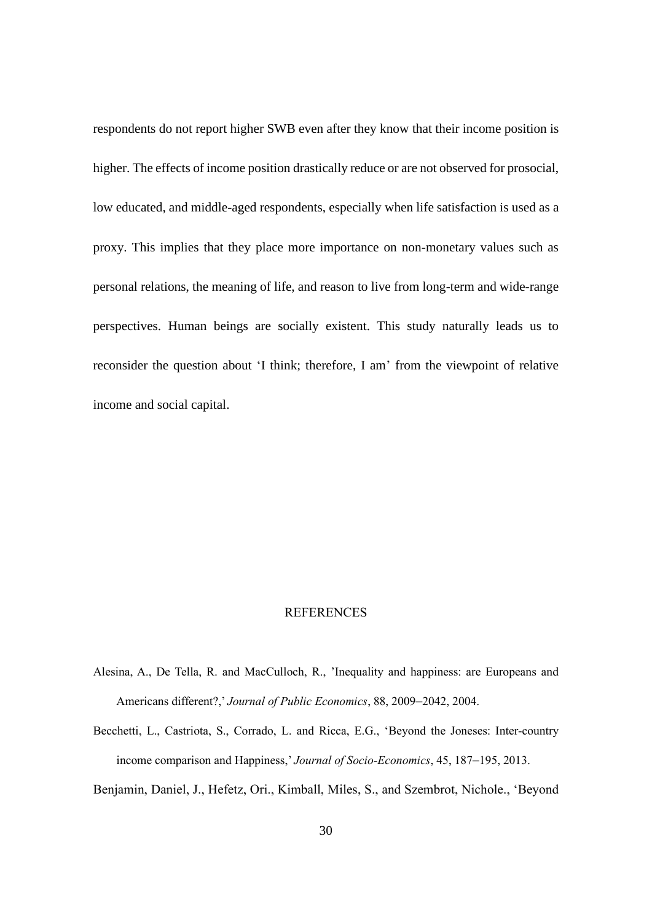respondents do not report higher SWB even after they know that their income position is higher. The effects of income position drastically reduce or are not observed for prosocial, low educated, and middle-aged respondents, especially when life satisfaction is used as a proxy. This implies that they place more importance on non-monetary values such as personal relations, the meaning of life, and reason to live from long-term and wide-range perspectives. Human beings are socially existent. This study naturally leads us to reconsider the question about 'I think; therefore, I am' from the viewpoint of relative income and social capital.

## REFERENCES

Alesina, A., De Tella, R. and MacCulloch, R., 'Inequality and happiness: are Europeans and Americans different?,' *Journal of Public Economics*, 88, 2009–2042, 2004.

Becchetti, L., Castriota, S., Corrado, L. and Ricca, E.G., 'Beyond the Joneses: Inter-country income comparison and Happiness,' *Journal of Socio-Economics*, 45, 187–195, 2013.

Benjamin, Daniel, J., Hefetz, Ori., Kimball, Miles, S., and Szembrot, Nichole., 'Beyond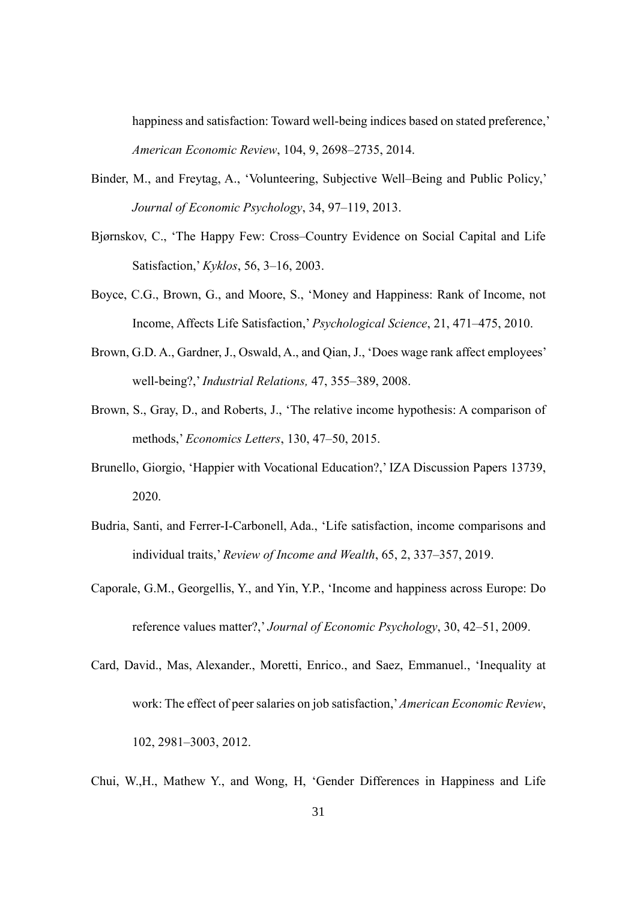happiness and satisfaction: Toward well-being indices based on stated preference,' *American Economic Review*, 104, 9, 2698–2735, 2014.

Binder, M., and Freytag, A., 'Volunteering, Subjective Well–Being and Public Policy,' *Journal of Economic Psychology*, 34, 97–119, 2013.

Bjørnskov, C., 'The Happy Few: Cross–Country Evidence on Social Capital and Life Satisfaction,' *Kyklos*, 56, 3–16, 2003.

Boyce, C.G., Brown, G., and Moore, S., 'Money and Happiness: Rank of Income, not Income, Affects Life Satisfaction,' *Psychological Science*, 21, 471–475, 2010.

Brown, G.D. A., Gardner, J., Oswald, A., and Qian, J., 'Does wage rank affect employees' well-being?,' *Industrial Relations,* 47, 355–389, 2008.

Brown, S., Gray, D., and Roberts, J., 'The relative income hypothesis: A comparison of methods,' *Economics Letters*, 130, 47–50, 2015.

Brunello, Giorgio, 'Happier with Vocational Education?,' IZA Discussion Papers 13739, 2020.

Budria, Santi, and Ferrer-I-Carbonell, Ada., 'Life satisfaction, income comparisons and individual traits,' *Review of Income and Wealth*, 65, 2, 337–357, 2019.

Caporale, G.M., Georgellis, Y., and Yin, Y.P., 'Income and happiness across Europe: Do reference values matter?,' *Journal of Economic Psychology*, 30, 42–51, 2009.

Card, David., Mas, Alexander., Moretti, Enrico., and Saez, Emmanuel., 'Inequality at work: The effect of peer salaries on job satisfaction,' *American Economic Review*, 102, 2981–3003, 2012.

Chui, W.,H., Mathew Y., and Wong, H, 'Gender Differences in Happiness and Life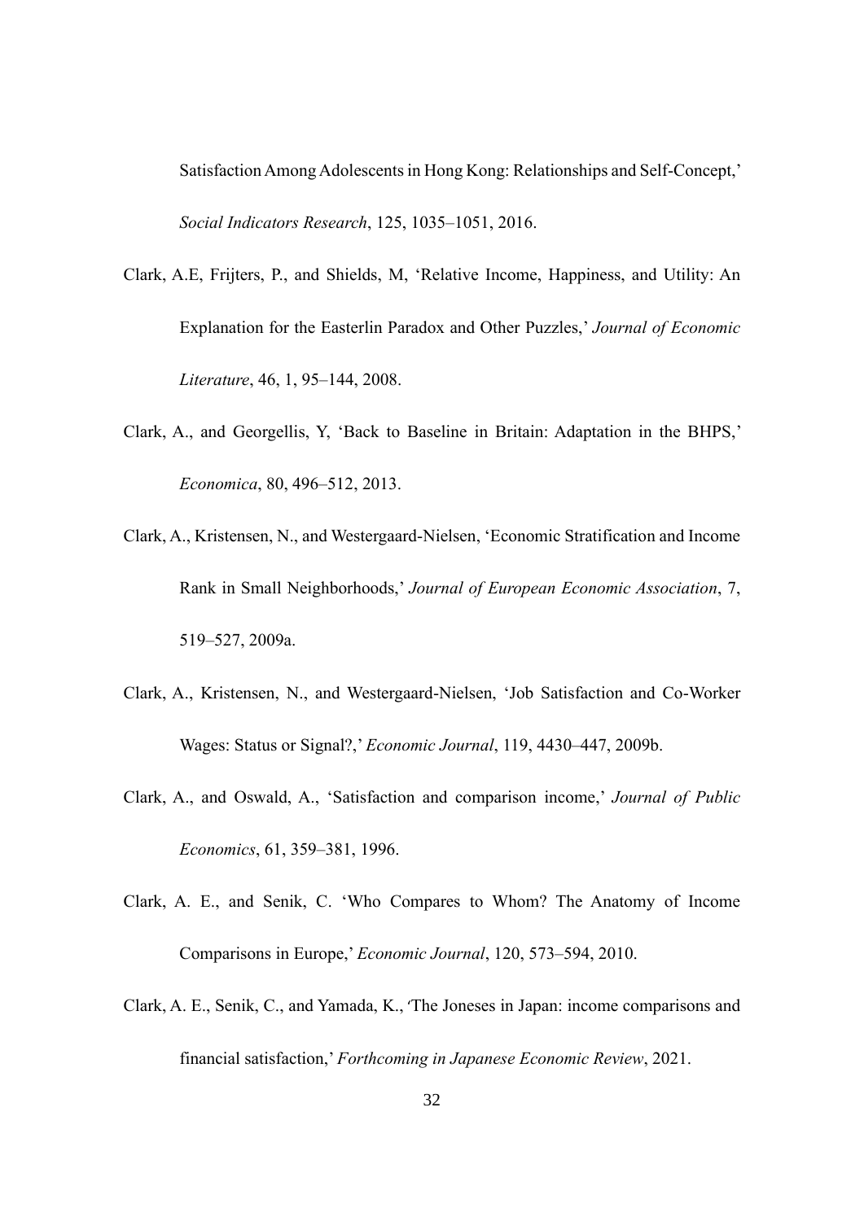Satisfaction Among Adolescents in Hong Kong: Relationships and Self-Concept,' *Social Indicators Research*, 125, 1035–1051, 2016.

Clark, A.E, Frijters, P., and Shields, M, 'Relative Income, Happiness, and Utility: An Explanation for the Easterlin Paradox and Other Puzzles,' *Journal of Economic Literature*, 46, 1, 95–144, 2008.

Clark, A., and Georgellis, Y, 'Back to Baseline in Britain: Adaptation in the BHPS,' *Economica*, 80, 496–512, 2013.

Clark, A., Kristensen, N., and Westergaard-Nielsen, 'Economic Stratification and Income Rank in Small Neighborhoods,' *Journal of European Economic Association*, 7, 519–527, 2009a.

Clark, A., Kristensen, N., and Westergaard-Nielsen, 'Job Satisfaction and Co-Worker Wages: Status or Signal?,' *Economic Journal*, 119, 4430–447, 2009b.

Clark, A., and Oswald, A., 'Satisfaction and comparison income,' *Journal of Public Economics*, 61, 359–381, 1996.

Clark, A. E., and Senik, C. 'Who Compares to Whom? The Anatomy of Income Comparisons in Europe,' *Economic Journal*, 120, 573–594, 2010.

Clark, A. E., Senik, C., and Yamada, K., 'The Joneses in Japan: income comparisons and financial satisfaction,' *Forthcoming in Japanese Economic Review*, 2021.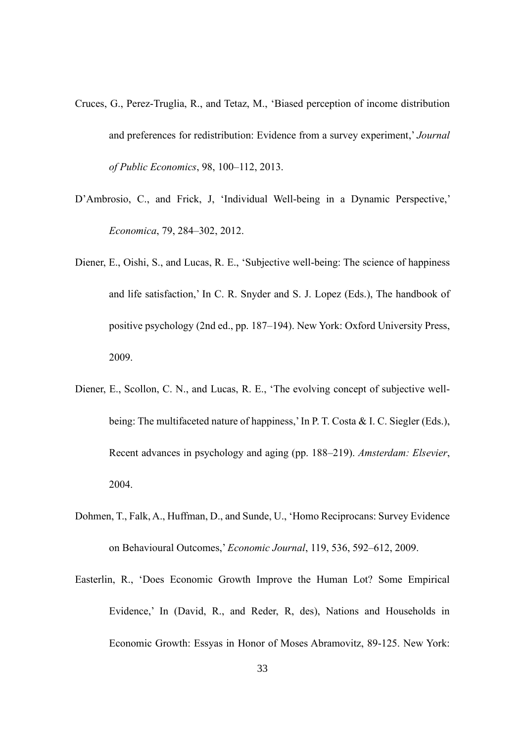Cruces, G., Perez-Truglia, R., and Tetaz, M., 'Biased perception of income distribution and preferences for redistribution: Evidence from a survey experiment,' *Journal of Public Economics*, 98, 100–112, 2013.

D'Ambrosio, C., and Frick, J, 'Individual Well-being in a Dynamic Perspective,' *Economica*, 79, 284–302, 2012.

Diener, E., Oishi, S., and Lucas, R. E., 'Subjective well-being: The science of happiness and life satisfaction,' In C. R. Snyder and S. J. Lopez (Eds.), The handbook of positive psychology (2nd ed., pp. 187–194). New York: Oxford University Press, 2009.

Diener, E., Scollon, C. N., and Lucas, R. E., 'The evolving concept of subjective well-being: The multifaceted nature of happiness,' In P. T. Costa & I. C. Siegler (Eds.), Recent advances in psychology and aging (pp. 188–219). *Amsterdam: Elsevier*, 2004.

Dohmen, T., Falk, A., Huffman, D., and Sunde, U., 'Homo Reciprocans: Survey Evidence on Behavioural Outcomes,' *Economic Journal*, 119, 536, 592–612, 2009.

Easterlin, R., 'Does Economic Growth Improve the Human Lot? Some Empirical Evidence,' In (David, R., and Reder, R, des), Nations and Households in Economic Growth: Essyas in Honor of Moses Abramovitz, 89-125. New York: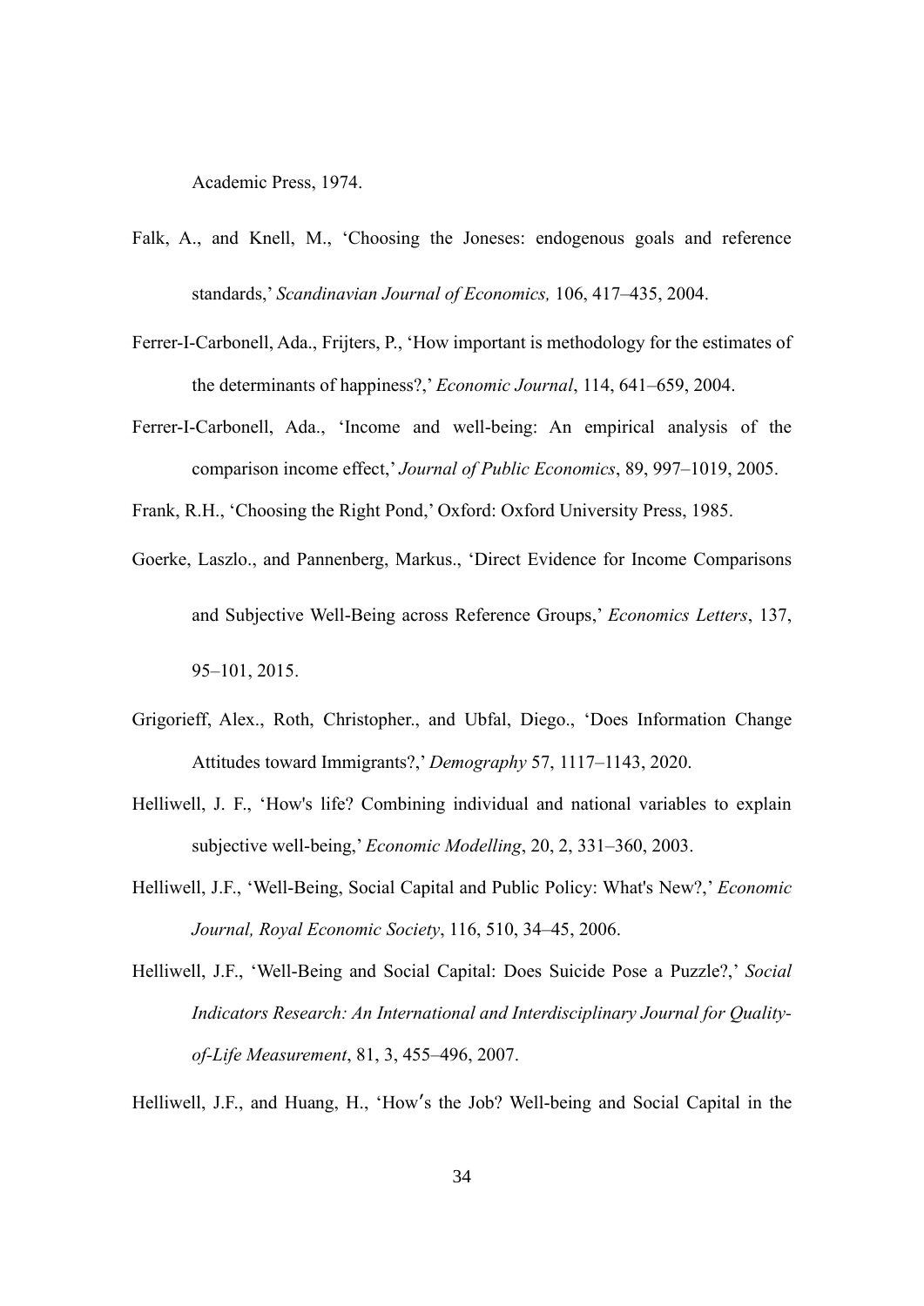Academic Press, 1974.

Falk, A., and Knell, M., 'Choosing the Joneses: endogenous goals and reference standards,' *Scandinavian Journal of Economics,* 106, 417–435, 2004.

Ferrer-I-Carbonell, Ada., Frijters, P., 'How important is methodology for the estimates of the determinants of happiness?,' *Economic Journal*, 114, 641–659, 2004.

Ferrer-I-Carbonell, Ada., 'Income and well-being: An empirical analysis of the comparison income effect,' *Journal of Public Economics*, 89, 997–1019, 2005.

Frank, R.H., 'Choosing the Right Pond,' Oxford: Oxford University Press, 1985.

Goerke, Laszlo., and Pannenberg, Markus., 'Direct Evidence for Income Comparisons and Subjective Well-Being across Reference Groups,' *Economics Letters*, 137, 95–101, 2015.

Grigorieff, Alex., Roth, Christopher., and Ubfal, Diego., 'Does Information Change Attitudes toward Immigrants?,' *Demography* 57, 1117–1143, 2020.

Helliwell, J. F., 'How's life? Combining individual and national variables to explain subjective well-being,' *Economic Modelling*, 20, 2, 331–360, 2003.

Helliwell, J.F., 'Well-Being, Social Capital and Public Policy: What's New?,' *Economic Journal, Royal Economic Society*, 116, 510, 34–45, 2006.

Helliwell, J.F., 'Well-Being and Social Capital: Does Suicide Pose a Puzzle?,' *Social Indicators Research: An International and Interdisciplinary Journal for Quality-of-Life Measurement*, 81, 3, 455–496, 2007.

Helliwell, J.F., and Huang, H., 'How′s the Job? Well-being and Social Capital in the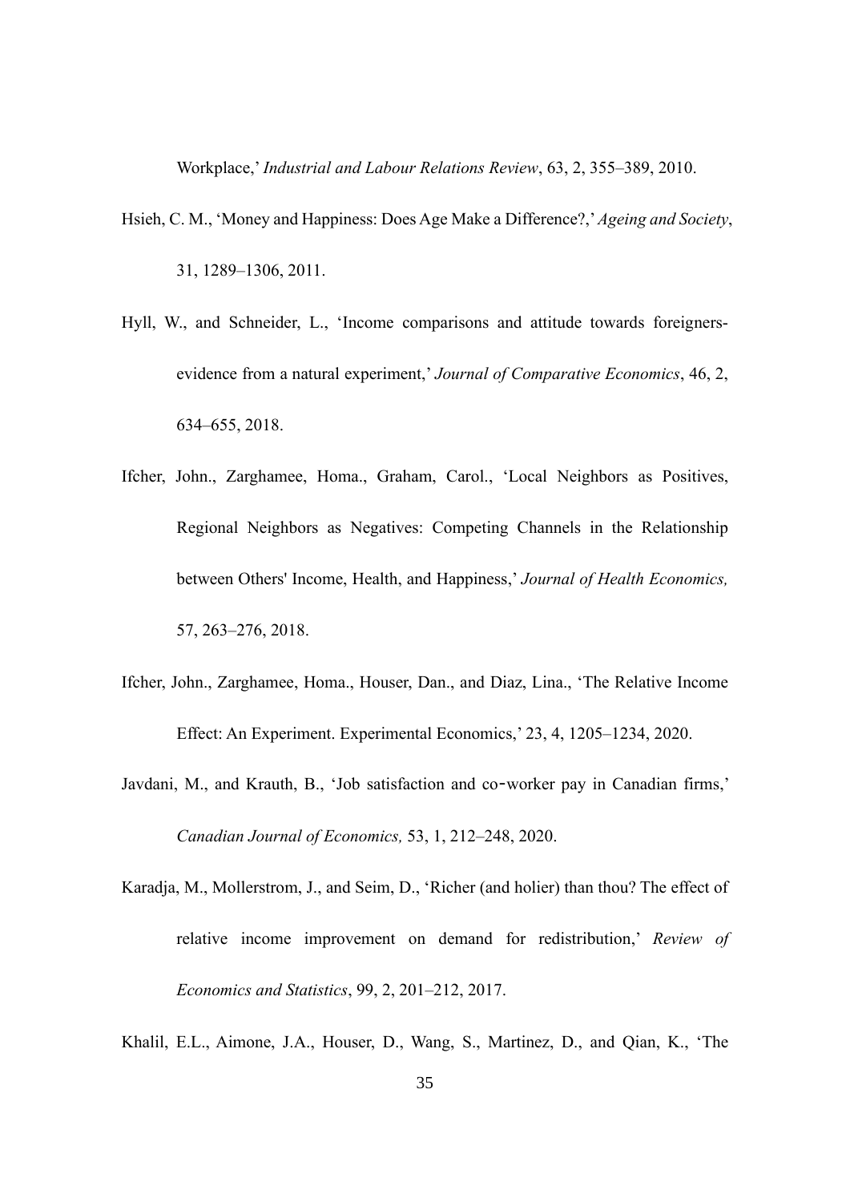Workplace,' *Industrial and Labour Relations Review*, 63, 2, 355–389, 2010.

Hsieh, C. M., 'Money and Happiness: Does Age Make a Difference?,' *Ageing and Society*, 31, 1289–1306, 2011.

Hyll, W., and Schneider, L., 'Income comparisons and attitude towards foreigners-evidence from a natural experiment,' *Journal of Comparative Economics*, 46, 2, 634–655, 2018.

Ifcher, John., Zarghamee, Homa., Graham, Carol., 'Local Neighbors as Positives, Regional Neighbors as Negatives: Competing Channels in the Relationship between Others' Income, Health, and Happiness,' *Journal of Health Economics,* 57, 263–276, 2018.

Ifcher, John., Zarghamee, Homa., Houser, Dan., and Diaz, Lina., 'The Relative Income Effect: An Experiment. Experimental Economics,' 23, 4, 1205–1234, 2020.

Javdani, M., and Krauth, B., 'Job satisfaction and co‐worker pay in Canadian firms,' *Canadian Journal of Economics,* 53, 1, 212–248, 2020.

Karadja, M., Mollerstrom, J., and Seim, D., 'Richer (and holier) than thou? The effect of relative income improvement on demand for redistribution,' *Review of Economics and Statistics*, 99, 2, 201–212, 2017.

Khalil, E.L., Aimone, J.A., Houser, D., Wang, S., Martinez, D., and Qian, K., 'The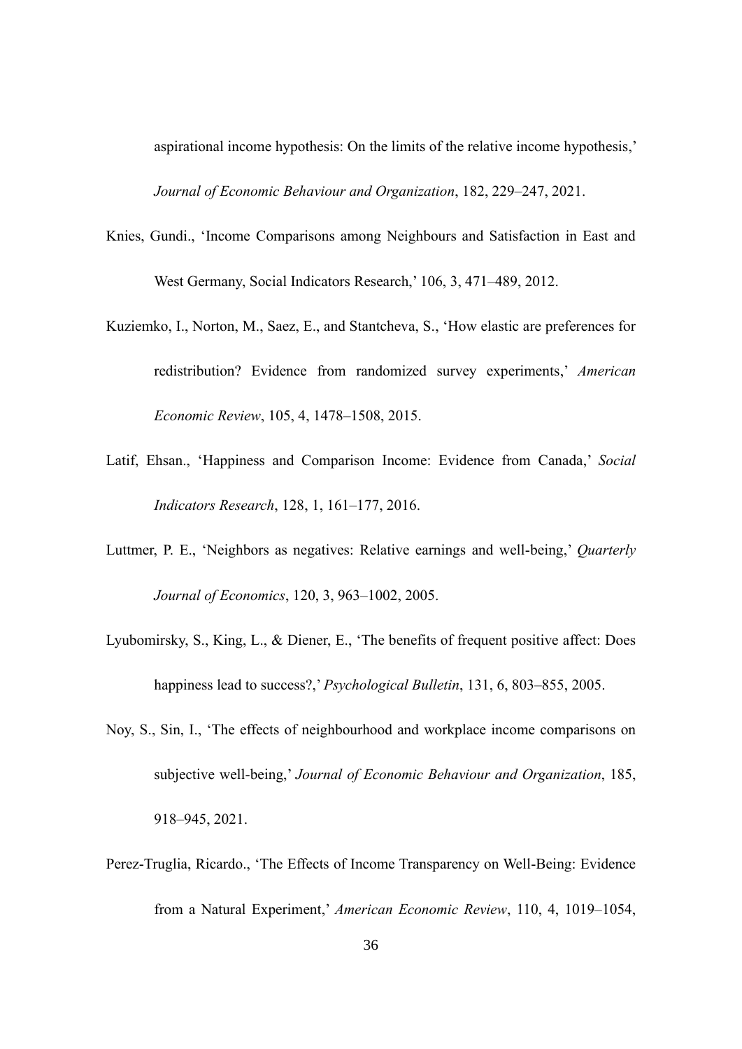aspirational income hypothesis: On the limits of the relative income hypothesis,' *Journal of Economic Behaviour and Organization*, 182, 229–247, 2021.

Knies, Gundi., 'Income Comparisons among Neighbours and Satisfaction in East and West Germany, Social Indicators Research,' 106, 3, 471–489, 2012.

Kuziemko, I., Norton, M., Saez, E., and Stantcheva, S., 'How elastic are preferences for redistribution? Evidence from randomized survey experiments,' *American Economic Review*, 105, 4, 1478–1508, 2015.

Latif, Ehsan., 'Happiness and Comparison Income: Evidence from Canada,' *Social Indicators Research*, 128, 1, 161–177, 2016.

Luttmer, P. E., 'Neighbors as negatives: Relative earnings and well-being,' *Quarterly Journal of Economics*, 120, 3, 963–1002, 2005.

Lyubomirsky, S., King, L., & Diener, E., 'The benefits of frequent positive affect: Does happiness lead to success?,' *Psychological Bulletin*, 131, 6, 803–855, 2005.

Noy, S., Sin, I., 'The effects of neighbourhood and workplace income comparisons on subjective well-being,' *Journal of Economic Behaviour and Organization*, 185, 918–945, 2021.

Perez-Truglia, Ricardo., 'The Effects of Income Transparency on Well-Being: Evidence from a Natural Experiment,' *American Economic Review*, 110, 4, 1019–1054,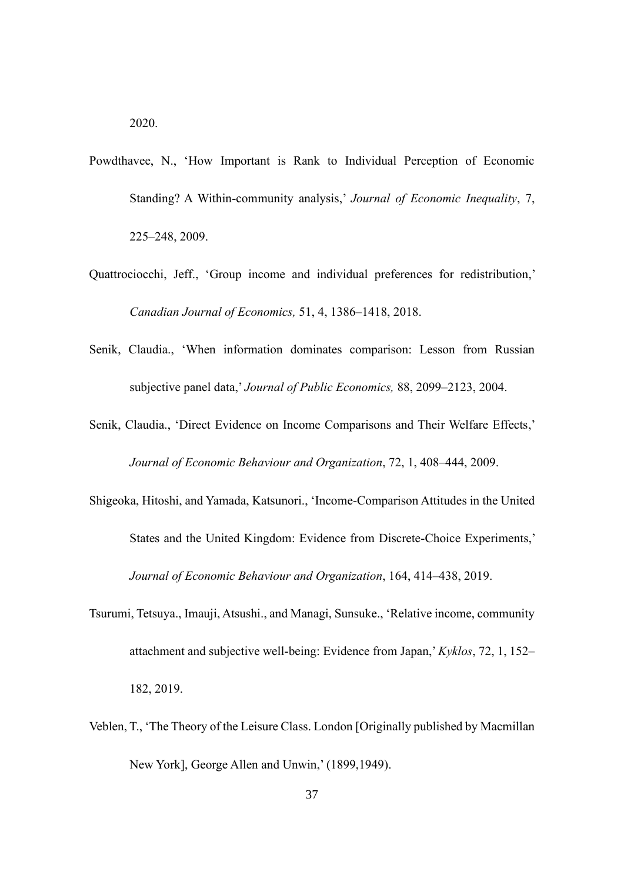2020.

Powdthavee, N., ‘How Important is Rank to Individual Perception of Economic Standing? A Within-community analysis,’ *Journal of Economic Inequality*, 7, 225–248, 2009.

Quattrociocchi, Jeff., ‘Group income and individual preferences for redistribution,’ *Canadian Journal of Economics,* 51, 4, 1386–1418, 2018.

Senik, Claudia., ‘When information dominates comparison: Lesson from Russian subjective panel data,’ *Journal of Public Economics,* 88, 2099–2123, 2004.

Senik, Claudia., ‘Direct Evidence on Income Comparisons and Their Welfare Effects,’ *Journal of Economic Behaviour and Organization*, 72, 1, 408–444, 2009.

Shigeoka, Hitoshi, and Yamada, Katsunori., ‘Income-Comparison Attitudes in the United States and the United Kingdom: Evidence from Discrete-Choice Experiments,’ *Journal of Economic Behaviour and Organization*, 164, 414–438, 2019.

Tsurumi, Tetsuya., Imauji, Atsushi., and Managi, Sunsuke., ‘Relative income, community attachment and subjective well-being: Evidence from Japan,’ *Kyklos*, 72, 1, 152–182, 2019.

Veblen, T., ‘The Theory of the Leisure Class. London [Originally published by Macmillan New York], George Allen and Unwin,’ (1899,1949).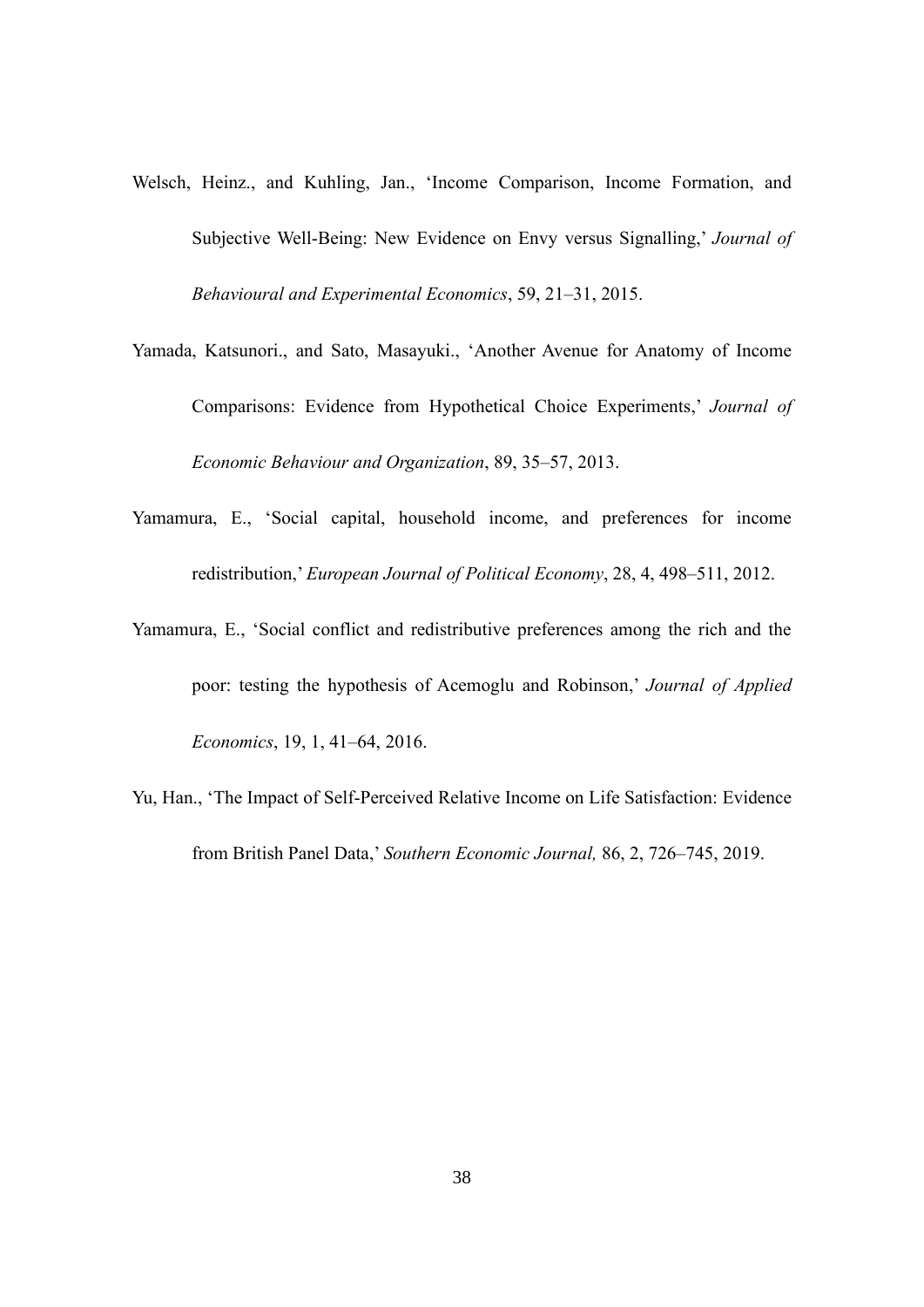Welsch, Heinz., and Kuhling, Jan., 'Income Comparison, Income Formation, and Subjective Well-Being: New Evidence on Envy versus Signalling,' *Journal of Behavioural and Experimental Economics*, 59, 21–31, 2015.

Yamada, Katsunori., and Sato, Masayuki., 'Another Avenue for Anatomy of Income Comparisons: Evidence from Hypothetical Choice Experiments,' *Journal of Economic Behaviour and Organization*, 89, 35–57, 2013.

Yamamura, E., 'Social capital, household income, and preferences for income redistribution,' *European Journal of Political Economy*, 28, 4, 498–511, 2012.

Yamamura, E., 'Social conflict and redistributive preferences among the rich and the poor: testing the hypothesis of Acemoglu and Robinson,' *Journal of Applied Economics*, 19, 1, 41–64, 2016.

Yu, Han., 'The Impact of Self-Perceived Relative Income on Life Satisfaction: Evidence from British Panel Data,' *Southern Economic Journal,* 86, 2, 726–745, 2019.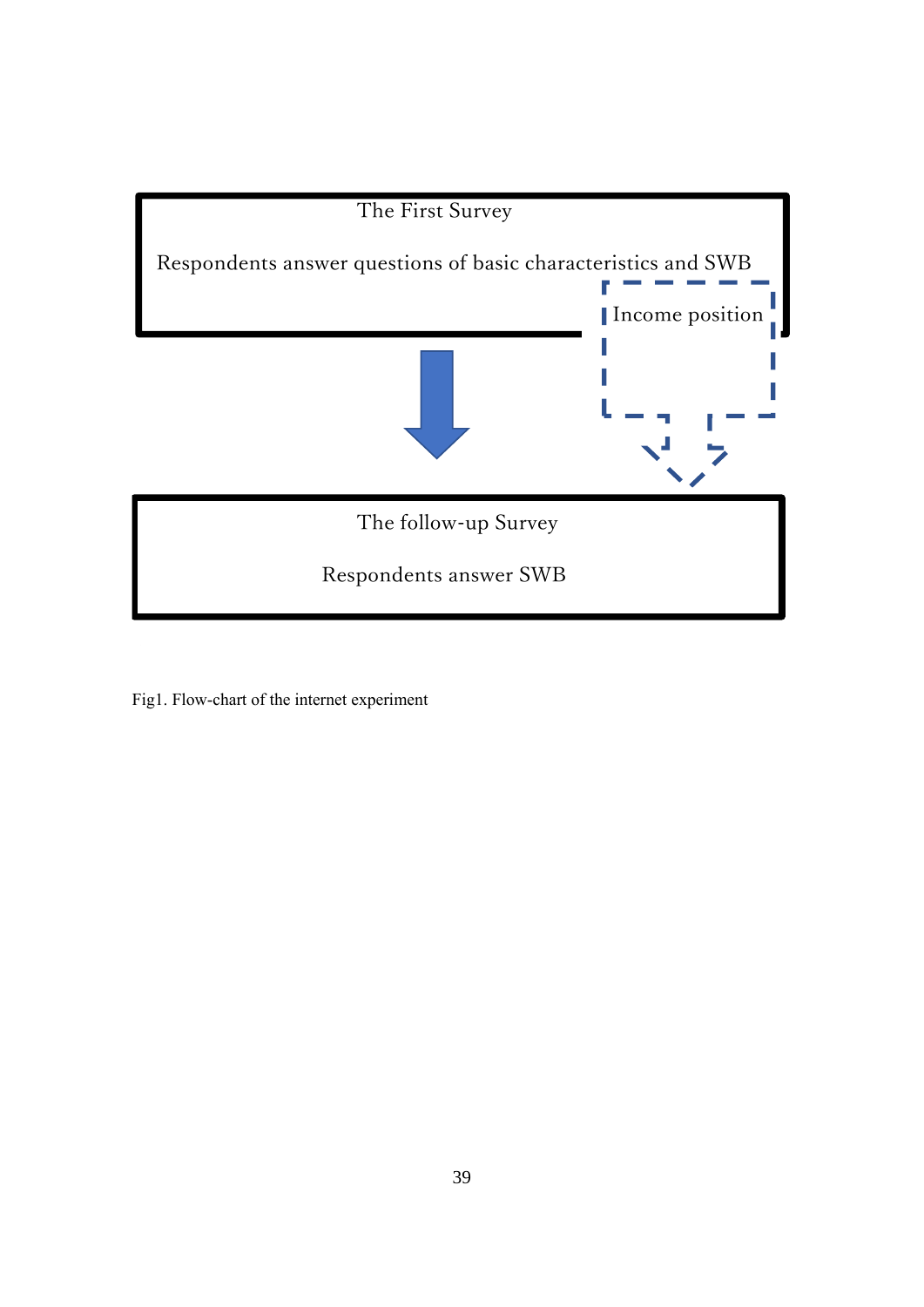The First Survey

Respondents answer questions of basic characteristics and SWB

Income position

The follow-up Survey

Respondents answer SWB

Fig1. Flow-chart of the internet experiment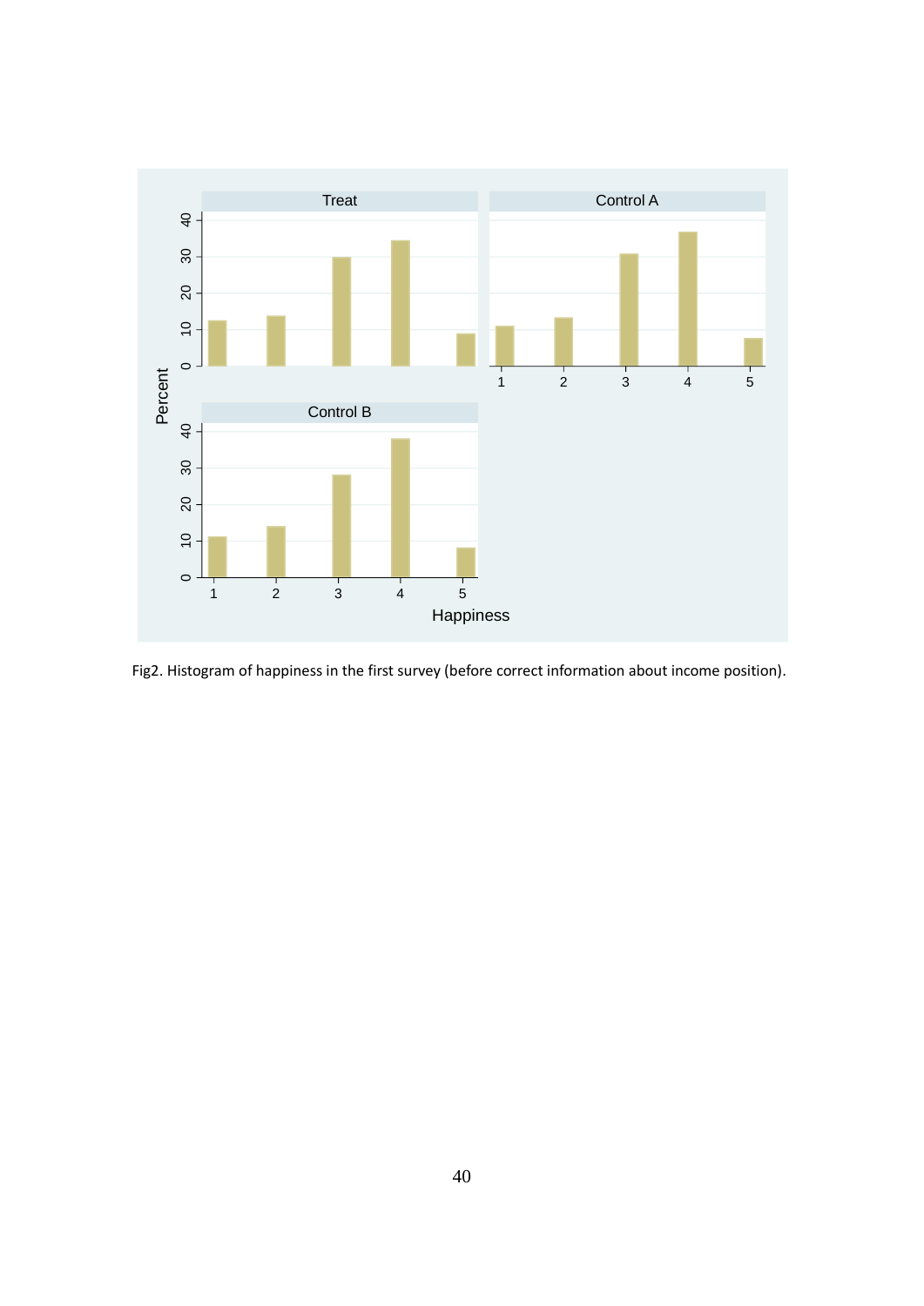Fig2. Histogram of happiness in the first survey (before correct information about income position).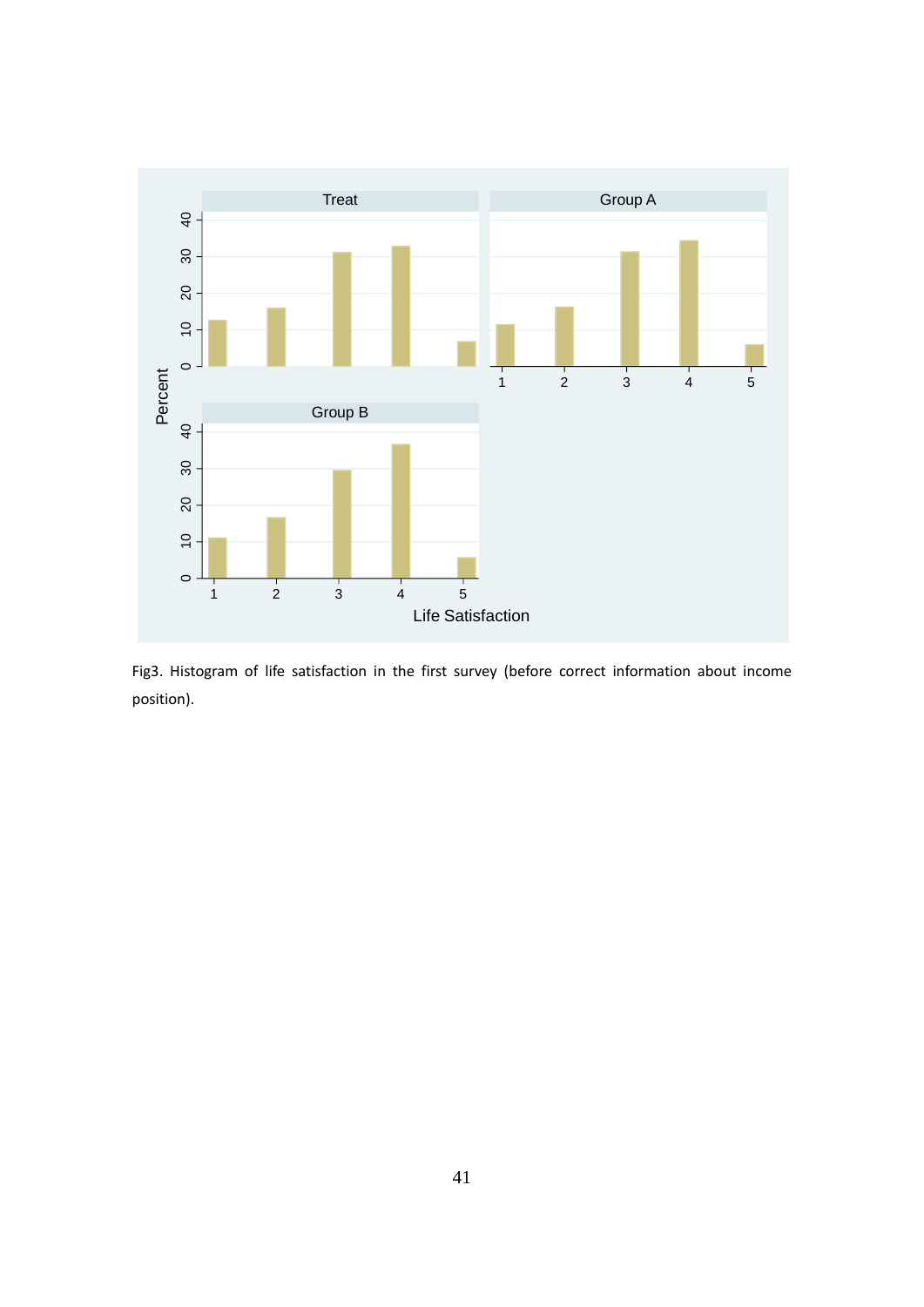Fig3. Histogram of life satisfaction in the first survey (before correct information about income position).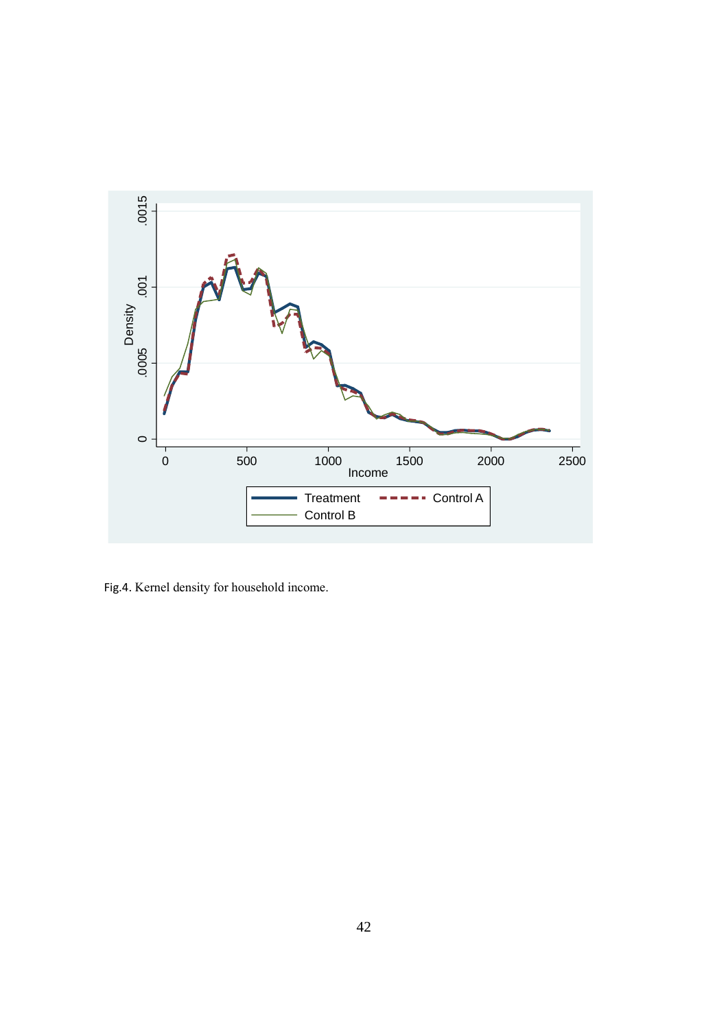Fig.4. Kernel density for household income.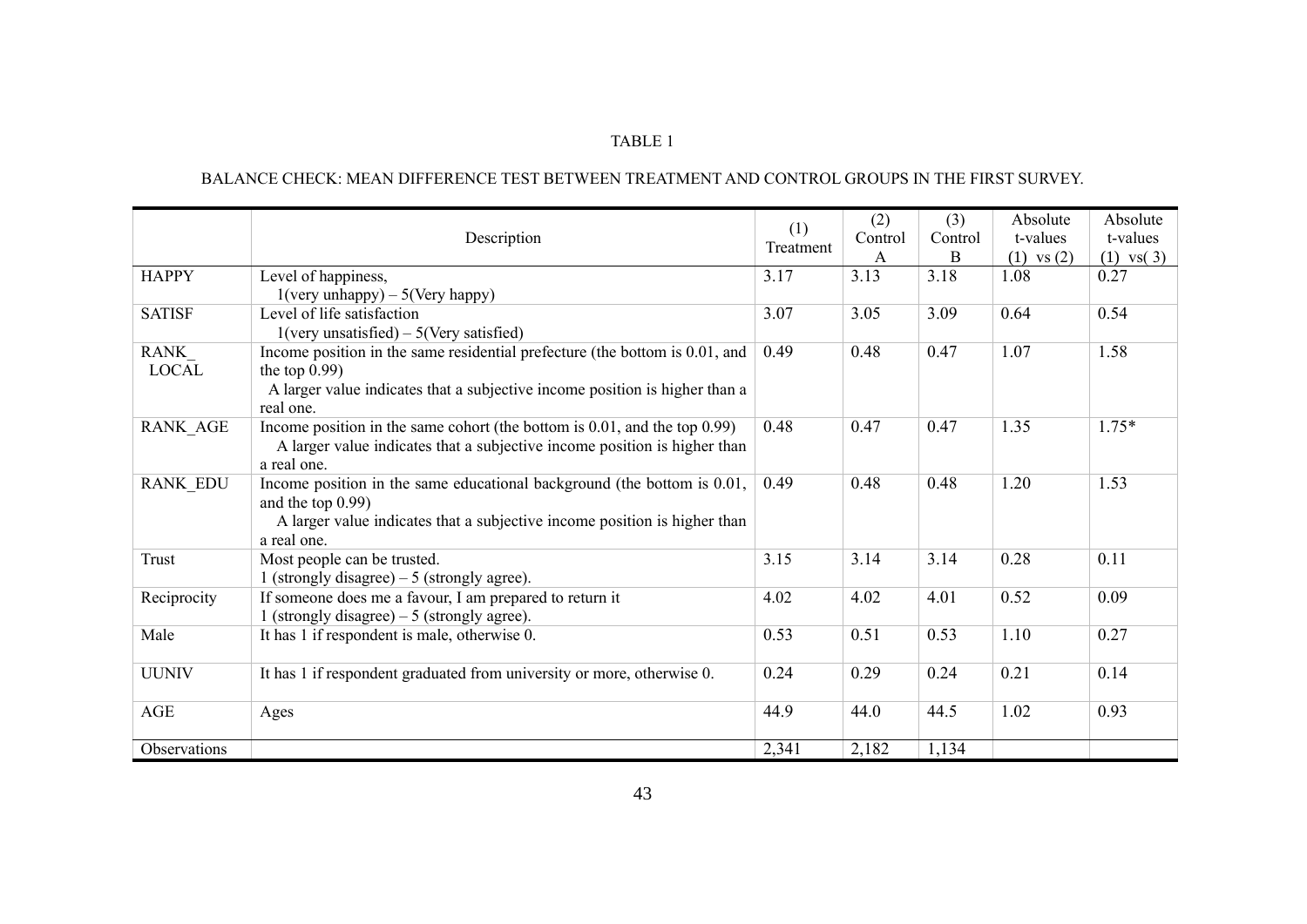TABLE 1

BALANCE CHECK: MEAN DIFFERENCE TEST BETWEEN TREATMENT AND CONTROL GROUPS IN THE FIRST SURVEY.

| | Description | (1) Treatment | (2) Control A | (3) Control B | Absolute t-values (1) vs (2) | Absolute t-values (1) vs( 3) |
|---|---|---|---|---|---|---|
| HAPPY | Level of happiness, 1(very unhappy) – 5(Very happy) | 3.17 | 3.13 | 3.18 | 1.08 | 0.27 |
| SATISF | Level of life satisfaction 1(very unsatisfied) – 5(Very satisfied) | 3.07 | 3.05 | 3.09 | 0.64 | 0.54 |
| RANK_ LOCAL | Income position in the same residential prefecture (the bottom is 0.01, and the top 0.99) A larger value indicates that a subjective income position is higher than a real one. | 0.49 | 0.48 | 0.47 | 1.07 | 1.58 |
| RANK_AGE | Income position in the same cohort (the bottom is 0.01, and the top 0.99) A larger value indicates that a subjective income position is higher than a real one. | 0.48 | 0.47 | 0.47 | 1.35 | 1.75* |
| RANK_EDU | Income position in the same educational background (the bottom is 0.01, and the top 0.99) A larger value indicates that a subjective income position is higher than a real one. | 0.49 | 0.48 | 0.48 | 1.20 | 1.53 |
| Trust | Most people can be trusted. 1 (strongly disagree) – 5 (strongly agree). | 3.15 | 3.14 | 3.14 | 0.28 | 0.11 |
| Reciprocity | If someone does me a favour, I am prepared to return it 1 (strongly disagree) – 5 (strongly agree). | 4.02 | 4.02 | 4.01 | 0.52 | 0.09 |
| Male | It has 1 if respondent is male, otherwise 0. | 0.53 | 0.51 | 0.53 | 1.10 | 0.27 |
| UUNIV | It has 1 if respondent graduated from university or more, otherwise 0. | 0.24 | 0.29 | 0.24 | 0.21 | 0.14 |
| AGE | Ages | 44.9 | 44.0 | 44.5 | 1.02 | 0.93 |
| Observations | | 2,341 | 2,182 | 1,134 | | |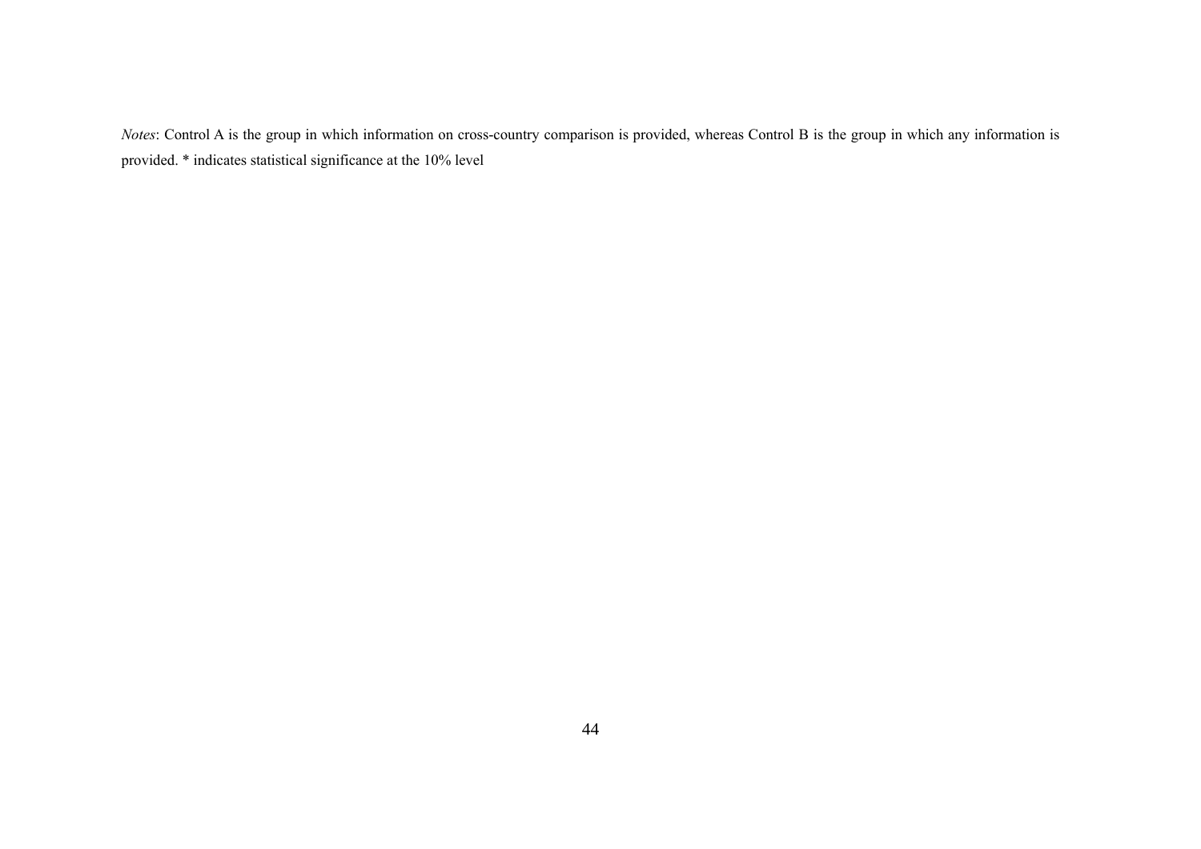*Notes*: Control A is the group in which information on cross-country comparison is provided, whereas Control B is the group in which any information is provided. * indicates statistical significance at the 10% level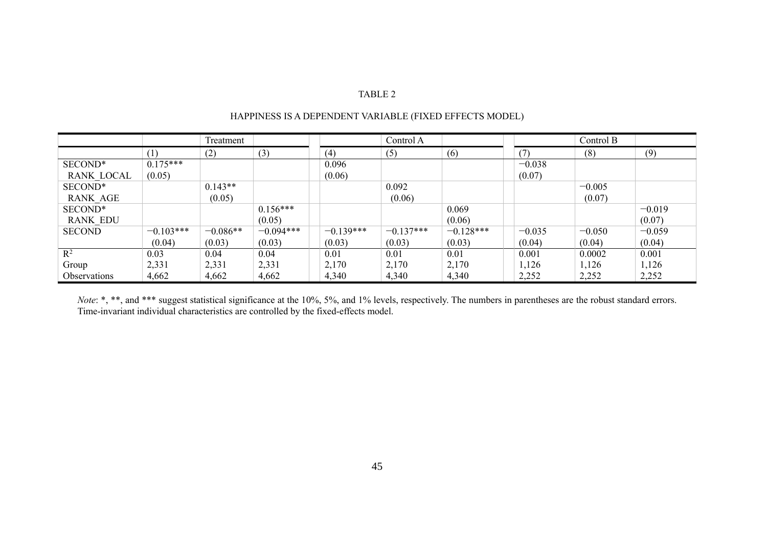TABLE 2

HAPPINESS IS A DEPENDENT VARIABLE (FIXED EFFECTS MODEL)

| | Treatment | | | Control A | | | Control B | | |
|---|---|---|---|---|---|---|---|---|---|
| | (1) | (2) | (3) | (4) | (5) | (6) | (7) | (8) | (9) |
| SECOND* RANK_LOCAL | 0.175*** (0.05) | | | 0.096 (0.06) | | | −0.038 (0.07) | | |
| SECOND* RANK_AGE | | 0.143** (0.05) | | | 0.092 (0.06) | | | −0.005 (0.07) | |
| SECOND* RANK_EDU | | | 0.156*** (0.05) | | | 0.069 (0.06) | | | −0.019 (0.07) |
| SECOND | −0.103*** (0.04) | −0.086** (0.03) | −0.094*** (0.03) | −0.139*** (0.03) | −0.137*** (0.03) | −0.128*** (0.03) | −0.035 (0.04) | −0.050 (0.04) | −0.059 (0.04) |
| $R^2$ | 0.03 | 0.04 | 0.04 | 0.01 | 0.01 | 0.01 | 0.001 | 0.0002 | 0.001 |
| Group | 2,331 | 2,331 | 2,331 | 2,170 | 2,170 | 2,170 | 1,126 | 1,126 | 1,126 |
| Observations | 4,662 | 4,662 | 4,662 | 4,340 | 4,340 | 4,340 | 2,252 | 2,252 | 2,252 |

*Note*: *, **, and *** suggest statistical significance at the 10%, 5%, and 1% levels, respectively. The numbers in parentheses are the robust standard errors. Time-invariant individual characteristics are controlled by the fixed-effects model.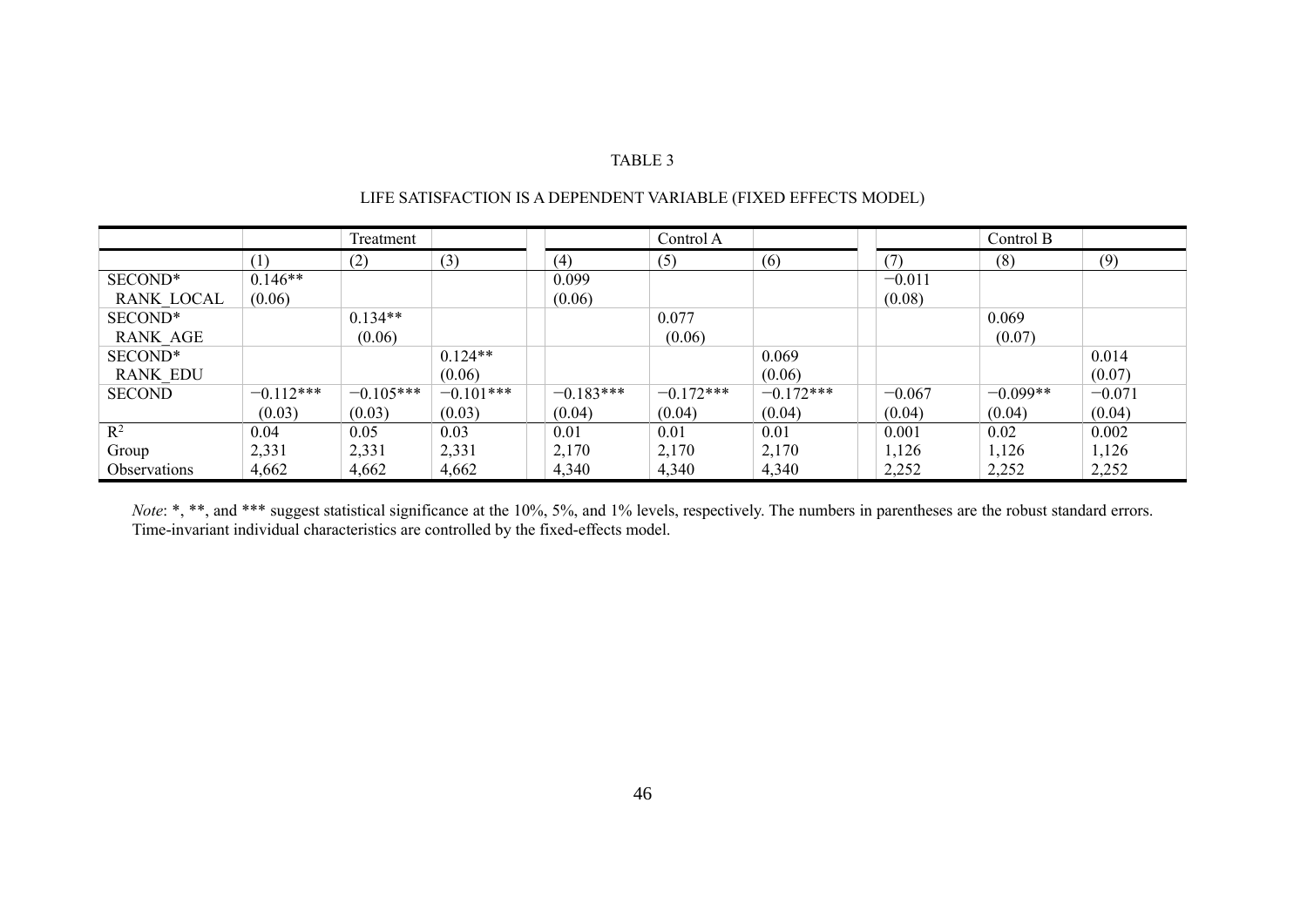TABLE 3

LIFE SATISFACTION IS A DEPENDENT VARIABLE (FIXED EFFECTS MODEL)

| | Treatment | | | Control A | | | Control B | | |
|---|---|---|---|---|---|---|---|---|---|
| | (1) | (2) | (3) | (4) | (5) | (6) | (7) | (8) | (9) |
| SECOND* RANK_LOCAL | 0.146** (0.06) | | | 0.099 (0.06) | | | −0.011 (0.08) | | |
| SECOND* RANK_AGE | | 0.134** (0.06) | | | 0.077 (0.06) | | | 0.069 (0.07) | |
| SECOND* RANK_EDU | | | 0.124** (0.06) | | | 0.069 (0.06) | | | 0.014 (0.07) |
| SECOND | −0.112*** (0.03) | −0.105*** (0.03) | −0.101*** (0.03) | −0.183*** (0.04) | −0.172*** (0.04) | −0.172*** (0.04) | −0.067 (0.04) | −0.099** (0.04) | −0.071 (0.04) |
| $R^2$ | 0.04 | 0.05 | 0.03 | 0.01 | 0.01 | 0.01 | 0.001 | 0.02 | 0.002 |
| Group | 2,331 | 2,331 | 2,331 | 2,170 | 2,170 | 2,170 | 1,126 | 1,126 | 1,126 |
| Observations | 4,662 | 4,662 | 4,662 | 4,340 | 4,340 | 4,340 | 2,252 | 2,252 | 2,252 |

*Note*: *, **, and *** suggest statistical significance at the 10%, 5%, and 1% levels, respectively. The numbers in parentheses are the robust standard errors. Time-invariant individual characteristics are controlled by the fixed-effects model.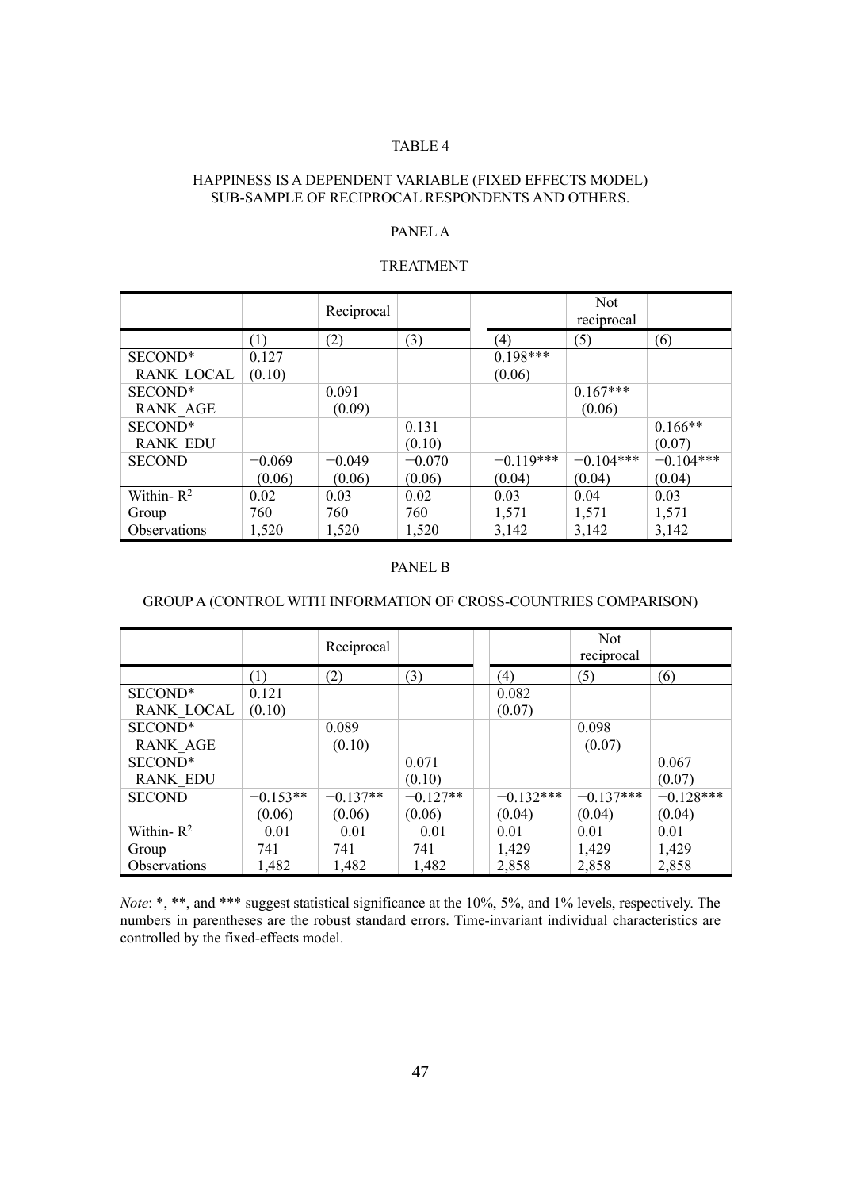TABLE 4

HAPPINESS IS A DEPENDENT VARIABLE (FIXED EFFECTS MODEL)
SUB-SAMPLE OF RECIPROCAL RESPONDENTS AND OTHERS.

PANEL A

TREATMENT

| | | Reciprocal | | | Not reciprocal | |
|---|---|---|---|---|---|---|
| | (1) | (2) | (3) | (4) | (5) | (6) |
| SECOND* RANK_LOCAL | 0.127<br>(0.10) | | | 0.198***<br>(0.06) | | |
| SECOND* RANK_AGE | | 0.091<br>(0.09) | | | 0.167***<br>(0.06) | |
| SECOND* RANK_EDU | | | 0.131<br>(0.10) | | | 0.166**<br>(0.07) |
| SECOND | −0.069<br>(0.06) | −0.049<br>(0.06) | −0.070<br>(0.06) | −0.119***<br>(0.04) | −0.104***<br>(0.04) | −0.104***<br>(0.04) |
| Within- $R^2$ | 0.02 | 0.03 | 0.02 | 0.03 | 0.04 | 0.03 |
| Group | 760 | 760 | 760 | 1,571 | 1,571 | 1,571 |
| Observations | 1,520 | 1,520 | 1,520 | 3,142 | 3,142 | 3,142 |

PANEL B

GROUP A (CONTROL WITH INFORMATION OF CROSS-COUNTRIES COMPARISON)

| | | Reciprocal | | | Not reciprocal | |
|---|---|---|---|---|---|---|
| | (1) | (2) | (3) | (4) | (5) | (6) |
| SECOND* RANK_LOCAL | 0.121<br>(0.10) | | | 0.082<br>(0.07) | | |
| SECOND* RANK_AGE | | 0.089<br>(0.10) | | | 0.098<br>(0.07) | |
| SECOND* RANK_EDU | | | 0.071<br>(0.10) | | | 0.067<br>(0.07) |
| SECOND | −0.153**<br>(0.06) | −0.137**<br>(0.06) | −0.127**<br>(0.06) | −0.132***<br>(0.04) | −0.137***<br>(0.04) | −0.128***<br>(0.04) |
| Within- $R^2$ | 0.01 | 0.01 | 0.01 | 0.01 | 0.01 | 0.01 |
| Group | 741 | 741 | 741 | 1,429 | 1,429 | 1,429 |
| Observations | 1,482 | 1,482 | 1,482 | 2,858 | 2,858 | 2,858 |

*Note*: *, **, and *** suggest statistical significance at the 10%, 5%, and 1% levels, respectively. The numbers in parentheses are the robust standard errors. Time-invariant individual characteristics are controlled by the fixed-effects model.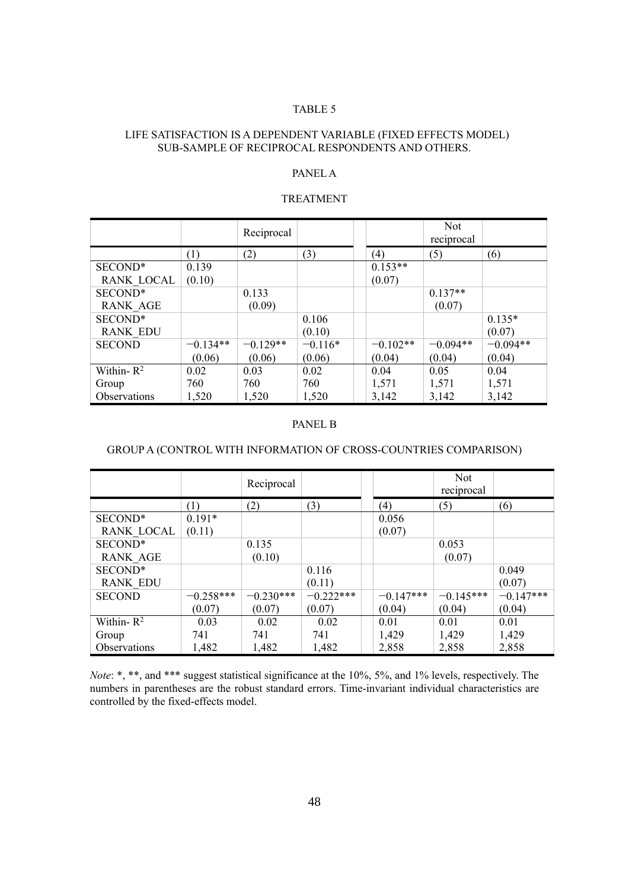TABLE 5

LIFE SATISFACTION IS A DEPENDENT VARIABLE (FIXED EFFECTS MODEL) SUB-SAMPLE OF RECIPROCAL RESPONDENTS AND OTHERS.

PANEL A

TREATMENT

| | | Reciprocal | | | Not reciprocal | |
|---|---|---|---|---|---|---|
| | (1) | (2) | (3) | (4) | (5) | (6) |
| SECOND* RANK_LOCAL | 0.139 (0.10) | | | 0.153** (0.07) | | |
| SECOND* RANK_AGE | | 0.133 (0.09) | | | 0.137** (0.07) | |
| SECOND* RANK_EDU | | | 0.106 (0.10) | | | 0.135* (0.07) |
| SECOND | −0.134** (0.06) | −0.129** (0.06) | −0.116* (0.06) | −0.102** (0.04) | −0.094** (0.04) | −0.094** (0.04) |
| Within- $R^2$ | 0.02 | 0.03 | 0.02 | 0.04 | 0.05 | 0.04 |
| Group | 760 | 760 | 760 | 1,571 | 1,571 | 1,571 |
| Observations | 1,520 | 1,520 | 1,520 | 3,142 | 3,142 | 3,142 |

PANEL B

GROUP A (CONTROL WITH INFORMATION OF CROSS-COUNTRIES COMPARISON)

| | | Reciprocal | | | Not reciprocal | |
|---|---|---|---|---|---|---|
| | (1) | (2) | (3) | (4) | (5) | (6) |
| SECOND* RANK_LOCAL | 0.191* (0.11) | | | 0.056 (0.07) | | |
| SECOND* RANK_AGE | | 0.135 (0.10) | | | 0.053 (0.07) | |
| SECOND* RANK_EDU | | | 0.116 (0.11) | | | 0.049 (0.07) |
| SECOND | −0.258*** (0.07) | −0.230*** (0.07) | −0.222*** (0.07) | −0.147*** (0.04) | −0.145*** (0.04) | −0.147*** (0.04) |
| Within- $R^2$ | 0.03 | 0.02 | 0.02 | 0.01 | 0.01 | 0.01 |
| Group | 741 | 741 | 741 | 1,429 | 1,429 | 1,429 |
| Observations | 1,482 | 1,482 | 1,482 | 2,858 | 2,858 | 2,858 |

*Note*: *, **, and *** suggest statistical significance at the 10%, 5%, and 1% levels, respectively. The numbers in parentheses are the robust standard errors. Time-invariant individual characteristics are controlled by the fixed-effects model.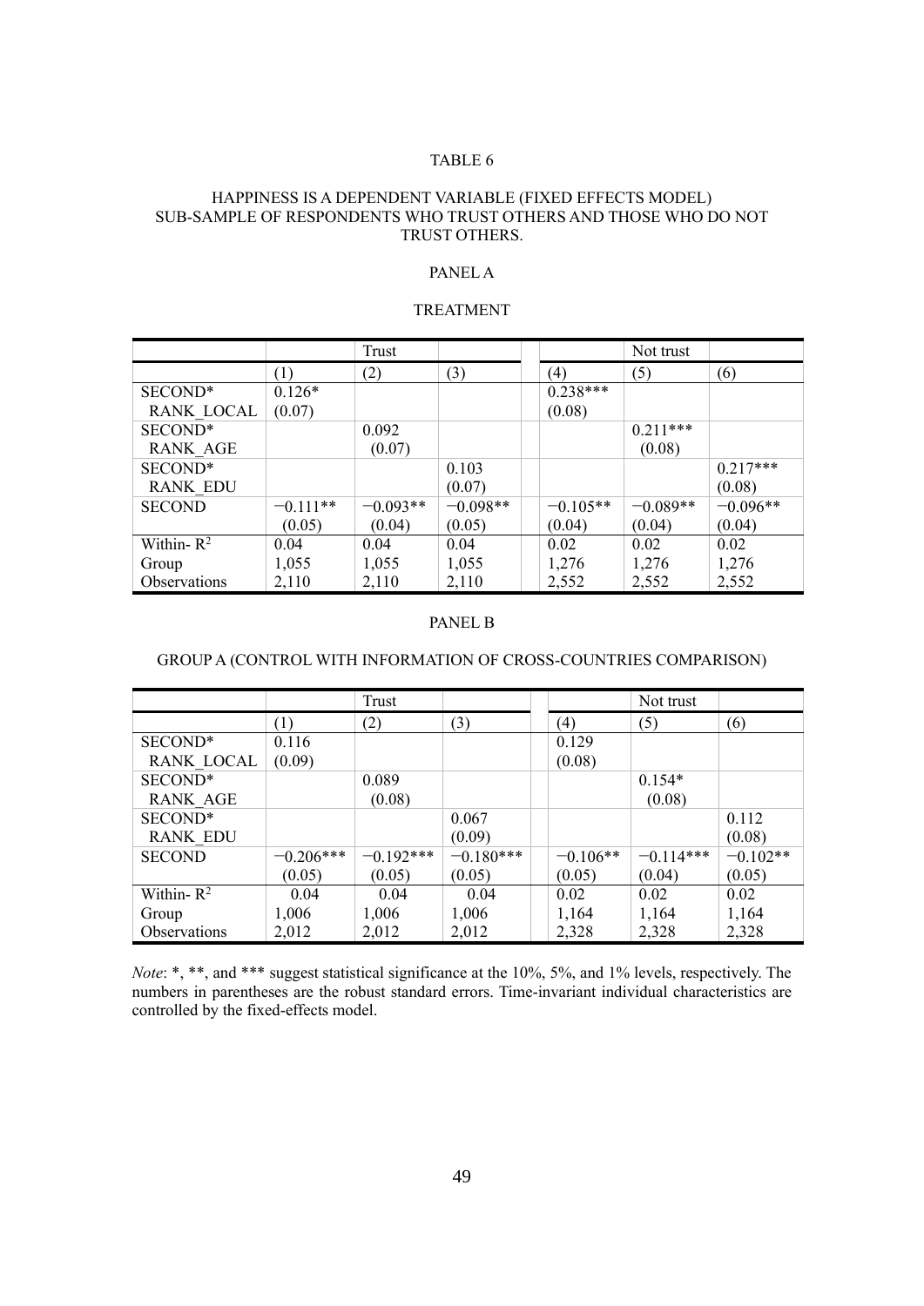TABLE 6

HAPPINESS IS A DEPENDENT VARIABLE (FIXED EFFECTS MODEL)
SUB-SAMPLE OF RESPONDENTS WHO TRUST OTHERS AND THOSE WHO DO NOT TRUST OTHERS.

PANEL A

TREATMENT

| | Trust | | | Not trust | | |
|---|---|---|---|---|---|---|
| | (1) | (2) | (3) | (4) | (5) | (6) |
| SECOND* RANK_LOCAL | 0.126* (0.07) | | | 0.238*** (0.08) | | |
| SECOND* RANK_AGE | | 0.092 (0.07) | | | 0.211*** (0.08) | |
| SECOND* RANK_EDU | | | 0.103 (0.07) | | | 0.217*** (0.08) |
| SECOND | −0.111** (0.05) | −0.093** (0.04) | −0.098** (0.05) | −0.105** (0.04) | −0.089** (0.04) | −0.096** (0.04) |
| Within- $R^2$ | 0.04 | 0.04 | 0.04 | 0.02 | 0.02 | 0.02 |
| Group | 1,055 | 1,055 | 1,055 | 1,276 | 1,276 | 1,276 |
| Observations | 2,110 | 2,110 | 2,110 | 2,552 | 2,552 | 2,552 |

PANEL B

GROUP A (CONTROL WITH INFORMATION OF CROSS-COUNTRIES COMPARISON)

| | Trust | | | Not trust | | |
|---|---|---|---|---|---|---|
| | (1) | (2) | (3) | (4) | (5) | (6) |
| SECOND* RANK_LOCAL | 0.116 (0.09) | | | 0.129 (0.08) | | |
| SECOND* RANK_AGE | | 0.089 (0.08) | | | 0.154* (0.08) | |
| SECOND* RANK_EDU | | | 0.067 (0.09) | | | 0.112 (0.08) |
| SECOND | −0.206*** (0.05) | −0.192*** (0.05) | −0.180*** (0.05) | −0.106** (0.05) | −0.114*** (0.04) | −0.102** (0.05) |
| Within- $R^2$ | 0.04 | 0.04 | 0.04 | 0.02 | 0.02 | 0.02 |
| Group | 1,006 | 1,006 | 1,006 | 1,164 | 1,164 | 1,164 |
| Observations | 2,012 | 2,012 | 2,012 | 2,328 | 2,328 | 2,328 |

*Note*: *, **, and *** suggest statistical significance at the 10%, 5%, and 1% levels, respectively. The numbers in parentheses are the robust standard errors. Time-invariant individual characteristics are controlled by the fixed-effects model.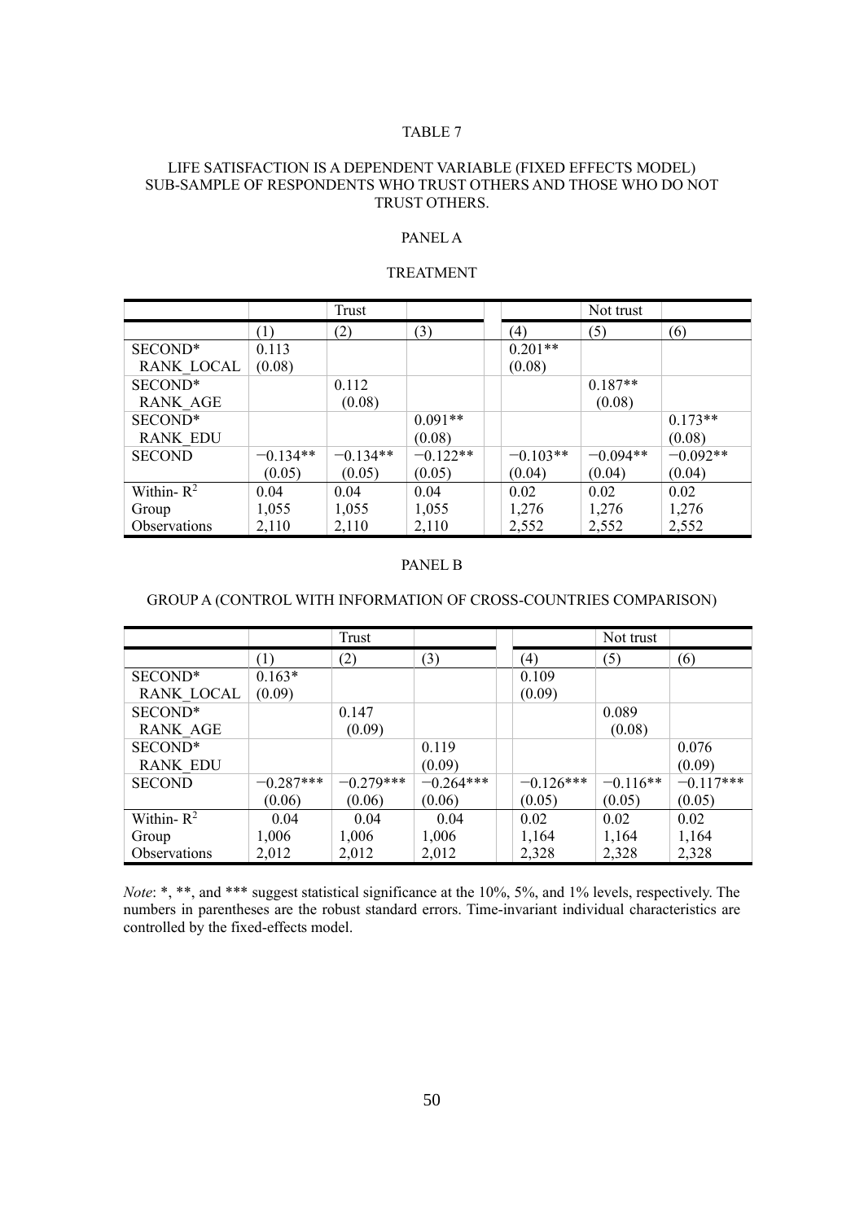TABLE 7

LIFE SATISFACTION IS A DEPENDENT VARIABLE (FIXED EFFECTS MODEL) SUB-SAMPLE OF RESPONDENTS WHO TRUST OTHERS AND THOSE WHO DO NOT TRUST OTHERS.

PANEL A

TREATMENT

| | | Trust | | | Not trust | |
|---|---|---|---|---|---|---|
| | (1) | (2) | (3) | (4) | (5) | (6) |
| SECOND* RANK_LOCAL | 0.113<br>(0.08) | | | 0.201**<br>(0.08) | | |
| SECOND* RANK_AGE | | 0.112<br>(0.08) | | | 0.187**<br>(0.08) | |
| SECOND* RANK_EDU | | | 0.091**<br>(0.08) | | | 0.173**<br>(0.08) |
| SECOND | −0.134**<br>(0.05) | −0.134**<br>(0.05) | −0.122**<br>(0.05) | −0.103**<br>(0.04) | −0.094**<br>(0.04) | −0.092**<br>(0.04) |
| Within- $R^2$ | 0.04 | 0.04 | 0.04 | 0.02 | 0.02 | 0.02 |
| Group | 1,055 | 1,055 | 1,055 | 1,276 | 1,276 | 1,276 |
| Observations | 2,110 | 2,110 | 2,110 | 2,552 | 2,552 | 2,552 |

PANEL B

GROUP A (CONTROL WITH INFORMATION OF CROSS-COUNTRIES COMPARISON)

| | | Trust | | | Not trust | |
|---|---|---|---|---|---|---|
| | (1) | (2) | (3) | (4) | (5) | (6) |
| SECOND* RANK_LOCAL | 0.163*<br>(0.09) | | | 0.109<br>(0.09) | | |
| SECOND* RANK_AGE | | 0.147<br>(0.09) | | | 0.089<br>(0.08) | |
| SECOND* RANK_EDU | | | 0.119<br>(0.09) | | | 0.076<br>(0.09) |
| SECOND | −0.287***<br>(0.06) | −0.279***<br>(0.06) | −0.264***<br>(0.06) | −0.126***<br>(0.05) | −0.116**<br>(0.05) | −0.117***<br>(0.05) |
| Within- $R^2$ | 0.04 | 0.04 | 0.04 | 0.02 | 0.02 | 0.02 |
| Group | 1,006 | 1,006 | 1,006 | 1,164 | 1,164 | 1,164 |
| Observations | 2,012 | 2,012 | 2,012 | 2,328 | 2,328 | 2,328 |

*Note*: *, **, and *** suggest statistical significance at the 10%, 5%, and 1% levels, respectively. The numbers in parentheses are the robust standard errors. Time-invariant individual characteristics are controlled by the fixed-effects model.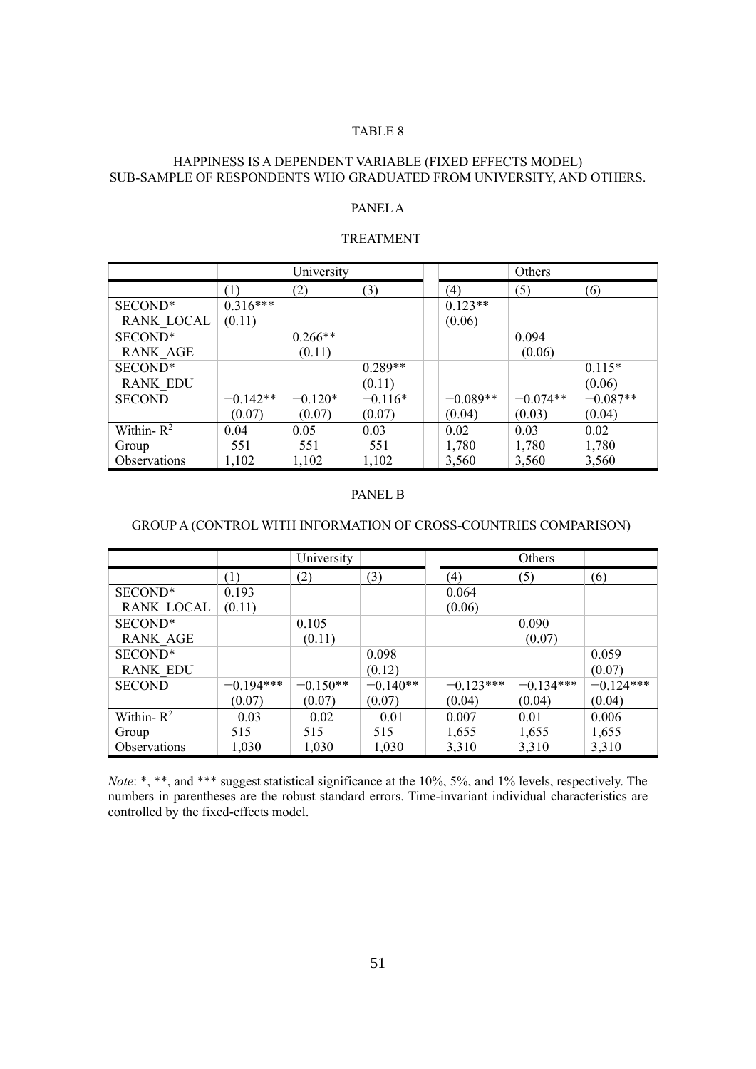TABLE 8

HAPPINESS IS A DEPENDENT VARIABLE (FIXED EFFECTS MODEL)
SUB-SAMPLE OF RESPONDENTS WHO GRADUATED FROM UNIVERSITY, AND OTHERS.

PANEL A

TREATMENT

| | University | | | Others | | |
|---|---|---|---|---|---|---|
| | (1) | (2) | (3) | (4) | (5) | (6) |
| SECOND* RANK_LOCAL | 0.316*** (0.11) | | | 0.123** (0.06) | | |
| SECOND* RANK_AGE | | 0.266** (0.11) | | | 0.094 (0.06) | |
| SECOND* RANK_EDU | | | 0.289** (0.11) | | | 0.115* (0.06) |
| SECOND | −0.142** (0.07) | −0.120* (0.07) | −0.116* (0.07) | −0.089** (0.04) | −0.074** (0.03) | −0.087** (0.04) |
| Within- $R^2$ | 0.04 | 0.05 | 0.03 | 0.02 | 0.03 | 0.02 |
| Group | 551 | 551 | 551 | 1,780 | 1,780 | 1,780 |
| Observations | 1,102 | 1,102 | 1,102 | 3,560 | 3,560 | 3,560 |

PANEL B

GROUP A (CONTROL WITH INFORMATION OF CROSS-COUNTRIES COMPARISON)

| | University | | | Others | | |
|---|---|---|---|---|---|---|
| | (1) | (2) | (3) | (4) | (5) | (6) |
| SECOND* RANK_LOCAL | 0.193 (0.11) | | | 0.064 (0.06) | | |
| SECOND* RANK_AGE | | 0.105 (0.11) | | | 0.090 (0.07) | |
| SECOND* RANK_EDU | | | 0.098 (0.12) | | | 0.059 (0.07) |
| SECOND | −0.194*** (0.07) | −0.150** (0.07) | −0.140** (0.07) | −0.123*** (0.04) | −0.134*** (0.04) | −0.124*** (0.04) |
| Within- $R^2$ | 0.03 | 0.02 | 0.01 | 0.007 | 0.01 | 0.006 |
| Group | 515 | 515 | 515 | 1,655 | 1,655 | 1,655 |
| Observations | 1,030 | 1,030 | 1,030 | 3,310 | 3,310 | 3,310 |

*Note*: *, **, and *** suggest statistical significance at the 10%, 5%, and 1% levels, respectively. The numbers in parentheses are the robust standard errors. Time-invariant individual characteristics are controlled by the fixed-effects model.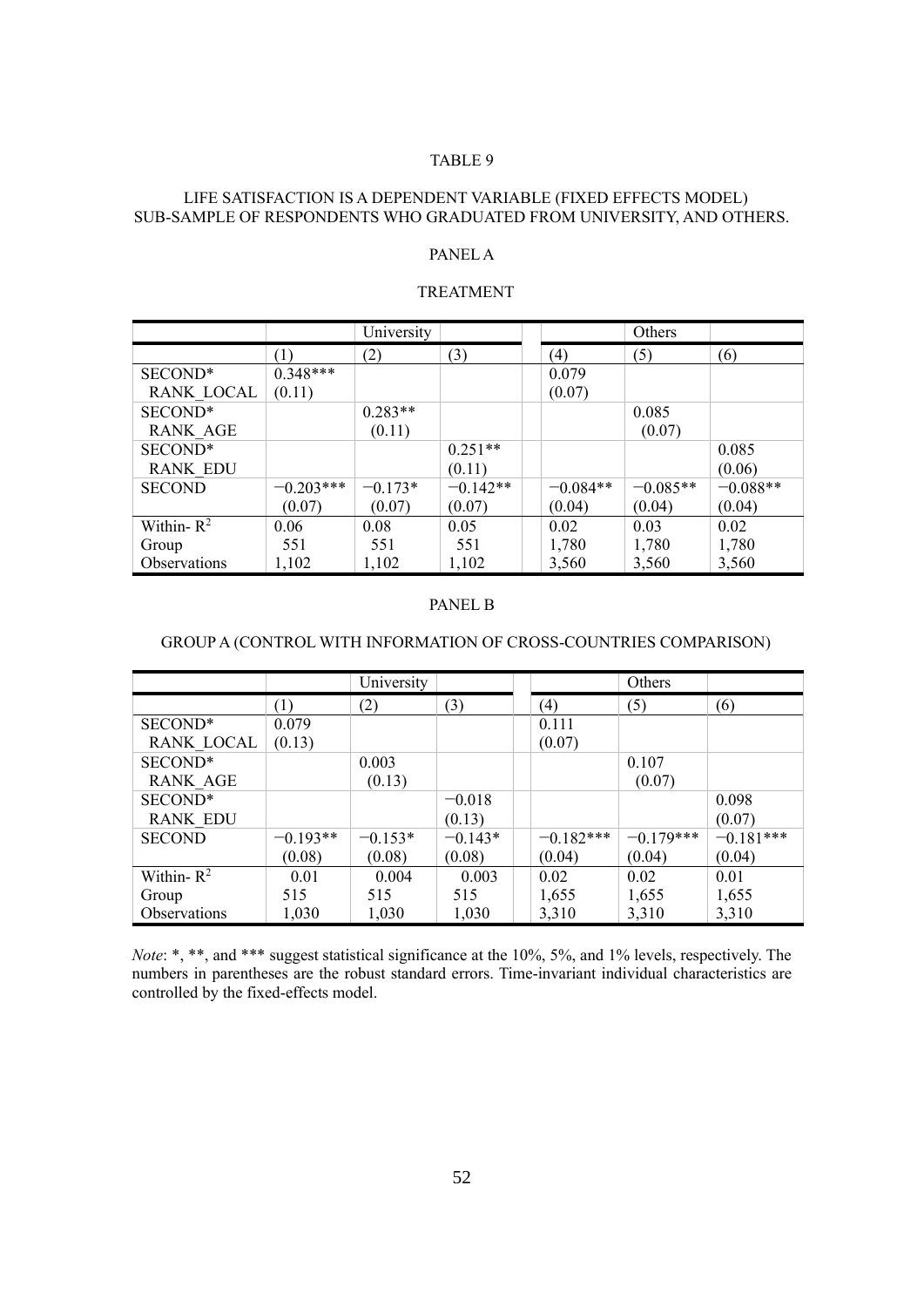TABLE 9

LIFE SATISFACTION IS A DEPENDENT VARIABLE (FIXED EFFECTS MODEL)
SUB-SAMPLE OF RESPONDENTS WHO GRADUATED FROM UNIVERSITY, AND OTHERS.

PANEL A

TREATMENT

| | University | | | Others | | |
|---|---|---|---|---|---|---|
| | (1) | (2) | (3) | (4) | (5) | (6) |
| SECOND* RANK_LOCAL | 0.348*** (0.11) | | | 0.079 (0.07) | | |
| SECOND* RANK_AGE | | 0.283** (0.11) | | | 0.085 (0.07) | |
| SECOND* RANK_EDU | | | 0.251** (0.11) | | | 0.085 (0.06) |
| SECOND | −0.203*** (0.07) | −0.173* (0.07) | −0.142** (0.07) | −0.084** (0.04) | −0.085** (0.04) | −0.088** (0.04) |
| Within- $R^2$ | 0.06 | 0.08 | 0.05 | 0.02 | 0.03 | 0.02 |
| Group | 551 | 551 | 551 | 1,780 | 1,780 | 1,780 |
| Observations | 1,102 | 1,102 | 1,102 | 3,560 | 3,560 | 3,560 |

PANEL B

GROUP A (CONTROL WITH INFORMATION OF CROSS-COUNTRIES COMPARISON)

| | University | | | Others | | |
|---|---|---|---|---|---|---|
| | (1) | (2) | (3) | (4) | (5) | (6) |
| SECOND* RANK_LOCAL | 0.079 (0.13) | | | 0.111 (0.07) | | |
| SECOND* RANK_AGE | | 0.003 (0.13) | | | 0.107 (0.07) | |
| SECOND* RANK_EDU | | | −0.018 (0.13) | | | 0.098 (0.07) |
| SECOND | −0.193** (0.08) | −0.153* (0.08) | −0.143* (0.08) | −0.182*** (0.04) | −0.179*** (0.04) | −0.181*** (0.04) |
| Within- $R^2$ | 0.01 | 0.004 | 0.003 | 0.02 | 0.02 | 0.01 |
| Group | 515 | 515 | 515 | 1,655 | 1,655 | 1,655 |
| Observations | 1,030 | 1,030 | 1,030 | 3,310 | 3,310 | 3,310 |

*Note*: *, **, and *** suggest statistical significance at the 10%, 5%, and 1% levels, respectively. The numbers in parentheses are the robust standard errors. Time-invariant individual characteristics are controlled by the fixed-effects model.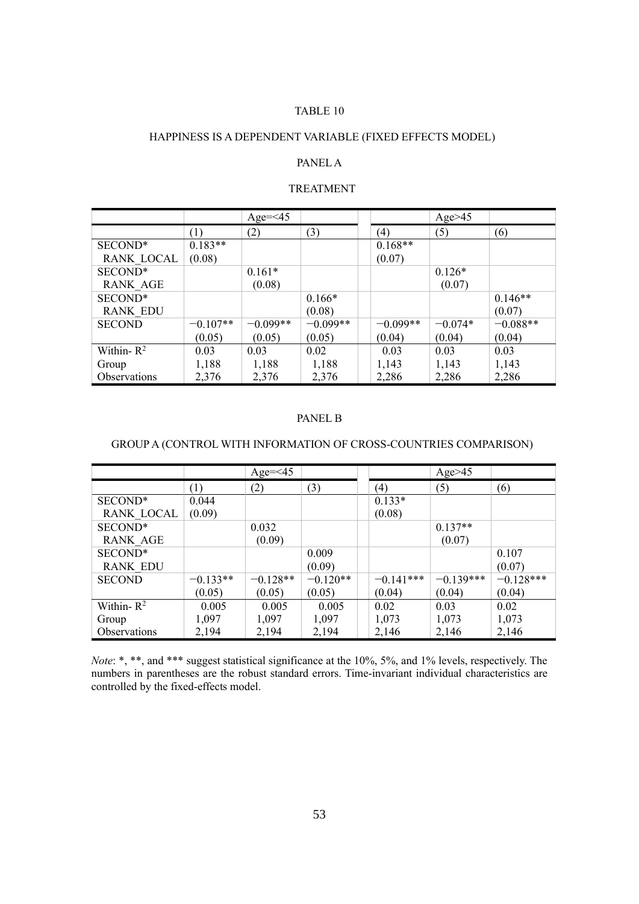TABLE 10

HAPPINESS IS A DEPENDENT VARIABLE (FIXED EFFECTS MODEL)

PANEL A

TREATMENT

| | Age=<45 | | | Age>45 | | |
|---|---|---|---|---|---|---|
| | (1) | (2) | (3) | (4) | (5) | (6) |
| SECOND* RANK_LOCAL | 0.183** (0.08) | | | 0.168** (0.07) | | |
| SECOND* RANK_AGE | | 0.161* (0.08) | | | 0.126* (0.07) | |
| SECOND* RANK_EDU | | | 0.166* (0.08) | | | 0.146** (0.07) |
| SECOND | −0.107** (0.05) | −0.099** (0.05) | −0.099** (0.05) | −0.099** (0.04) | −0.074* (0.04) | −0.088** (0.04) |
| Within- $R^2$ | 0.03 | 0.03 | 0.02 | 0.03 | 0.03 | 0.03 |
| Group | 1,188 | 1,188 | 1,188 | 1,143 | 1,143 | 1,143 |
| Observations | 2,376 | 2,376 | 2,376 | 2,286 | 2,286 | 2,286 |

PANEL B

GROUP A (CONTROL WITH INFORMATION OF CROSS-COUNTRIES COMPARISON)

| | Age=<45 | | | Age>45 | | |
|---|---|---|---|---|---|---|
| | (1) | (2) | (3) | (4) | (5) | (6) |
| SECOND* RANK_LOCAL | 0.044 (0.09) | | | 0.133* (0.08) | | |
| SECOND* RANK_AGE | | 0.032 (0.09) | | | 0.137** (0.07) | |
| SECOND* RANK_EDU | | | 0.009 (0.09) | | | 0.107 (0.07) |
| SECOND | −0.133** (0.05) | −0.128** (0.05) | −0.120** (0.05) | −0.141*** (0.04) | −0.139*** (0.04) | −0.128*** (0.04) |
| Within- $R^2$ | 0.005 | 0.005 | 0.005 | 0.02 | 0.03 | 0.02 |
| Group | 1,097 | 1,097 | 1,097 | 1,073 | 1,073 | 1,073 |
| Observations | 2,194 | 2,194 | 2,194 | 2,146 | 2,146 | 2,146 |

*Note*: *, **, and *** suggest statistical significance at the 10%, 5%, and 1% levels, respectively. The numbers in parentheses are the robust standard errors. Time-invariant individual characteristics are controlled by the fixed-effects model.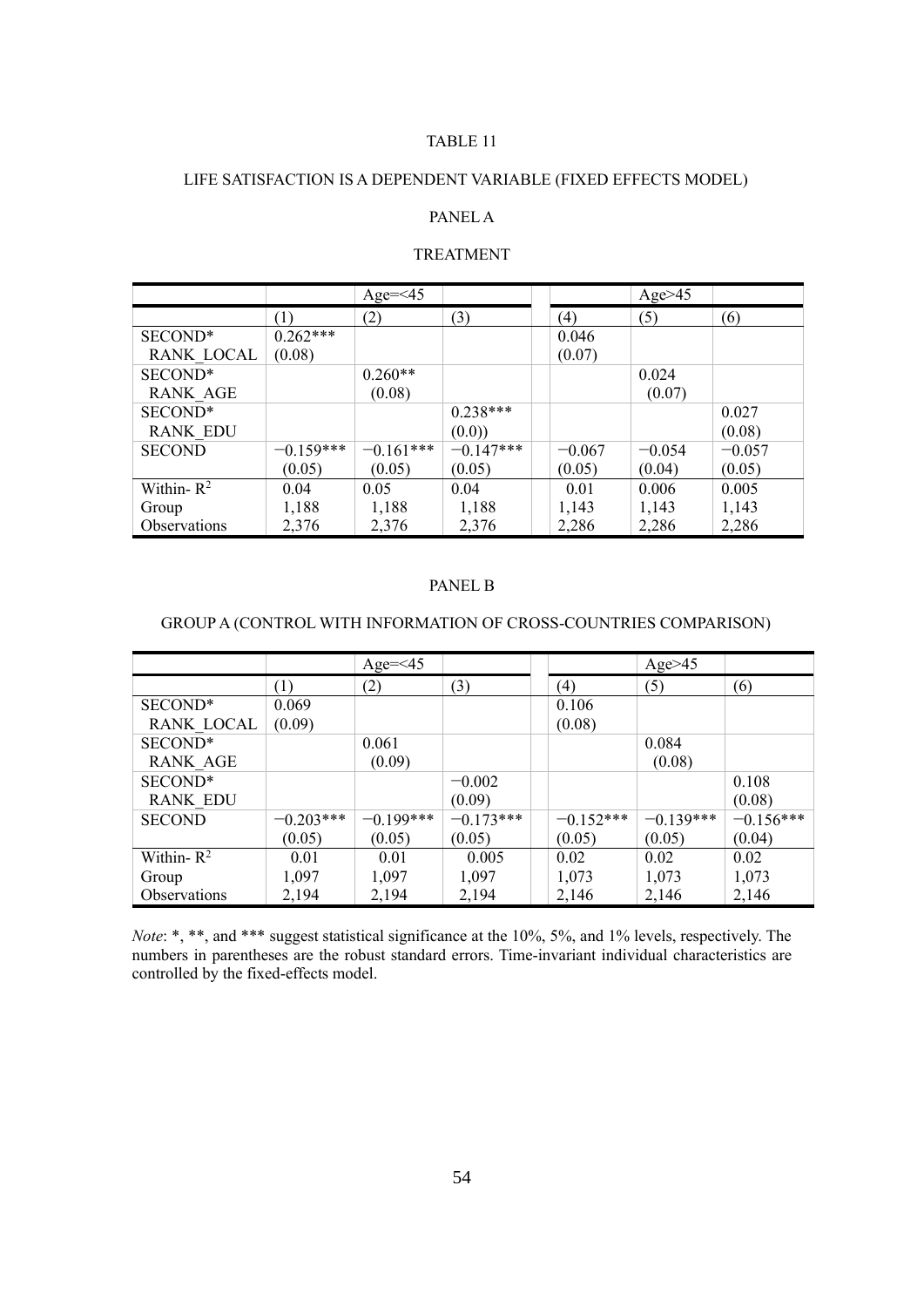TABLE 11

LIFE SATISFACTION IS A DEPENDENT VARIABLE (FIXED EFFECTS MODEL)

PANEL A

TREATMENT

| | | Age=<45 | | | Age>45 | |
|---|---|---|---|---|---|---|
| | (1) | (2) | (3) | (4) | (5) | (6) |
| SECOND* RANK_LOCAL | 0.262*** (0.08) | | | 0.046 (0.07) | | |
| SECOND* RANK_AGE | | 0.260** (0.08) | | | 0.024 (0.07) | |
| SECOND* RANK_EDU | | | 0.238*** (0.0)) | | | 0.027 (0.08) |
| SECOND | −0.159*** (0.05) | −0.161*** (0.05) | −0.147*** (0.05) | −0.067 (0.05) | −0.054 (0.04) | −0.057 (0.05) |
| Within- $R^2$ | 0.04 | 0.05 | 0.04 | 0.01 | 0.006 | 0.005 |
| Group | 1,188 | 1,188 | 1,188 | 1,143 | 1,143 | 1,143 |
| Observations | 2,376 | 2,376 | 2,376 | 2,286 | 2,286 | 2,286 |

PANEL B

GROUP A (CONTROL WITH INFORMATION OF CROSS-COUNTRIES COMPARISON)

| | | Age=<45 | | | Age>45 | |
|---|---|---|---|---|---|---|
| | (1) | (2) | (3) | (4) | (5) | (6) |
| SECOND* RANK_LOCAL | 0.069 (0.09) | | | 0.106 (0.08) | | |
| SECOND* RANK_AGE | | 0.061 (0.09) | | | 0.084 (0.08) | |
| SECOND* RANK_EDU | | | −0.002 (0.09) | | | 0.108 (0.08) |
| SECOND | −0.203*** (0.05) | −0.199*** (0.05) | −0.173*** (0.05) | −0.152*** (0.05) | −0.139*** (0.05) | −0.156*** (0.04) |
| Within- $R^2$ | 0.01 | 0.01 | 0.005 | 0.02 | 0.02 | 0.02 |
| Group | 1,097 | 1,097 | 1,097 | 1,073 | 1,073 | 1,073 |
| Observations | 2,194 | 2,194 | 2,194 | 2,146 | 2,146 | 2,146 |

*Note*: *, **, and *** suggest statistical significance at the 10%, 5%, and 1% levels, respectively. The numbers in parentheses are the robust standard errors. Time-invariant individual characteristics are controlled by the fixed-effects model.